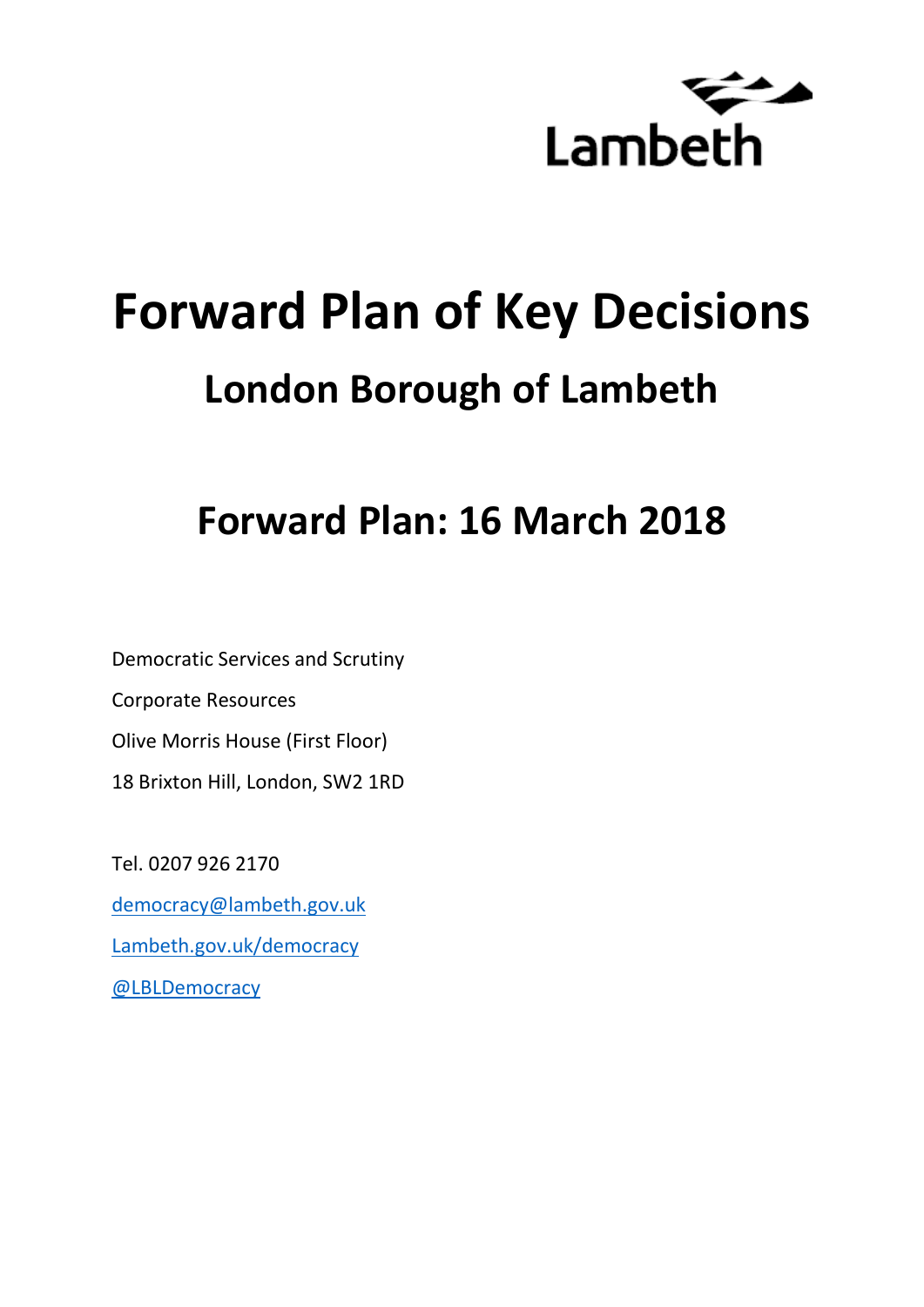Lambeth

# Forward Plan of Key Decisions

## London Borough of Lambeth

## Forward Plan: 16 March 2018

Democratic Services and Scrutiny

Corporate Resources

Olive Morris House (First Floor)

18 Brixton Hill, London, SW2 1RD

Tel. 0207 926 2170

[democracy@lambeth.gov.uk](mailto:democracy@lambeth.gov.uk)

[Lambeth.gov.uk/democracy](Lambeth.gov.uk/democracy)

[@LBLDemocracy](@LBLDemocracy)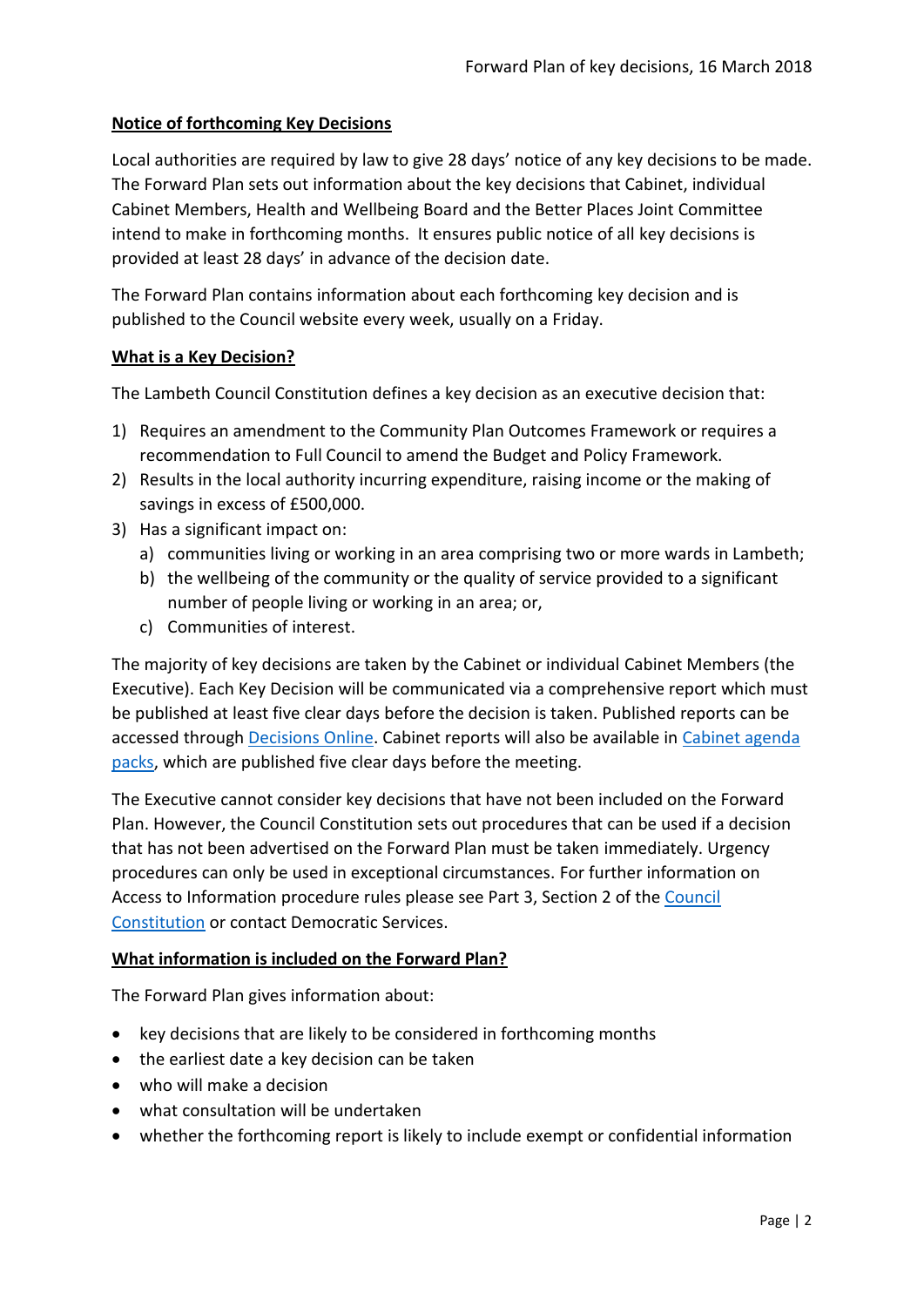## Notice of forthcoming Key Decisions

Local authorities are required by law to give 28 days' notice of any key decisions to be made. The Forward Plan sets out information about the key decisions that Cabinet, individual Cabinet Members, Health and Wellbeing Board and the Better Places Joint Committee intend to make in forthcoming months. It ensures public notice of all key decisions is provided at least 28 days' in advance of the decision date.

The Forward Plan contains information about each forthcoming key decision and is published to the Council website every week, usually on a Friday.

## What is a Key Decision?

The Lambeth Council Constitution defines a key decision as an executive decision that:

1) Requires an amendment to the Community Plan Outcomes Framework or requires a recommendation to Full Council to amend the Budget and Policy Framework.
2) Results in the local authority incurring expenditure, raising income or the making of savings in excess of £500,000.
3) Has a significant impact on:
   a) communities living or working in an area comprising two or more wards in Lambeth;
   b) the wellbeing of the community or the quality of service provided to a significant number of people living or working in an area; or,
   c) Communities of interest.

The majority of key decisions are taken by the Cabinet or individual Cabinet Members (the Executive). Each Key Decision will be communicated via a comprehensive report which must be published at least five clear days before the decision is taken. Published reports can be accessed through Decisions Online. Cabinet reports will also be available in Cabinet agenda packs, which are published five clear days before the meeting.

The Executive cannot consider key decisions that have not been included on the Forward Plan. However, the Council Constitution sets out procedures that can be used if a decision that has not been advertised on the Forward Plan must be taken immediately. Urgency procedures can only be used in exceptional circumstances. For further information on Access to Information procedure rules please see Part 3, Section 2 of the Council Constitution or contact Democratic Services.

## What information is included on the Forward Plan?

The Forward Plan gives information about:

- key decisions that are likely to be considered in forthcoming months
- the earliest date a key decision can be taken
- who will make a decision
- what consultation will be undertaken
- whether the forthcoming report is likely to include exempt or confidential information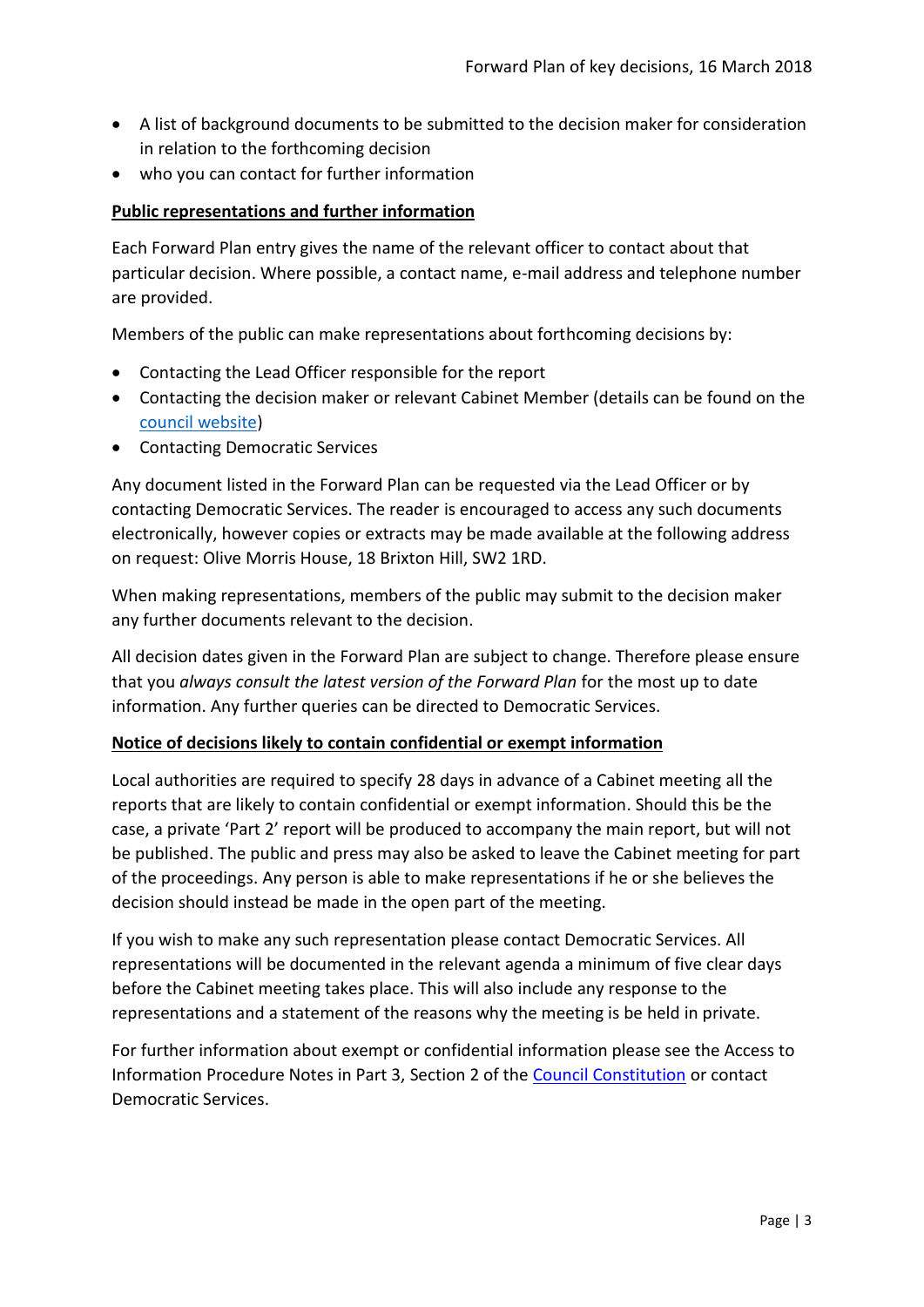- A list of background documents to be submitted to the decision maker for consideration in relation to the forthcoming decision
- who you can contact for further information

**Public representations and further information**

Each Forward Plan entry gives the name of the relevant officer to contact about that particular decision. Where possible, a contact name, e-mail address and telephone number are provided.

Members of the public can make representations about forthcoming decisions by:

- Contacting the Lead Officer responsible for the report
- Contacting the decision maker or relevant Cabinet Member (details can be found on the council website)
- Contacting Democratic Services

Any document listed in the Forward Plan can be requested via the Lead Officer or by contacting Democratic Services. The reader is encouraged to access any such documents electronically, however copies or extracts may be made available at the following address on request: Olive Morris House, 18 Brixton Hill, SW2 1RD.

When making representations, members of the public may submit to the decision maker any further documents relevant to the decision.

All decision dates given in the Forward Plan are subject to change. Therefore please ensure that you *always consult the latest version of the Forward Plan* for the most up to date information. Any further queries can be directed to Democratic Services.

**Notice of decisions likely to contain confidential or exempt information**

Local authorities are required to specify 28 days in advance of a Cabinet meeting all the reports that are likely to contain confidential or exempt information. Should this be the case, a private 'Part 2' report will be produced to accompany the main report, but will not be published. The public and press may also be asked to leave the Cabinet meeting for part of the proceedings. Any person is able to make representations if he or she believes the decision should instead be made in the open part of the meeting.

If you wish to make any such representation please contact Democratic Services. All representations will be documented in the relevant agenda a minimum of five clear days before the Cabinet meeting takes place. This will also include any response to the representations and a statement of the reasons why the meeting is be held in private.

For further information about exempt or confidential information please see the Access to Information Procedure Notes in Part 3, Section 2 of the Council Constitution or contact Democratic Services.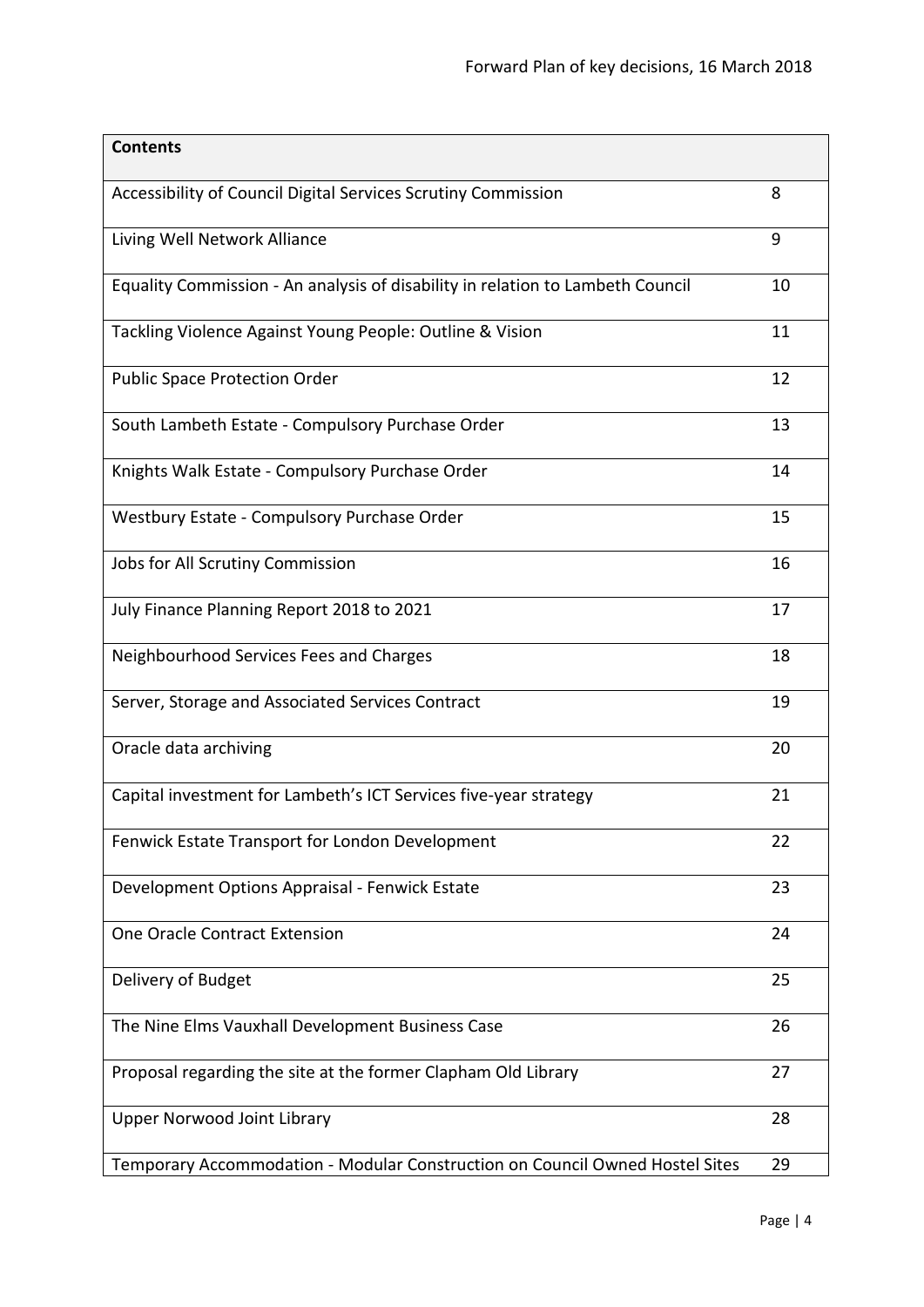| Contents | |
|---|---|
| Accessibility of Council Digital Services Scrutiny Commission | 8 |
| Living Well Network Alliance | 9 |
| Equality Commission - An analysis of disability in relation to Lambeth Council | 10 |
| Tackling Violence Against Young People: Outline & Vision | 11 |
| Public Space Protection Order | 12 |
| South Lambeth Estate - Compulsory Purchase Order | 13 |
| Knights Walk Estate - Compulsory Purchase Order | 14 |
| Westbury Estate - Compulsory Purchase Order | 15 |
| Jobs for All Scrutiny Commission | 16 |
| July Finance Planning Report 2018 to 2021 | 17 |
| Neighbourhood Services Fees and Charges | 18 |
| Server, Storage and Associated Services Contract | 19 |
| Oracle data archiving | 20 |
| Capital investment for Lambeth's ICT Services five-year strategy | 21 |
| Fenwick Estate Transport for London Development | 22 |
| Development Options Appraisal - Fenwick Estate | 23 |
| One Oracle Contract Extension | 24 |
| Delivery of Budget | 25 |
| The Nine Elms Vauxhall Development Business Case | 26 |
| Proposal regarding the site at the former Clapham Old Library | 27 |
| Upper Norwood Joint Library | 28 |
| Temporary Accommodation - Modular Construction on Council Owned Hostel Sites | 29 |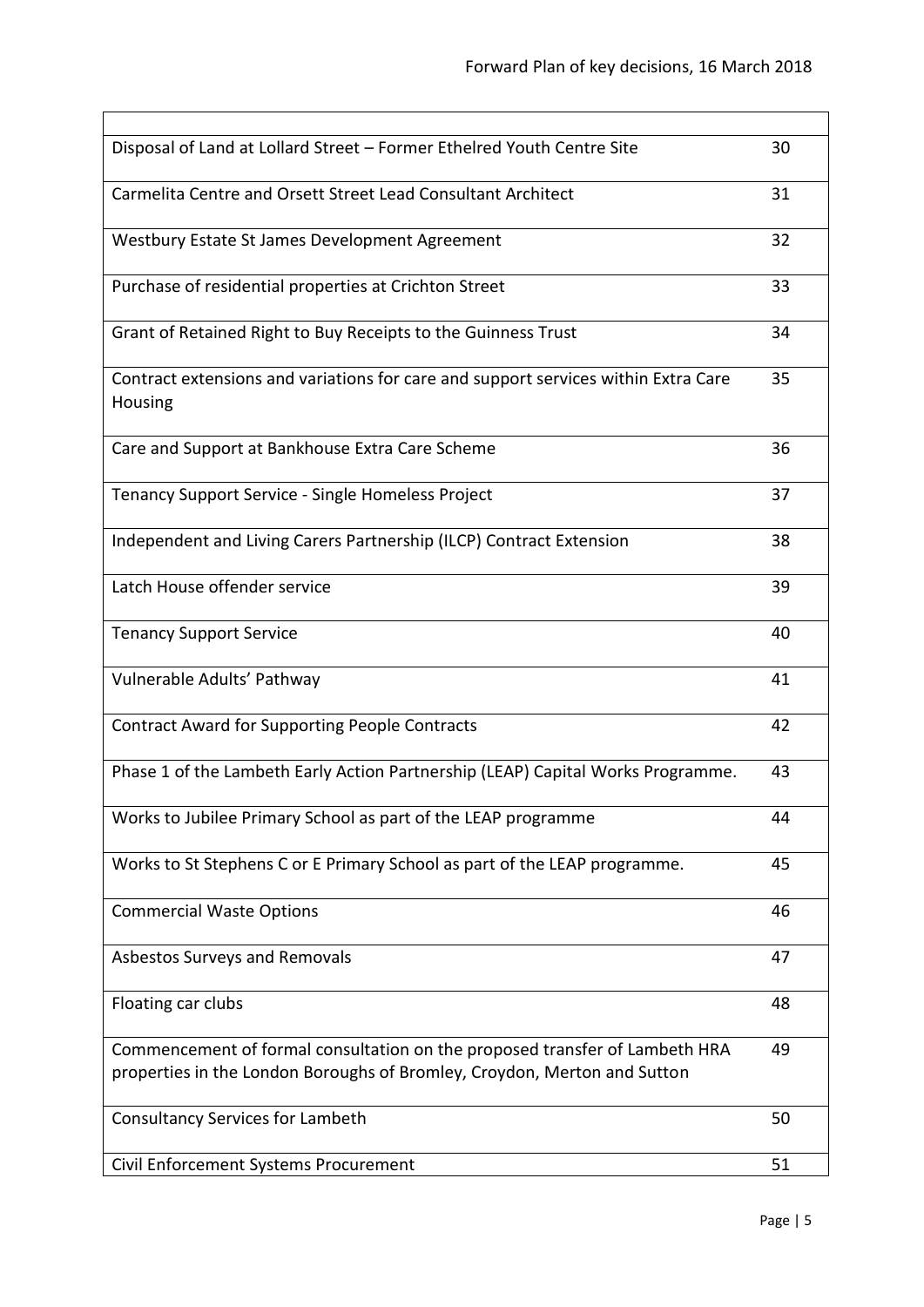| | |
|---|---|
| Disposal of Land at Lollard Street – Former Ethelred Youth Centre Site | 30 |
| Carmelita Centre and Orsett Street Lead Consultant Architect | 31 |
| Westbury Estate St James Development Agreement | 32 |
| Purchase of residential properties at Crichton Street | 33 |
| Grant of Retained Right to Buy Receipts to the Guinness Trust | 34 |
| Contract extensions and variations for care and support services within Extra Care Housing | 35 |
| Care and Support at Bankhouse Extra Care Scheme | 36 |
| Tenancy Support Service - Single Homeless Project | 37 |
| Independent and Living Carers Partnership (ILCP) Contract Extension | 38 |
| Latch House offender service | 39 |
| Tenancy Support Service | 40 |
| Vulnerable Adults' Pathway | 41 |
| Contract Award for Supporting People Contracts | 42 |
| Phase 1 of the Lambeth Early Action Partnership (LEAP) Capital Works Programme. | 43 |
| Works to Jubilee Primary School as part of the LEAP programme | 44 |
| Works to St Stephens C or E Primary School as part of the LEAP programme. | 45 |
| Commercial Waste Options | 46 |
| Asbestos Surveys and Removals | 47 |
| Floating car clubs | 48 |
| Commencement of formal consultation on the proposed transfer of Lambeth HRA properties in the London Boroughs of Bromley, Croydon, Merton and Sutton | 49 |
| Consultancy Services for Lambeth | 50 |
| Civil Enforcement Systems Procurement | 51 |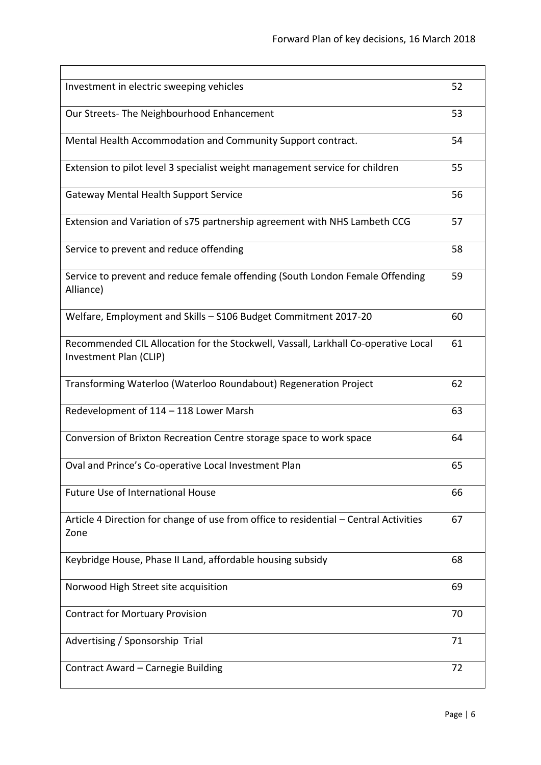| | |
|---|---|
| Investment in electric sweeping vehicles | 52 |
| Our Streets- The Neighbourhood Enhancement | 53 |
| Mental Health Accommodation and Community Support contract. | 54 |
| Extension to pilot level 3 specialist weight management service for children | 55 |
| Gateway Mental Health Support Service | 56 |
| Extension and Variation of s75 partnership agreement with NHS Lambeth CCG | 57 |
| Service to prevent and reduce offending | 58 |
| Service to prevent and reduce female offending (South London Female Offending Alliance) | 59 |
| Welfare, Employment and Skills – S106 Budget Commitment 2017-20 | 60 |
| Recommended CIL Allocation for the Stockwell, Vassall, Larkhall Co-operative Local Investment Plan (CLIP) | 61 |
| Transforming Waterloo (Waterloo Roundabout) Regeneration Project | 62 |
| Redevelopment of 114 – 118 Lower Marsh | 63 |
| Conversion of Brixton Recreation Centre storage space to work space | 64 |
| Oval and Prince's Co-operative Local Investment Plan | 65 |
| Future Use of International House | 66 |
| Article 4 Direction for change of use from office to residential – Central Activities Zone | 67 |
| Keybridge House, Phase II Land, affordable housing subsidy | 68 |
| Norwood High Street site acquisition | 69 |
| Contract for Mortuary Provision | 70 |
| Advertising / Sponsorship Trial | 71 |
| Contract Award – Carnegie Building | 72 |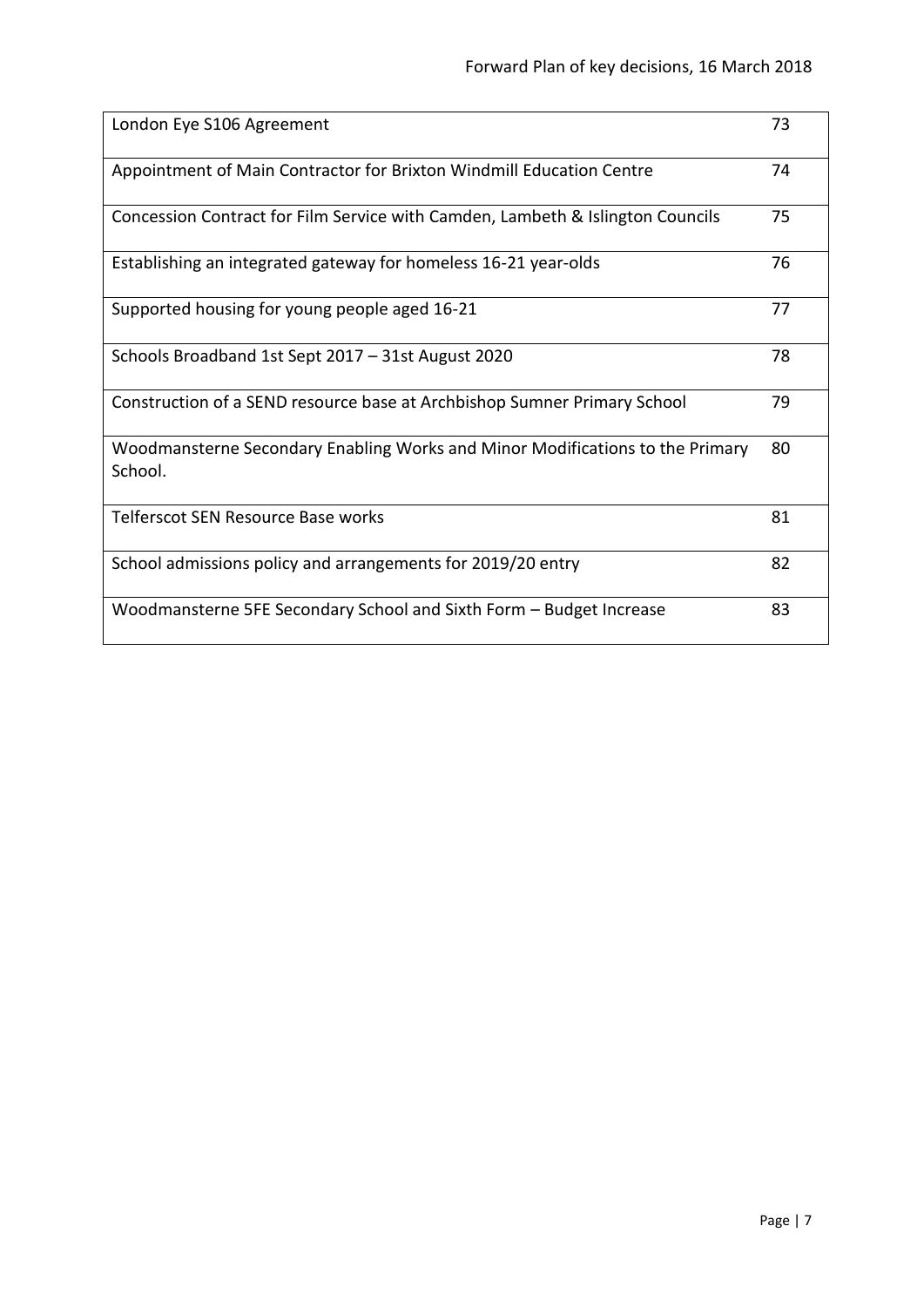| | |
|---|---|
| London Eye S106 Agreement | 73 |
| Appointment of Main Contractor for Brixton Windmill Education Centre | 74 |
| Concession Contract for Film Service with Camden, Lambeth & Islington Councils | 75 |
| Establishing an integrated gateway for homeless 16-21 year-olds | 76 |
| Supported housing for young people aged 16-21 | 77 |
| Schools Broadband 1st Sept 2017 – 31st August 2020 | 78 |
| Construction of a SEND resource base at Archbishop Sumner Primary School | 79 |
| Woodmansterne Secondary Enabling Works and Minor Modifications to the Primary School. | 80 |
| Telferscot SEN Resource Base works | 81 |
| School admissions policy and arrangements for 2019/20 entry | 82 |
| Woodmansterne 5FE Secondary School and Sixth Form – Budget Increase | 83 |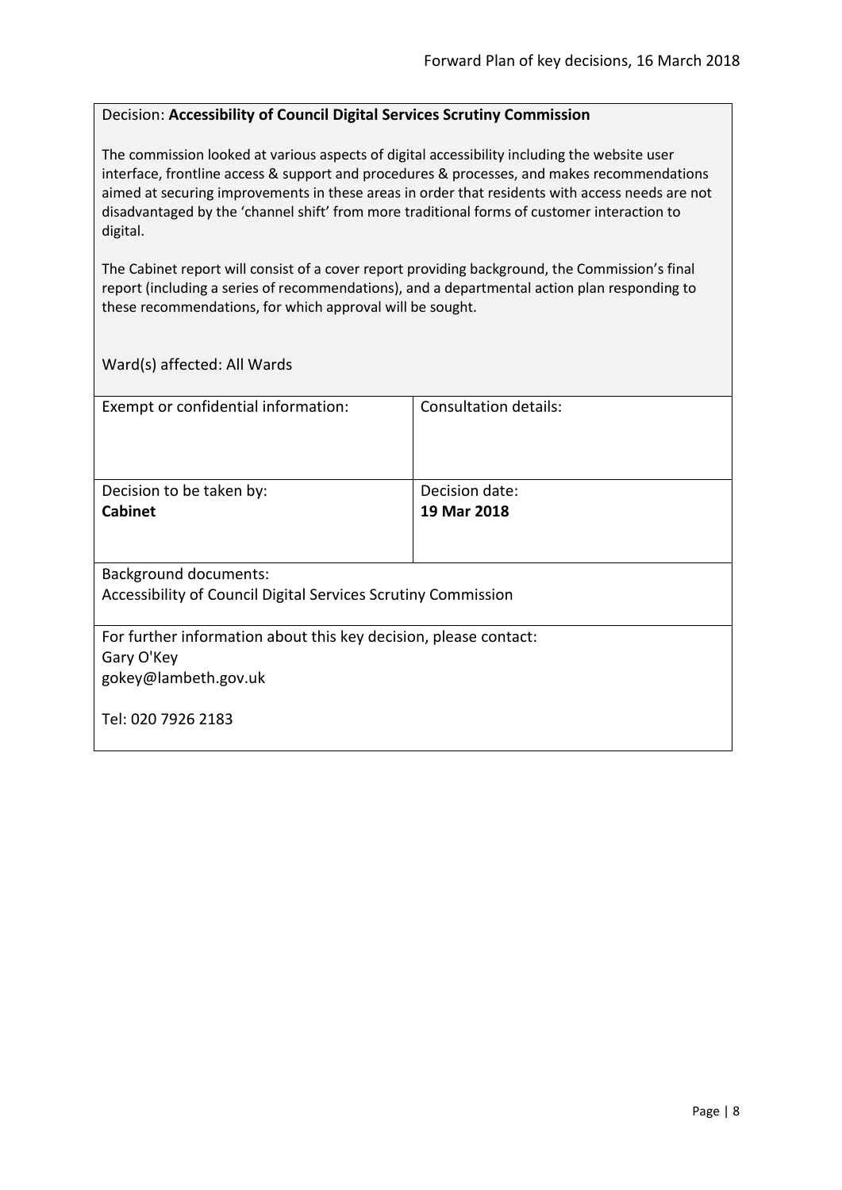Decision: **Accessibility of Council Digital Services Scrutiny Commission**

The commission looked at various aspects of digital accessibility including the website user interface, frontline access & support and procedures & processes, and makes recommendations aimed at securing improvements in these areas in order that residents with access needs are not disadvantaged by the 'channel shift' from more traditional forms of customer interaction to digital.

The Cabinet report will consist of a cover report providing background, the Commission's final report (including a series of recommendations), and a departmental action plan responding to these recommendations, for which approval will be sought.

Ward(s) affected: All Wards

| Exempt or confidential information: | Consultation details: |
| --- | --- |
| Decision to be taken by:<br>**Cabinet** | Decision date:<br>**19 Mar 2018** |

Background documents:
Accessibility of Council Digital Services Scrutiny Commission

For further information about this key decision, please contact:
Gary O'Key
gokey@lambeth.gov.uk

Tel: 020 7926 2183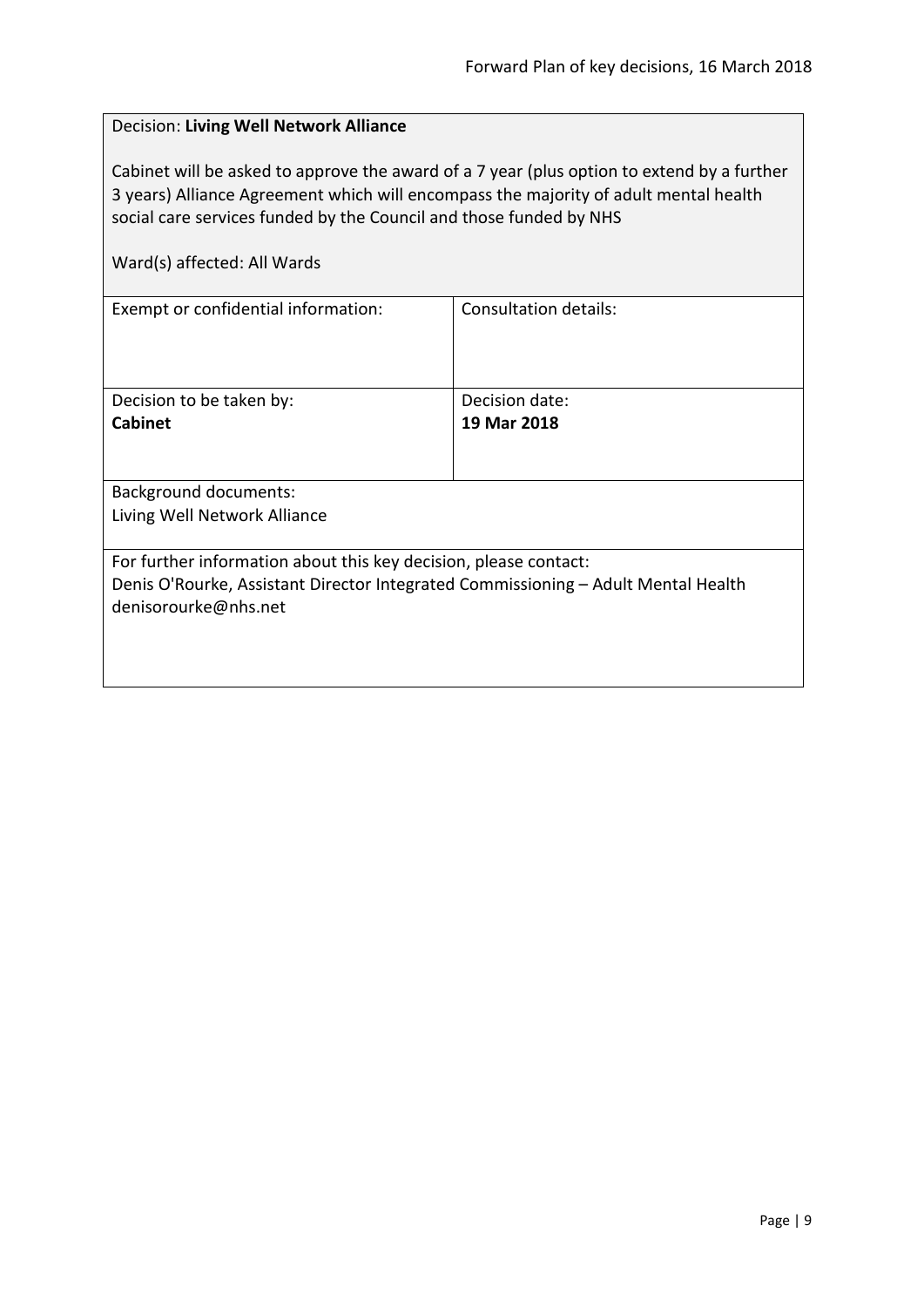Decision: **Living Well Network Alliance**

Cabinet will be asked to approve the award of a 7 year (plus option to extend by a further 3 years) Alliance Agreement which will encompass the majority of adult mental health social care services funded by the Council and those funded by NHS

Ward(s) affected: All Wards

| Exempt or confidential information: | Consultation details: |
| --- | --- |
| Decision to be taken by: **Cabinet** | Decision date: **19 Mar 2018** |

Background documents:
Living Well Network Alliance

For further information about this key decision, please contact:
Denis O'Rourke, Assistant Director Integrated Commissioning – Adult Mental Health
denisorourke@nhs.net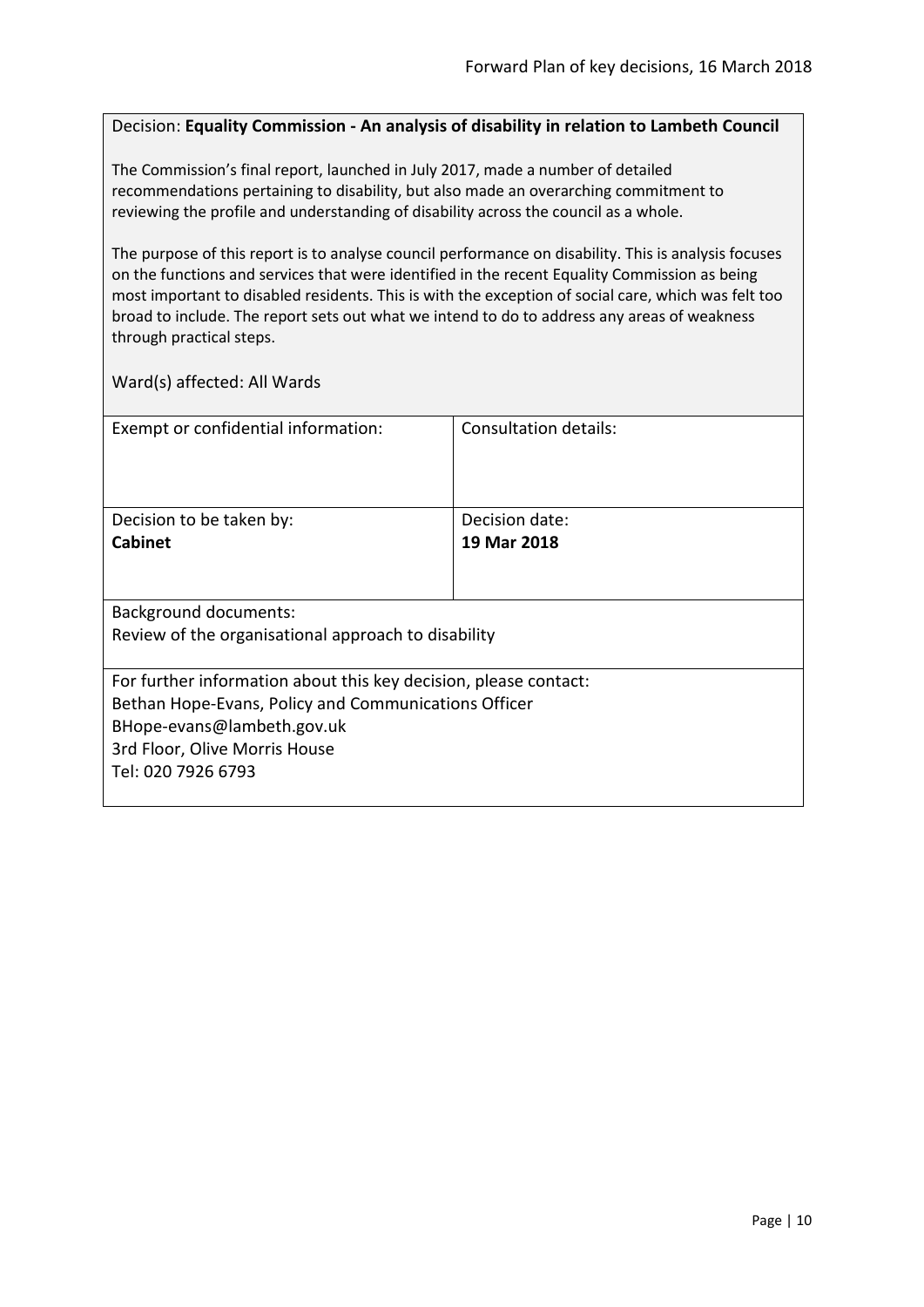Decision: **Equality Commission - An analysis of disability in relation to Lambeth Council**

The Commission's final report, launched in July 2017, made a number of detailed recommendations pertaining to disability, but also made an overarching commitment to reviewing the profile and understanding of disability across the council as a whole.

The purpose of this report is to analyse council performance on disability. This is analysis focuses on the functions and services that were identified in the recent Equality Commission as being most important to disabled residents. This is with the exception of social care, which was felt too broad to include. The report sets out what we intend to do to address any areas of weakness through practical steps.

Ward(s) affected: All Wards

| Exempt or confidential information: | Consultation details: |
|---|---|
| Decision to be taken by:<br>**Cabinet** | Decision date:<br>**19 Mar 2018** |

Background documents:
Review of the organisational approach to disability

For further information about this key decision, please contact:
Bethan Hope-Evans, Policy and Communications Officer
BHope-evans@lambeth.gov.uk
3rd Floor, Olive Morris House
Tel: 020 7926 6793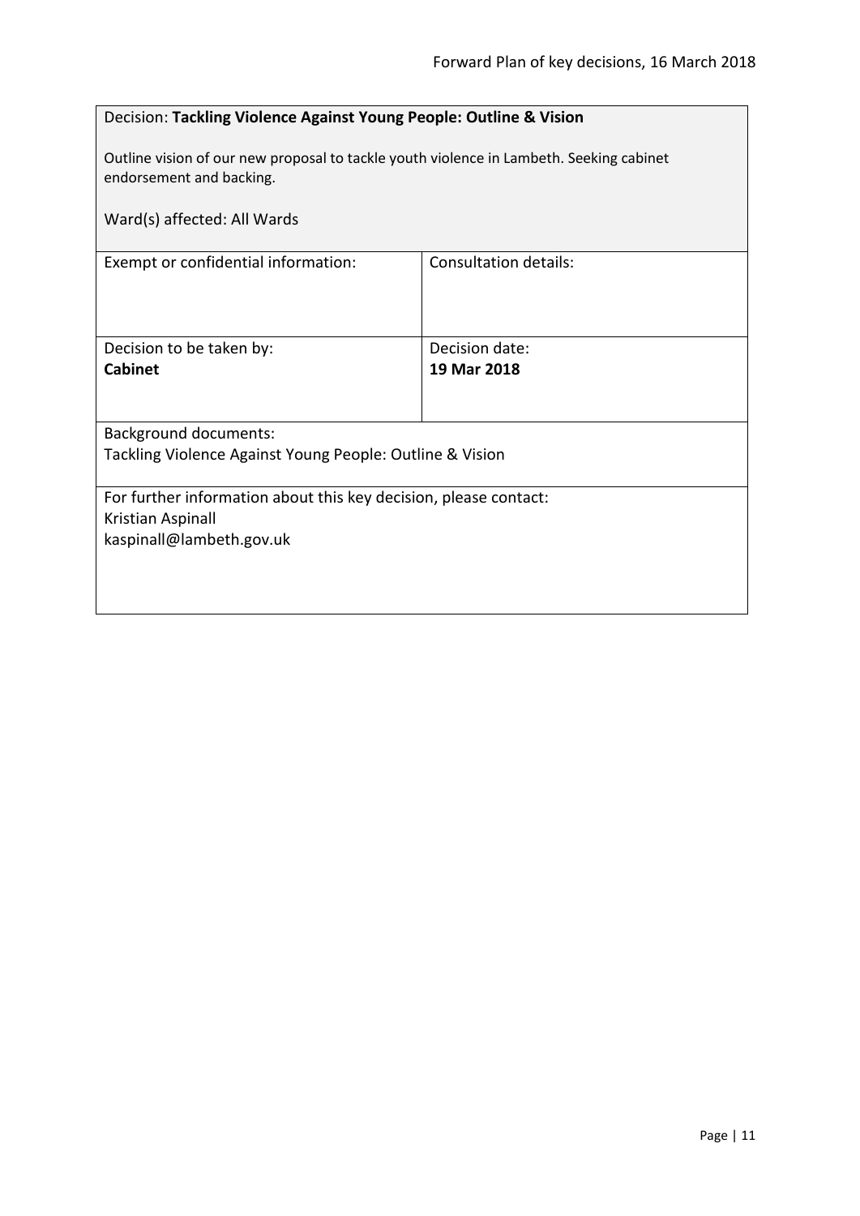Decision: **Tackling Violence Against Young People: Outline & Vision**

Outline vision of our new proposal to tackle youth violence in Lambeth. Seeking cabinet endorsement and backing.

Ward(s) affected: All Wards

| Exempt or confidential information: | Consultation details: |
| --- | --- |
| | |

| Decision to be taken by: | Decision date: |
| --- | --- |
| **Cabinet** | **19 Mar 2018** |

Background documents:
Tackling Violence Against Young People: Outline & Vision

For further information about this key decision, please contact:
Kristian Aspinall
kaspinall@lambeth.gov.uk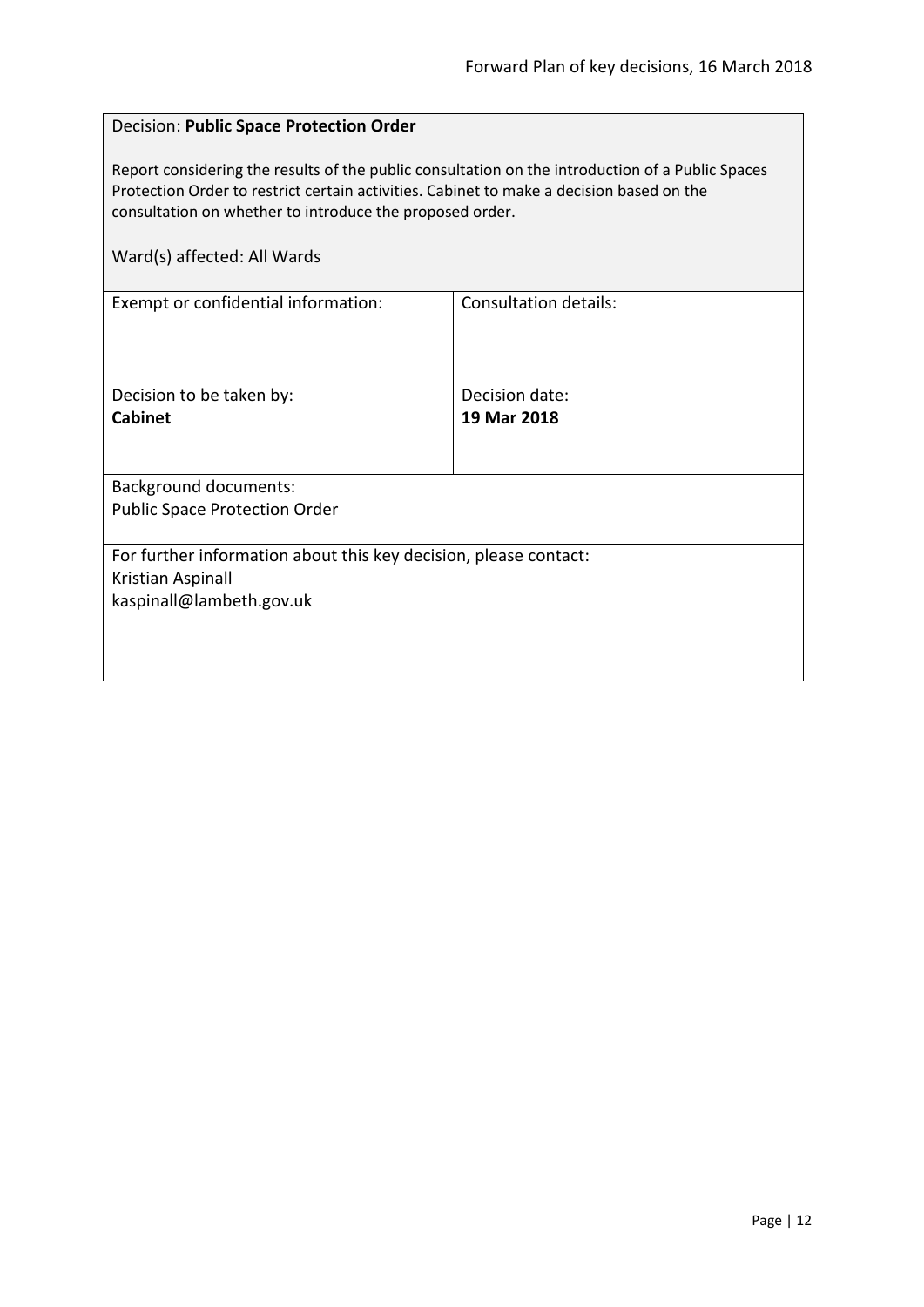Decision: **Public Space Protection Order**

Report considering the results of the public consultation on the introduction of a Public Spaces Protection Order to restrict certain activities. Cabinet to make a decision based on the consultation on whether to introduce the proposed order.

Ward(s) affected: All Wards

| Exempt or confidential information: | Consultation details: |
| --- | --- |
| Decision to be taken by: **Cabinet** | Decision date: **19 Mar 2018** |

Background documents:
Public Space Protection Order

For further information about this key decision, please contact:
Kristian Aspinall
kaspinall@lambeth.gov.uk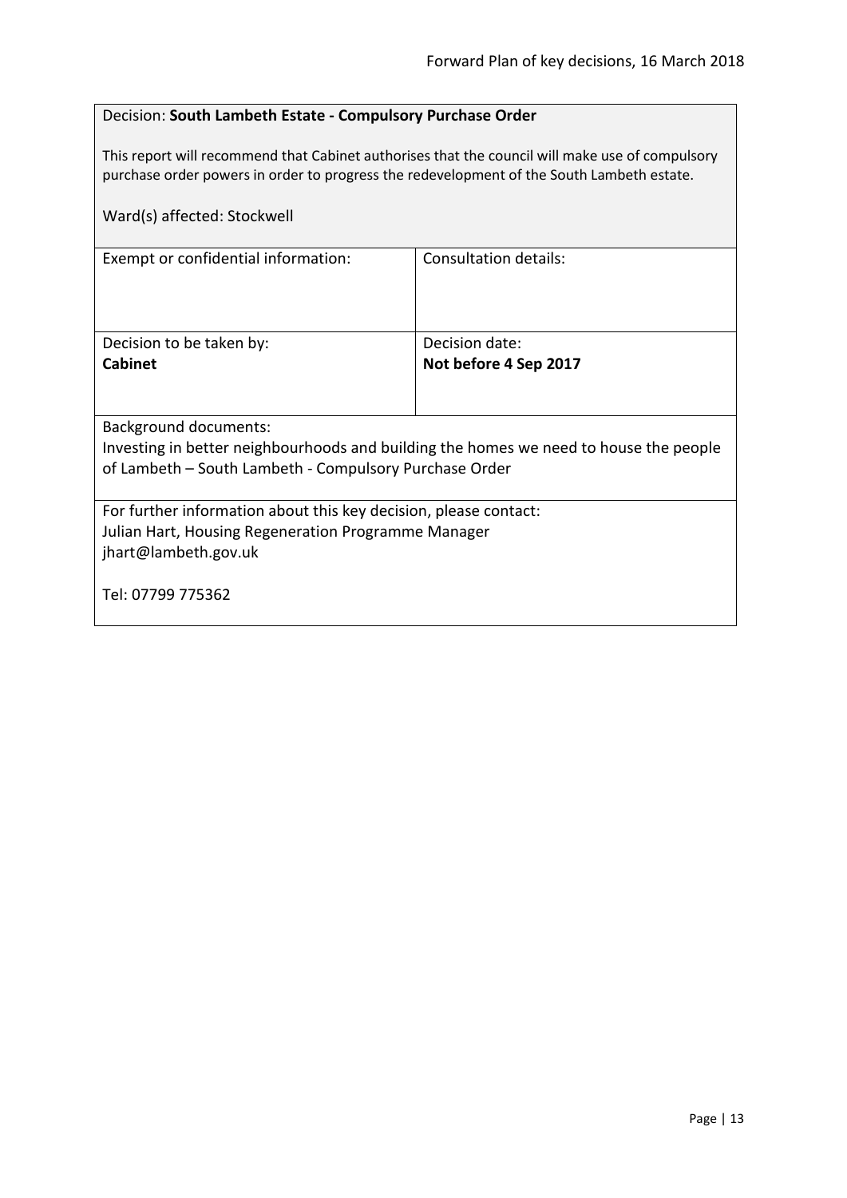Decision: **South Lambeth Estate - Compulsory Purchase Order**

This report will recommend that Cabinet authorises that the council will make use of compulsory purchase order powers in order to progress the redevelopment of the South Lambeth estate.

Ward(s) affected: Stockwell

| Exempt or confidential information: | Consultation details: |
|---|---|
| Decision to be taken by: **Cabinet** | Decision date: **Not before 4 Sep 2017** |

Background documents:
Investing in better neighbourhoods and building the homes we need to house the people of Lambeth – South Lambeth - Compulsory Purchase Order

For further information about this key decision, please contact:
Julian Hart, Housing Regeneration Programme Manager
jhart@lambeth.gov.uk

Tel: 07799 775362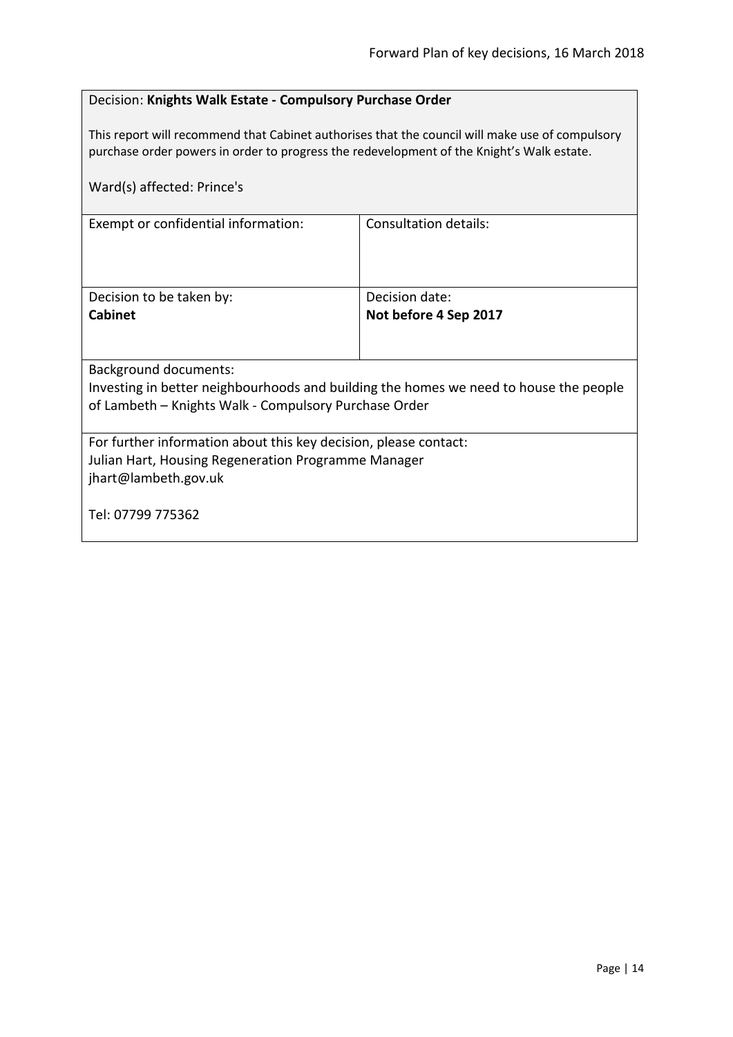Decision: **Knights Walk Estate - Compulsory Purchase Order**

This report will recommend that Cabinet authorises that the council will make use of compulsory purchase order powers in order to progress the redevelopment of the Knight's Walk estate.

Ward(s) affected: Prince's

| Exempt or confidential information: | Consultation details: |
| --- | --- |
| Decision to be taken by:<br>**Cabinet** | Decision date:<br>**Not before 4 Sep 2017** |

Background documents:
Investing in better neighbourhoods and building the homes we need to house the people of Lambeth – Knights Walk - Compulsory Purchase Order

For further information about this key decision, please contact:
Julian Hart, Housing Regeneration Programme Manager
jhart@lambeth.gov.uk

Tel: 07799 775362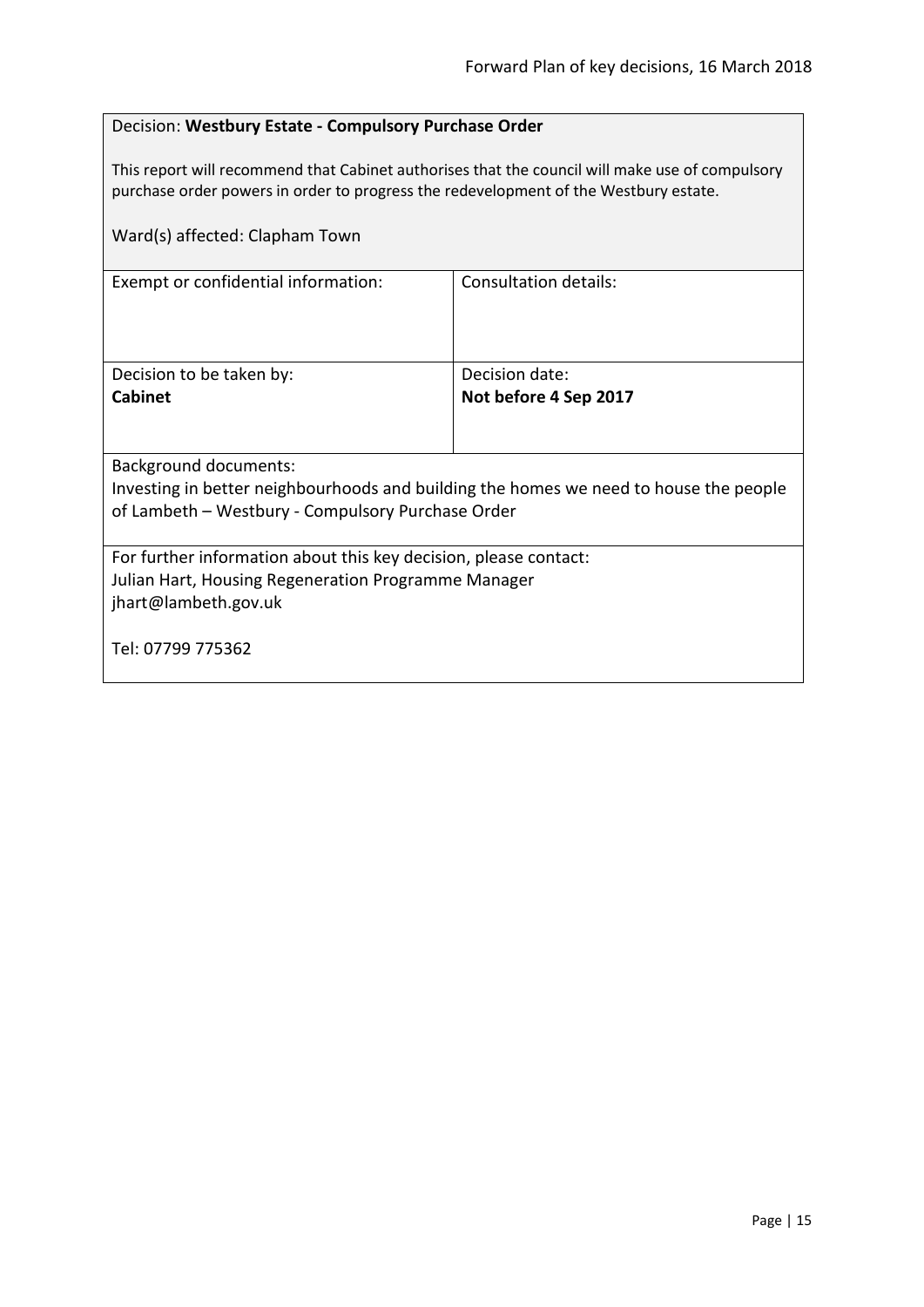Decision: **Westbury Estate - Compulsory Purchase Order**

This report will recommend that Cabinet authorises that the council will make use of compulsory purchase order powers in order to progress the redevelopment of the Westbury estate.

Ward(s) affected: Clapham Town

| Exempt or confidential information: | Consultation details: |
|---|---|
| Decision to be taken by:<br>**Cabinet** | Decision date:<br>**Not before 4 Sep 2017** |

Background documents:
Investing in better neighbourhoods and building the homes we need to house the people of Lambeth – Westbury - Compulsory Purchase Order

For further information about this key decision, please contact:
Julian Hart, Housing Regeneration Programme Manager
jhart@lambeth.gov.uk

Tel: 07799 775362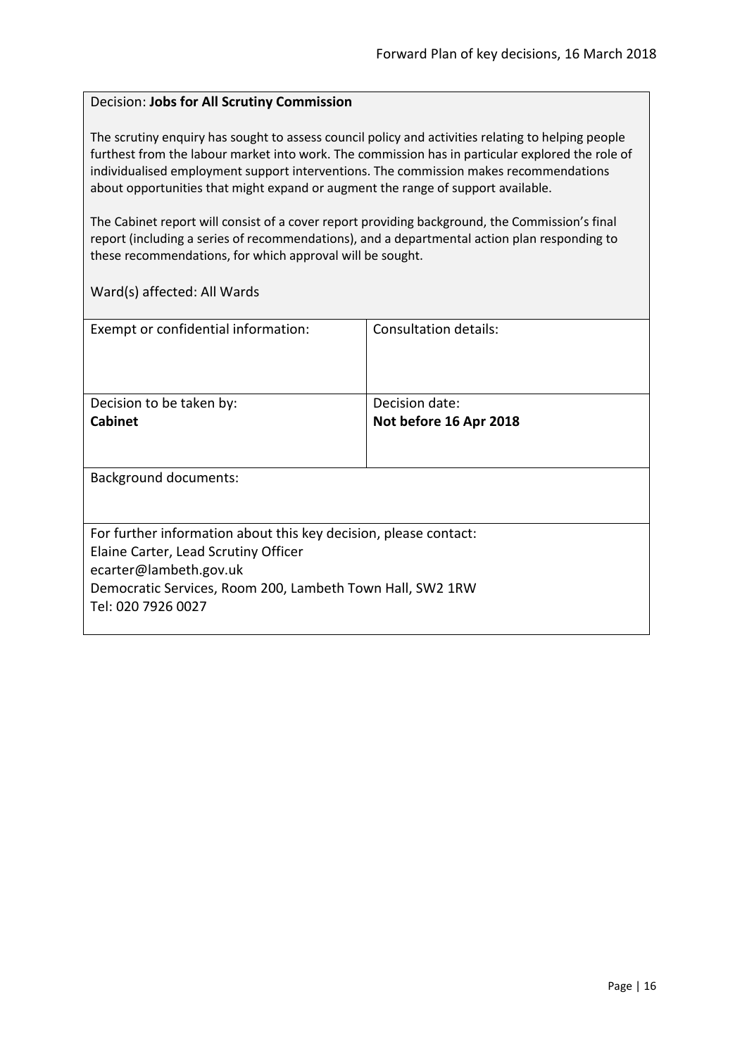Decision: **Jobs for All Scrutiny Commission**

The scrutiny enquiry has sought to assess council policy and activities relating to helping people furthest from the labour market into work. The commission has in particular explored the role of individualised employment support interventions. The commission makes recommendations about opportunities that might expand or augment the range of support available.

The Cabinet report will consist of a cover report providing background, the Commission's final report (including a series of recommendations), and a departmental action plan responding to these recommendations, for which approval will be sought.

Ward(s) affected: All Wards

| Exempt or confidential information: | Consultation details: |
|---|---|
| Decision to be taken by:<br>**Cabinet** | Decision date:<br>**Not before 16 Apr 2018** |

Background documents:

For further information about this key decision, please contact:
Elaine Carter, Lead Scrutiny Officer
ecarter@lambeth.gov.uk
Democratic Services, Room 200, Lambeth Town Hall, SW2 1RW
Tel: 020 7926 0027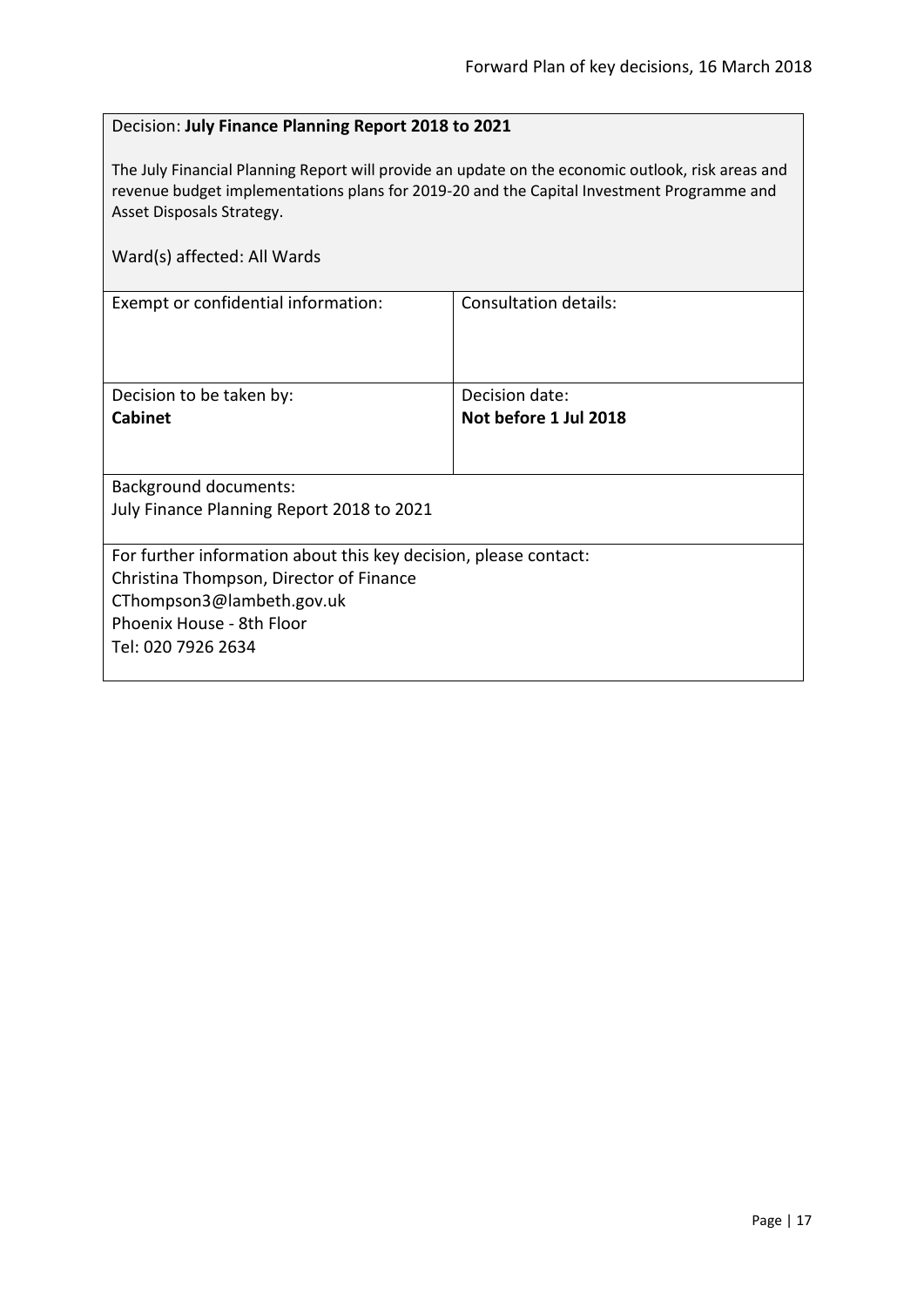Decision: **July Finance Planning Report 2018 to 2021**

The July Financial Planning Report will provide an update on the economic outlook, risk areas and revenue budget implementations plans for 2019-20 and the Capital Investment Programme and Asset Disposals Strategy.

Ward(s) affected: All Wards

| Exempt or confidential information: | Consultation details: |
|---|---|
| Decision to be taken by:<br>**Cabinet** | Decision date:<br>**Not before 1 Jul 2018** |

Background documents:
July Finance Planning Report 2018 to 2021

For further information about this key decision, please contact:
Christina Thompson, Director of Finance
CThompson3@lambeth.gov.uk
Phoenix House - 8th Floor
Tel: 020 7926 2634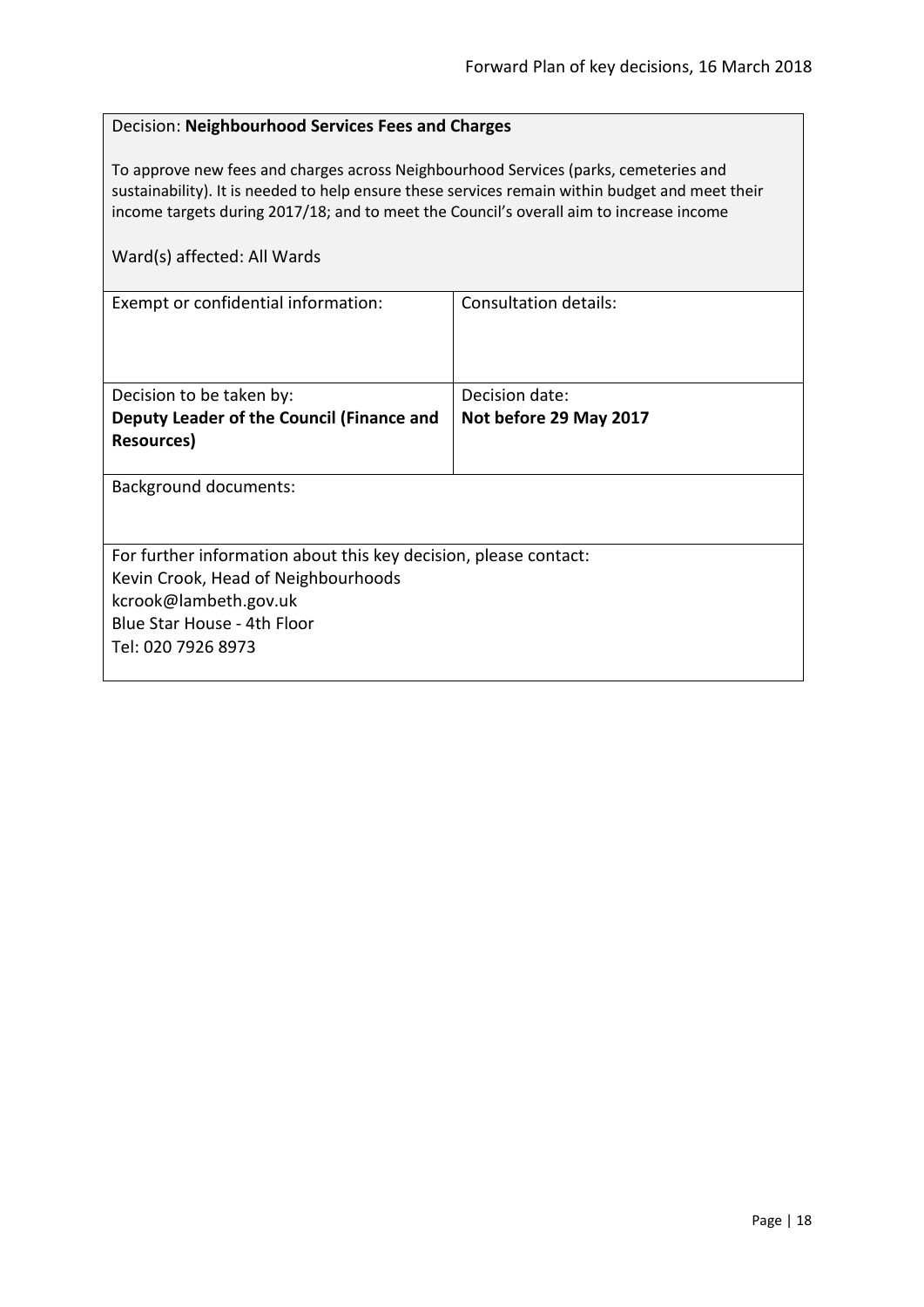Decision: **Neighbourhood Services Fees and Charges**

To approve new fees and charges across Neighbourhood Services (parks, cemeteries and sustainability). It is needed to help ensure these services remain within budget and meet their income targets during 2017/18; and to meet the Council's overall aim to increase income

Ward(s) affected: All Wards

| Exempt or confidential information: | Consultation details: |
|---|---|
| Decision to be taken by:<br>**Deputy Leader of the Council (Finance and Resources)** | Decision date:<br>**Not before 29 May 2017** |

Background documents:

For further information about this key decision, please contact:
Kevin Crook, Head of Neighbourhoods
kcrook@lambeth.gov.uk
Blue Star House - 4th Floor
Tel: 020 7926 8973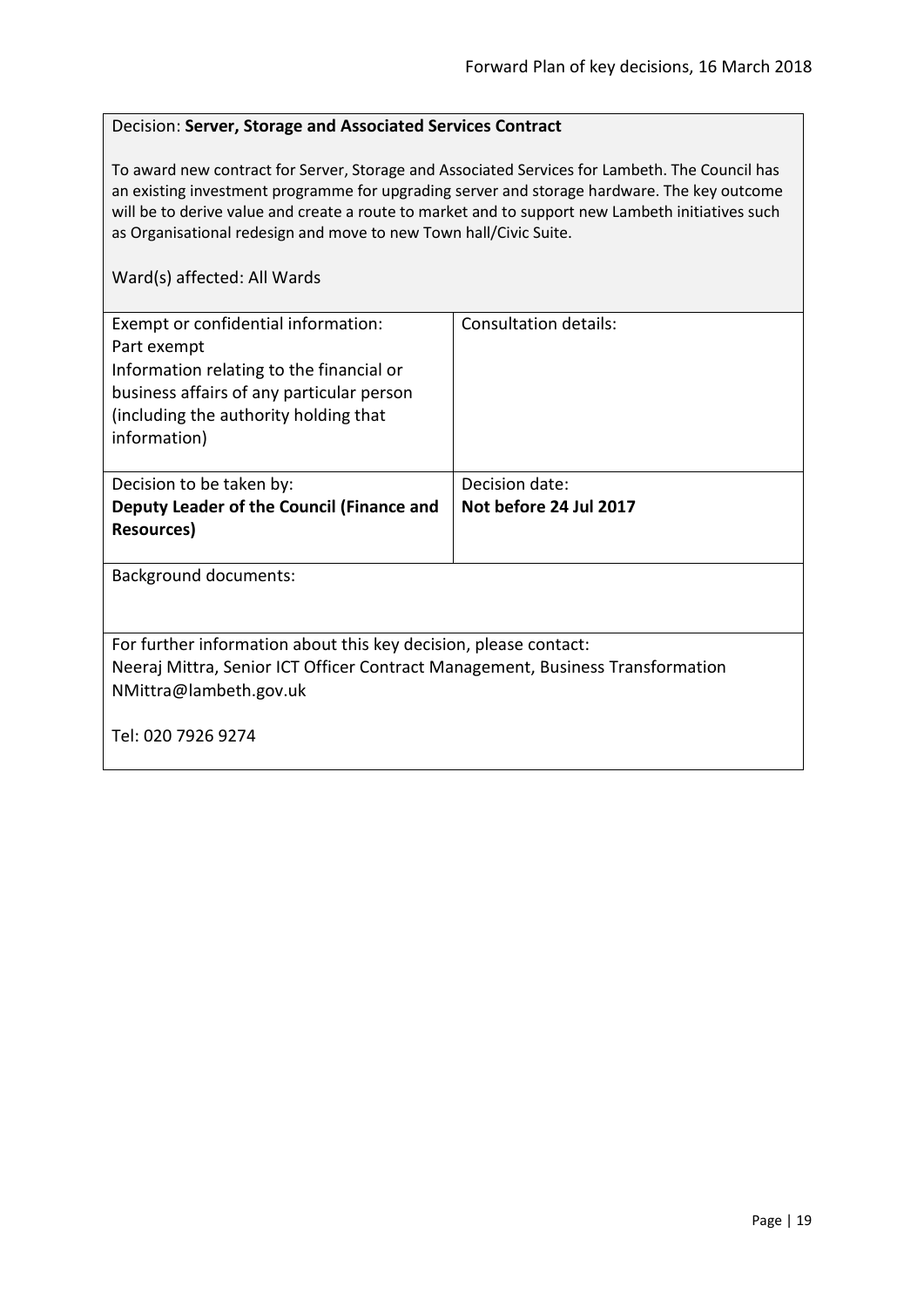Decision: **Server, Storage and Associated Services Contract**

To award new contract for Server, Storage and Associated Services for Lambeth. The Council has an existing investment programme for upgrading server and storage hardware. The key outcome will be to derive value and create a route to market and to support new Lambeth initiatives such as Organisational redesign and move to new Town hall/Civic Suite.

Ward(s) affected: All Wards

| Exempt or confidential information:<br>Part exempt<br>Information relating to the financial or business affairs of any particular person (including the authority holding that information) | Consultation details: |
|---|---|
| Decision to be taken by:<br>**Deputy Leader of the Council (Finance and Resources)** | Decision date:<br>**Not before 24 Jul 2017** |

Background documents:

For further information about this key decision, please contact:
Neeraj Mittra, Senior ICT Officer Contract Management, Business Transformation
NMittra@lambeth.gov.uk

Tel: 020 7926 9274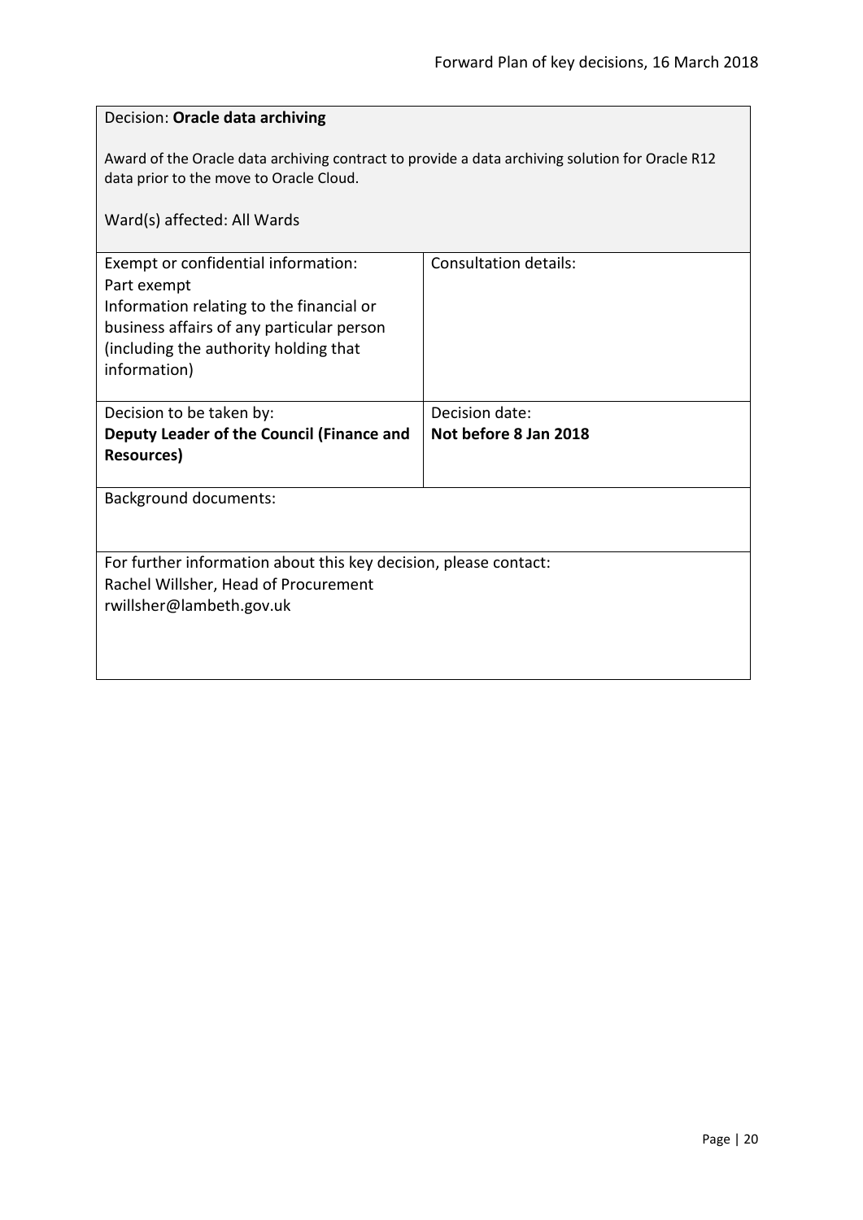Decision: **Oracle data archiving**

Award of the Oracle data archiving contract to provide a data archiving solution for Oracle R12 data prior to the move to Oracle Cloud.

Ward(s) affected: All Wards

| Exempt or confidential information:<br>Part exempt<br>Information relating to the financial or business affairs of any particular person (including the authority holding that information) | Consultation details: |
|---|---|
| Decision to be taken by:<br>**Deputy Leader of the Council (Finance and Resources)** | Decision date:<br>**Not before 8 Jan 2018** |

Background documents:

For further information about this key decision, please contact:
Rachel Willsher, Head of Procurement
rwillsher@lambeth.gov.uk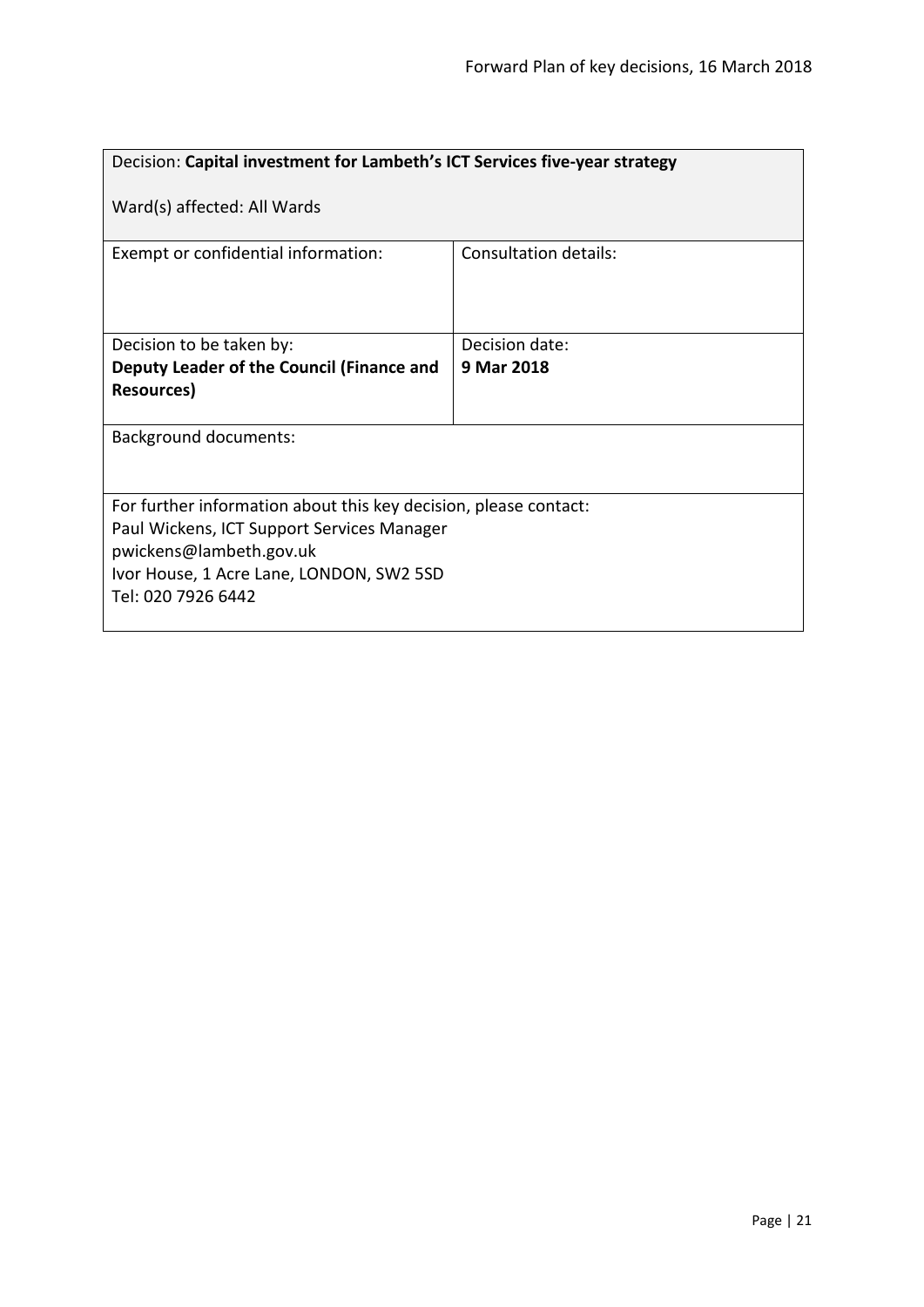| Decision: **Capital investment for Lambeth's ICT Services five-year strategy**<br><br>Ward(s) affected: All Wards | |
|---|---|
| Exempt or confidential information: | Consultation details: |
| Decision to be taken by:<br>**Deputy Leader of the Council (Finance and Resources)** | Decision date:<br>**9 Mar 2018** |
| Background documents: | |
| For further information about this key decision, please contact:<br>Paul Wickens, ICT Support Services Manager<br>pwickens@lambeth.gov.uk<br>Ivor House, 1 Acre Lane, LONDON, SW2 5SD<br>Tel: 020 7926 6442 | |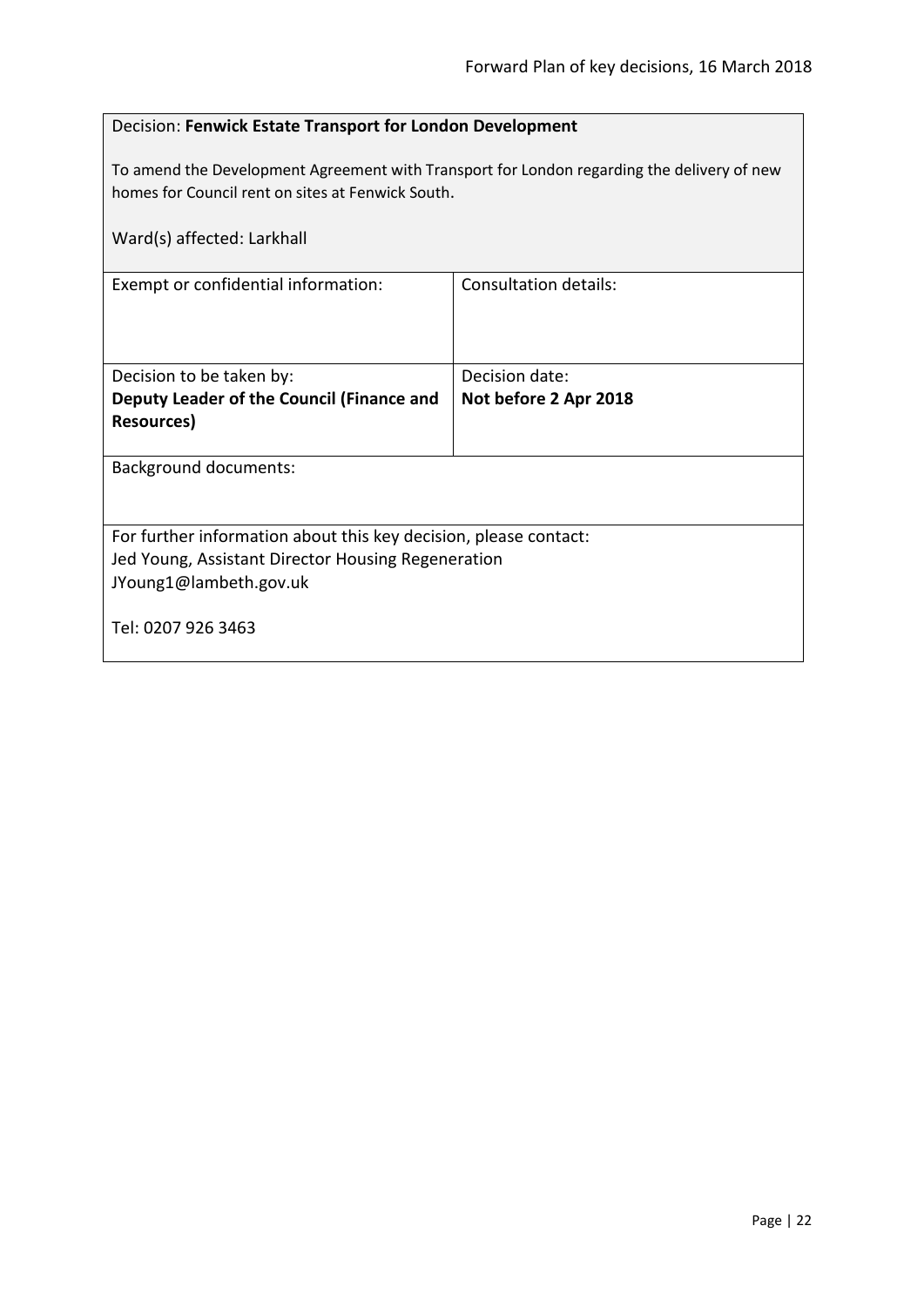Decision: **Fenwick Estate Transport for London Development**

To amend the Development Agreement with Transport for London regarding the delivery of new homes for Council rent on sites at Fenwick South.

Ward(s) affected: Larkhall

| Exempt or confidential information: | Consultation details: |
|---|---|
| Decision to be taken by:<br>**Deputy Leader of the Council (Finance and Resources)** | Decision date:<br>**Not before 2 Apr 2018** |

Background documents:

For further information about this key decision, please contact:
Jed Young, Assistant Director Housing Regeneration
JYoung1@lambeth.gov.uk

Tel: 0207 926 3463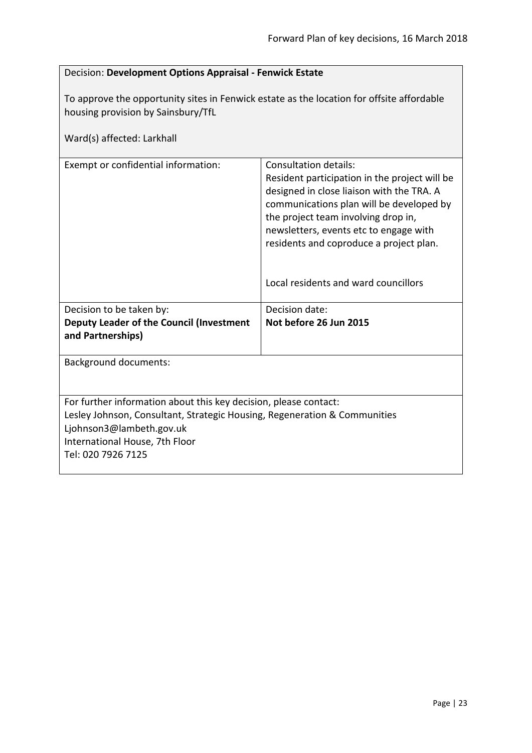Decision: **Development Options Appraisal - Fenwick Estate**

To approve the opportunity sites in Fenwick estate as the location for offsite affordable housing provision by Sainsbury/TfL

Ward(s) affected: Larkhall

| Exempt or confidential information: | Consultation details:<br>Resident participation in the project will be designed in close liaison with the TRA. A communications plan will be developed by the project team involving drop in, newsletters, events etc to engage with residents and coproduce a project plan.<br><br>Local residents and ward councillors |
|---|---|
| Decision to be taken by:<br>**Deputy Leader of the Council (Investment and Partnerships)** | Decision date:<br>**Not before 26 Jun 2015** |

Background documents:

For further information about this key decision, please contact:
Lesley Johnson, Consultant, Strategic Housing, Regeneration & Communities
Ljohnson3@lambeth.gov.uk
International House, 7th Floor
Tel: 020 7926 7125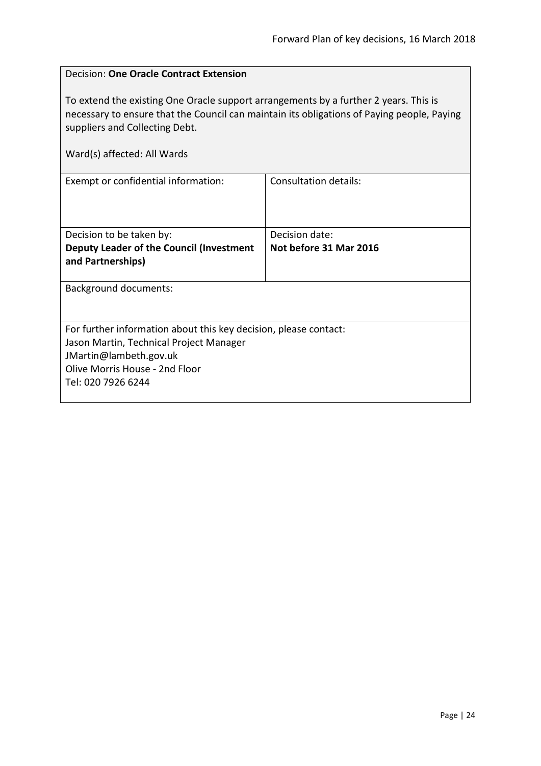Decision: **One Oracle Contract Extension**

To extend the existing One Oracle support arrangements by a further 2 years. This is necessary to ensure that the Council can maintain its obligations of Paying people, Paying suppliers and Collecting Debt.

Ward(s) affected: All Wards

| Exempt or confidential information: | Consultation details: |
| --- | --- |
| Decision to be taken by:<br>**Deputy Leader of the Council (Investment and Partnerships)** | Decision date:<br>**Not before 31 Mar 2016** |

Background documents:

For further information about this key decision, please contact:
Jason Martin, Technical Project Manager
JMartin@lambeth.gov.uk
Olive Morris House - 2nd Floor
Tel: 020 7926 6244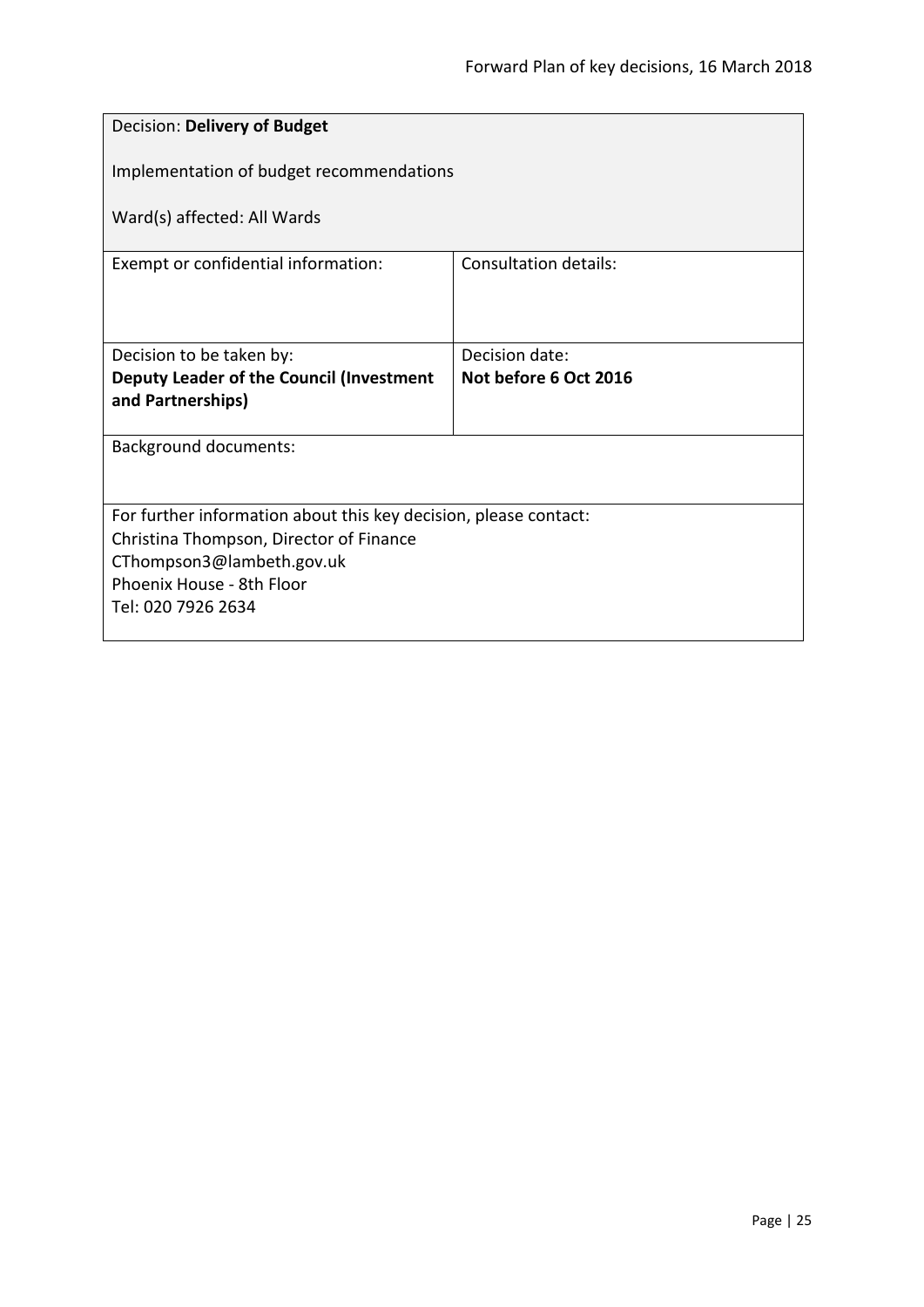| Decision: **Delivery of Budget**<br><br>Implementation of budget recommendations<br><br>Ward(s) affected: All Wards | |
|---|---|
| Exempt or confidential information: | Consultation details: |
| Decision to be taken by:<br>**Deputy Leader of the Council (Investment and Partnerships)** | Decision date:<br>**Not before 6 Oct 2016** |
| Background documents: | |
| For further information about this key decision, please contact:<br>Christina Thompson, Director of Finance<br>CThompson3@lambeth.gov.uk<br>Phoenix House - 8th Floor<br>Tel: 020 7926 2634 | |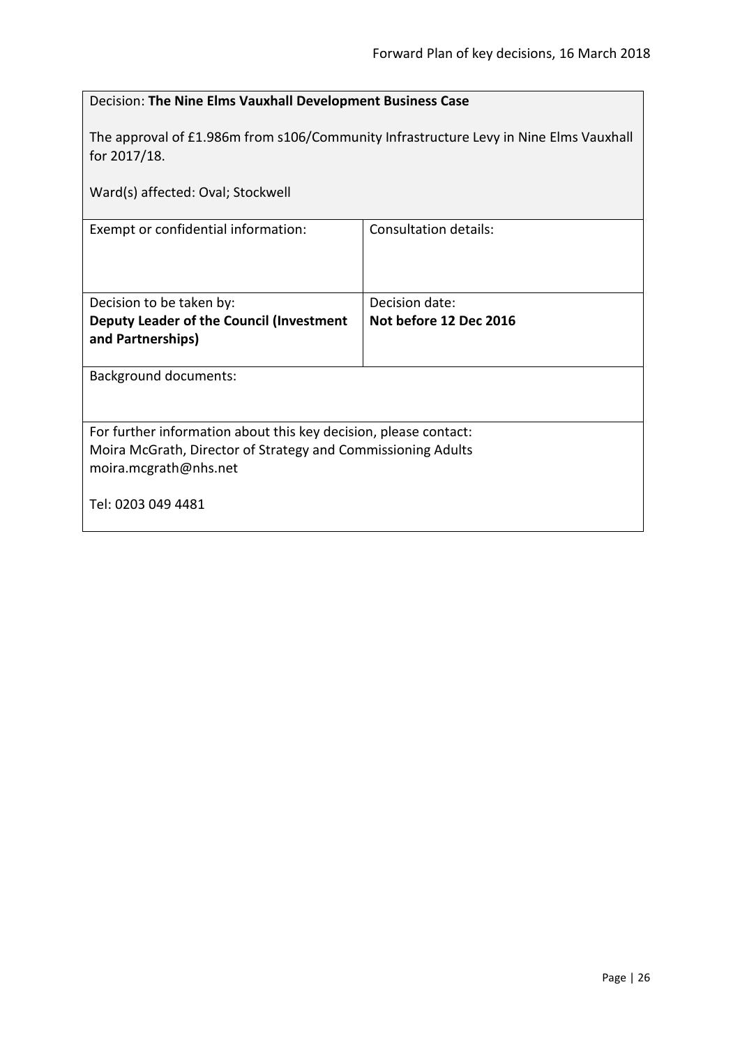Decision: **The Nine Elms Vauxhall Development Business Case**

The approval of £1.986m from s106/Community Infrastructure Levy in Nine Elms Vauxhall for 2017/18.

Ward(s) affected: Oval; Stockwell

| Exempt or confidential information: | Consultation details: |
| --- | --- |
| Decision to be taken by:<br>**Deputy Leader of the Council (Investment and Partnerships)** | Decision date:<br>**Not before 12 Dec 2016** |

Background documents:

For further information about this key decision, please contact:
Moira McGrath, Director of Strategy and Commissioning Adults
moira.mcgrath@nhs.net

Tel: 0203 049 4481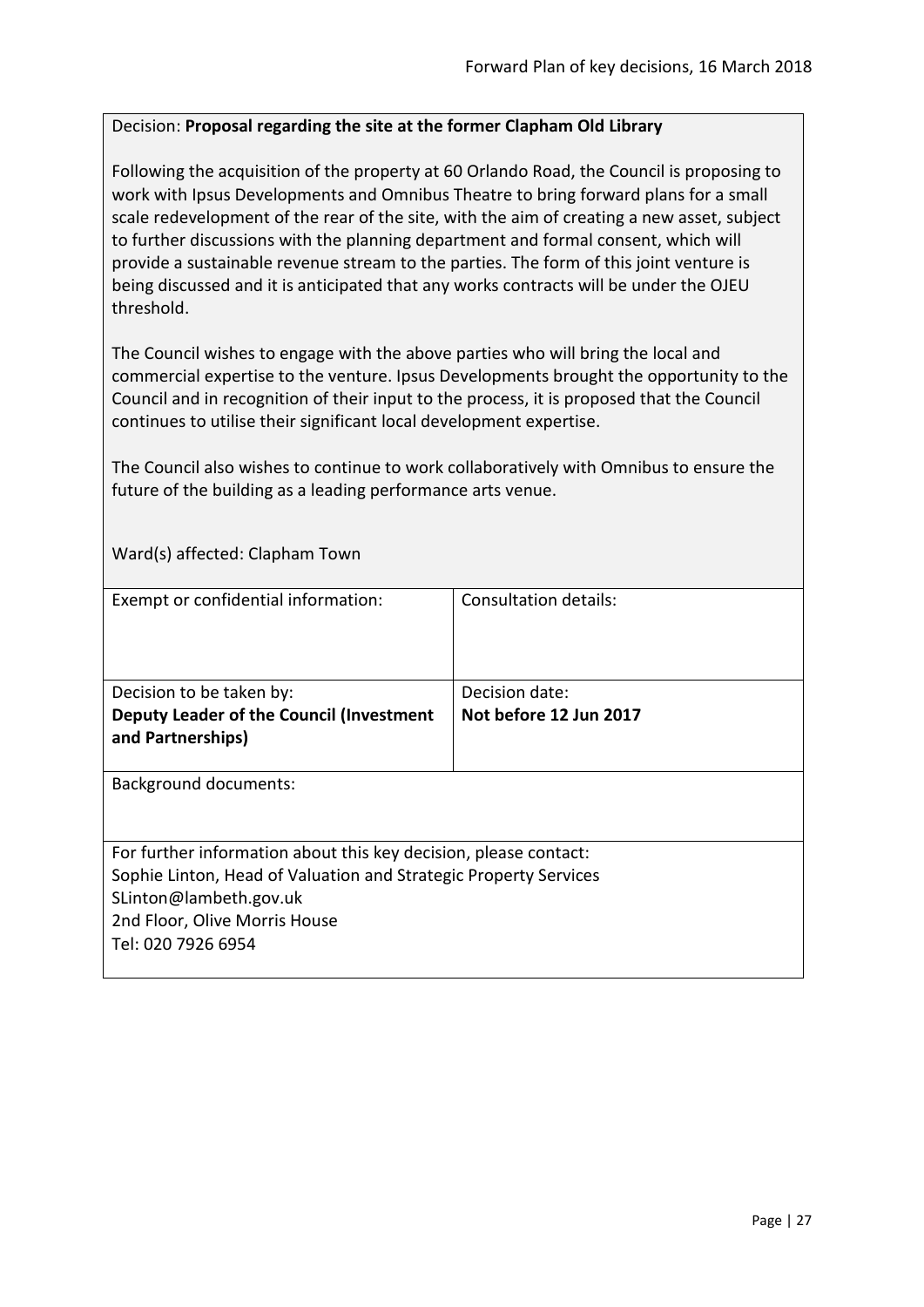Decision: **Proposal regarding the site at the former Clapham Old Library**

Following the acquisition of the property at 60 Orlando Road, the Council is proposing to work with Ipsus Developments and Omnibus Theatre to bring forward plans for a small scale redevelopment of the rear of the site, with the aim of creating a new asset, subject to further discussions with the planning department and formal consent, which will provide a sustainable revenue stream to the parties. The form of this joint venture is being discussed and it is anticipated that any works contracts will be under the OJEU threshold.

The Council wishes to engage with the above parties who will bring the local and commercial expertise to the venture. Ipsus Developments brought the opportunity to the Council and in recognition of their input to the process, it is proposed that the Council continues to utilise their significant local development expertise.

The Council also wishes to continue to work collaboratively with Omnibus to ensure the future of the building as a leading performance arts venue.

Ward(s) affected: Clapham Town

| Exempt or confidential information: | Consultation details: |
|---|---|
| Decision to be taken by:<br>**Deputy Leader of the Council (Investment and Partnerships)** | Decision date:<br>**Not before 12 Jun 2017** |

Background documents:

For further information about this key decision, please contact:
Sophie Linton, Head of Valuation and Strategic Property Services
SLinton@lambeth.gov.uk
2nd Floor, Olive Morris House
Tel: 020 7926 6954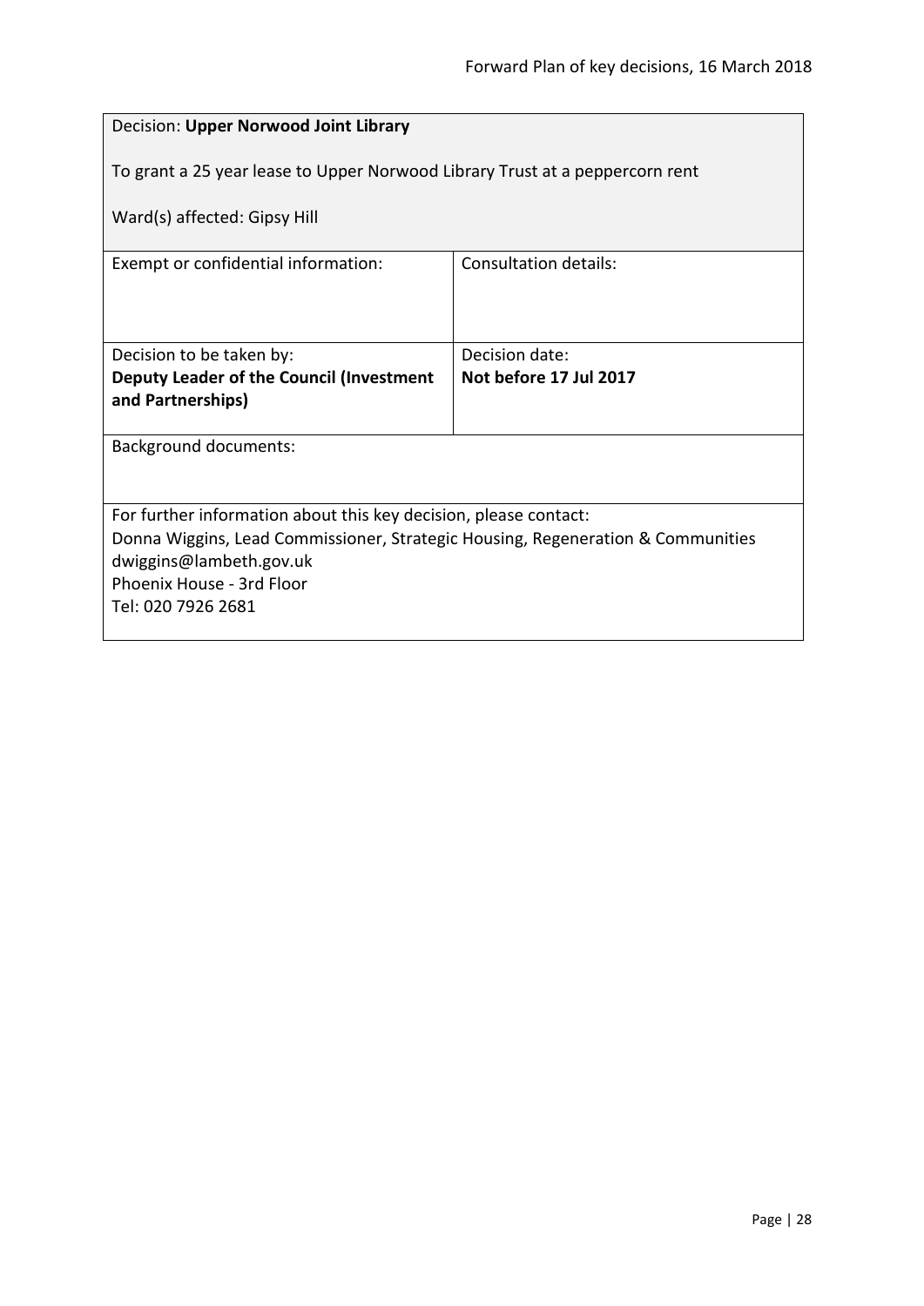| Decision: **Upper Norwood Joint Library**<br><br>To grant a 25 year lease to Upper Norwood Library Trust at a peppercorn rent<br><br>Ward(s) affected: Gipsy Hill | |
|---|---|
| Exempt or confidential information: | Consultation details: |
| Decision to be taken by:<br>**Deputy Leader of the Council (Investment and Partnerships)** | Decision date:<br>**Not before 17 Jul 2017** |
| Background documents: | |
| For further information about this key decision, please contact:<br>Donna Wiggins, Lead Commissioner, Strategic Housing, Regeneration & Communities<br>dwiggins@lambeth.gov.uk<br>Phoenix House - 3rd Floor<br>Tel: 020 7926 2681 | |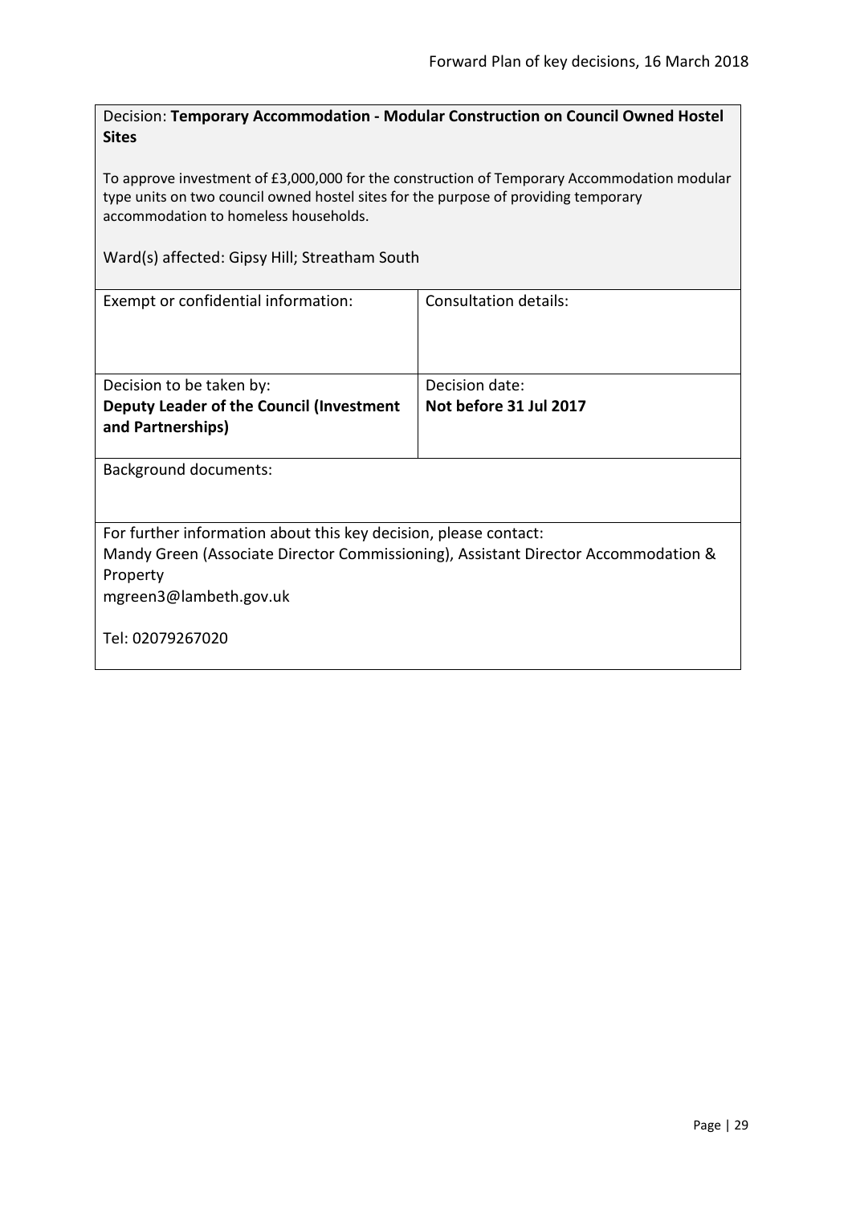Decision: **Temporary Accommodation - Modular Construction on Council Owned Hostel Sites**

To approve investment of £3,000,000 for the construction of Temporary Accommodation modular type units on two council owned hostel sites for the purpose of providing temporary accommodation to homeless households.

Ward(s) affected: Gipsy Hill; Streatham South

| Exempt or confidential information: | Consultation details: |
|---|---|
| Decision to be taken by:<br>**Deputy Leader of the Council (Investment and Partnerships)** | Decision date:<br>**Not before 31 Jul 2017** |

Background documents:

For further information about this key decision, please contact:
Mandy Green (Associate Director Commissioning), Assistant Director Accommodation & Property
mgreen3@lambeth.gov.uk

Tel: 02079267020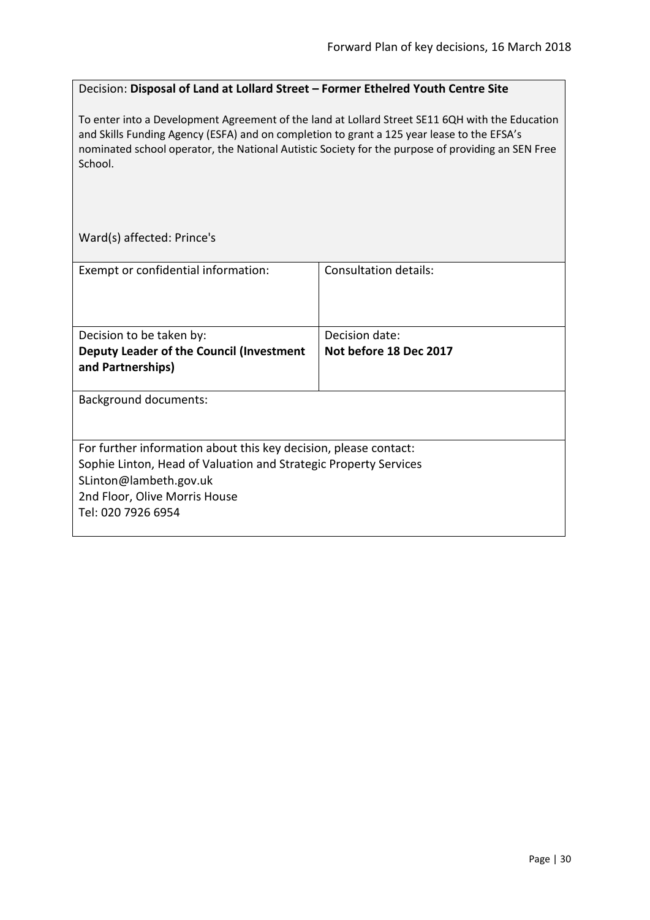Decision: **Disposal of Land at Lollard Street – Former Ethelred Youth Centre Site**

To enter into a Development Agreement of the land at Lollard Street SE11 6QH with the Education and Skills Funding Agency (ESFA) and on completion to grant a 125 year lease to the EFSA's nominated school operator, the National Autistic Society for the purpose of providing an SEN Free School.

Ward(s) affected: Prince's

| Exempt or confidential information: | Consultation details: |
|---|---|
| Decision to be taken by: **Deputy Leader of the Council (Investment and Partnerships)** | Decision date: **Not before 18 Dec 2017** |

Background documents:

For further information about this key decision, please contact:
Sophie Linton, Head of Valuation and Strategic Property Services
SLinton@lambeth.gov.uk
2nd Floor, Olive Morris House
Tel: 020 7926 6954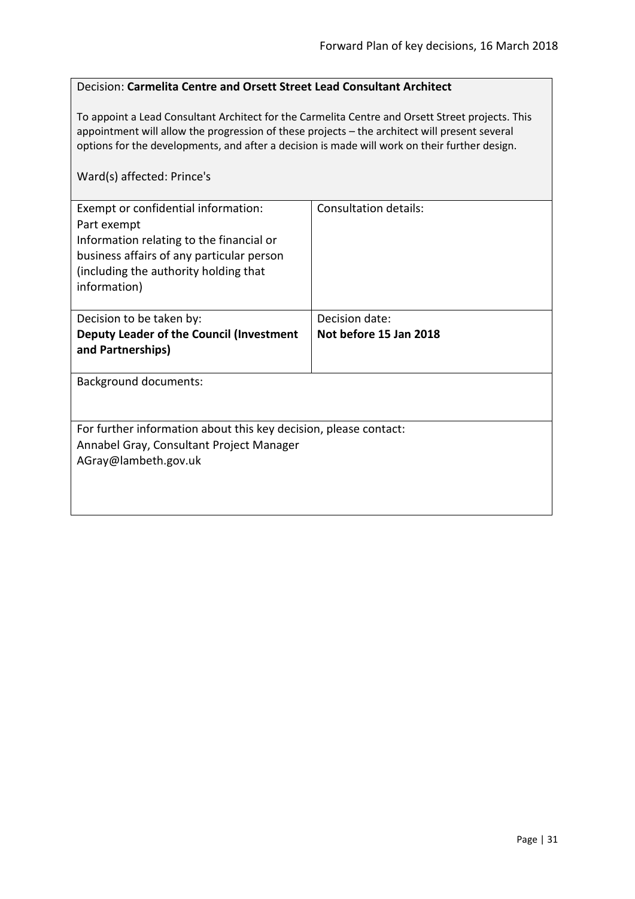Decision: **Carmelita Centre and Orsett Street Lead Consultant Architect**

To appoint a Lead Consultant Architect for the Carmelita Centre and Orsett Street projects. This appointment will allow the progression of these projects – the architect will present several options for the developments, and after a decision is made will work on their further design.

Ward(s) affected: Prince's

| Exempt or confidential information: Part exempt Information relating to the financial or business affairs of any particular person (including the authority holding that information) | Consultation details: |
| --- | --- |
| Decision to be taken by: **Deputy Leader of the Council (Investment and Partnerships)** | Decision date: **Not before 15 Jan 2018** |

Background documents:

For further information about this key decision, please contact:
Annabel Gray, Consultant Project Manager
AGray@lambeth.gov.uk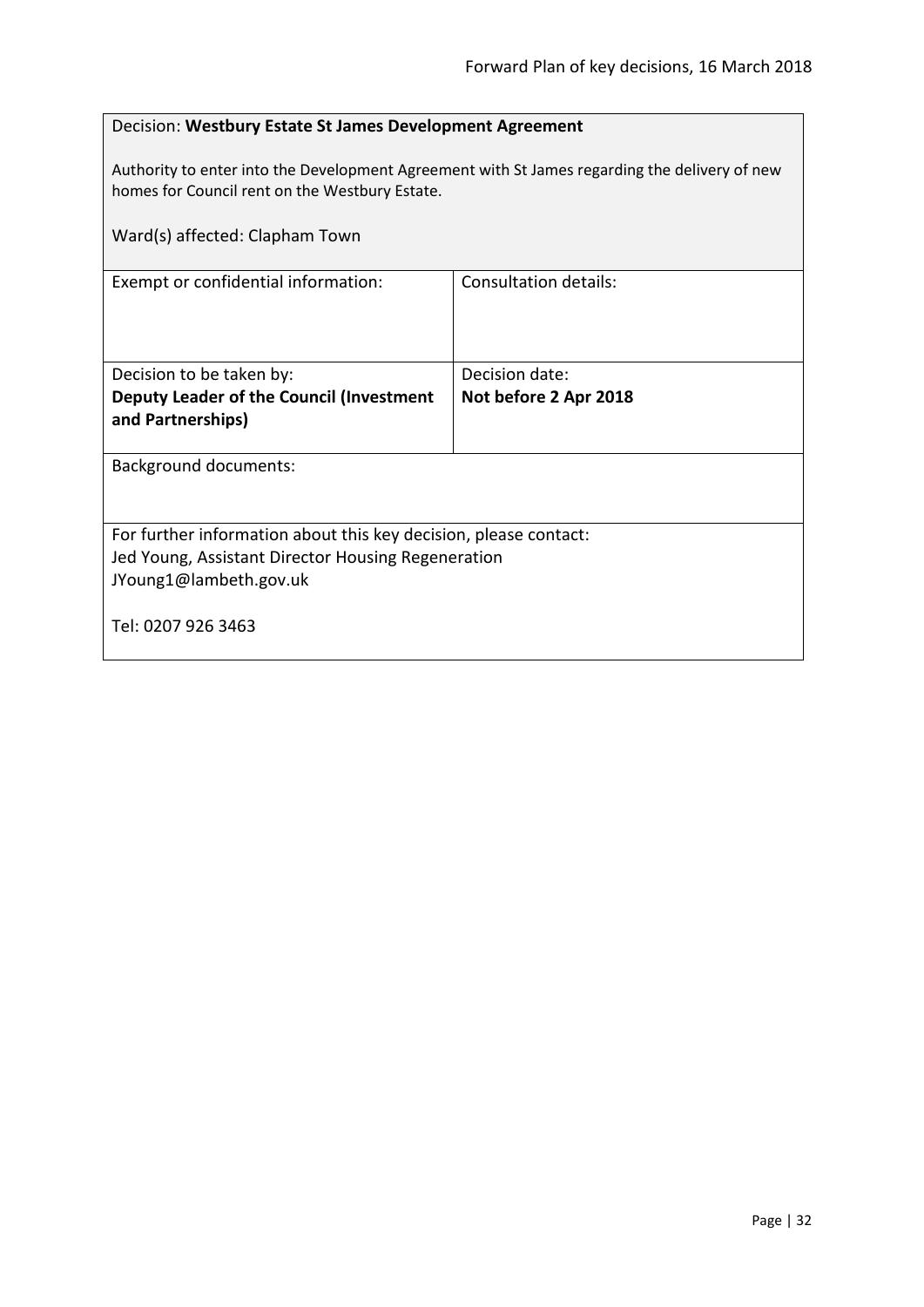Decision: **Westbury Estate St James Development Agreement**

Authority to enter into the Development Agreement with St James regarding the delivery of new homes for Council rent on the Westbury Estate.

Ward(s) affected: Clapham Town

| Exempt or confidential information: | Consultation details: |
|---|---|
| | |
| Decision to be taken by:<br>**Deputy Leader of the Council (Investment and Partnerships)** | Decision date:<br>**Not before 2 Apr 2018** |

Background documents:

For further information about this key decision, please contact:
Jed Young, Assistant Director Housing Regeneration
JYoung1@lambeth.gov.uk

Tel: 0207 926 3463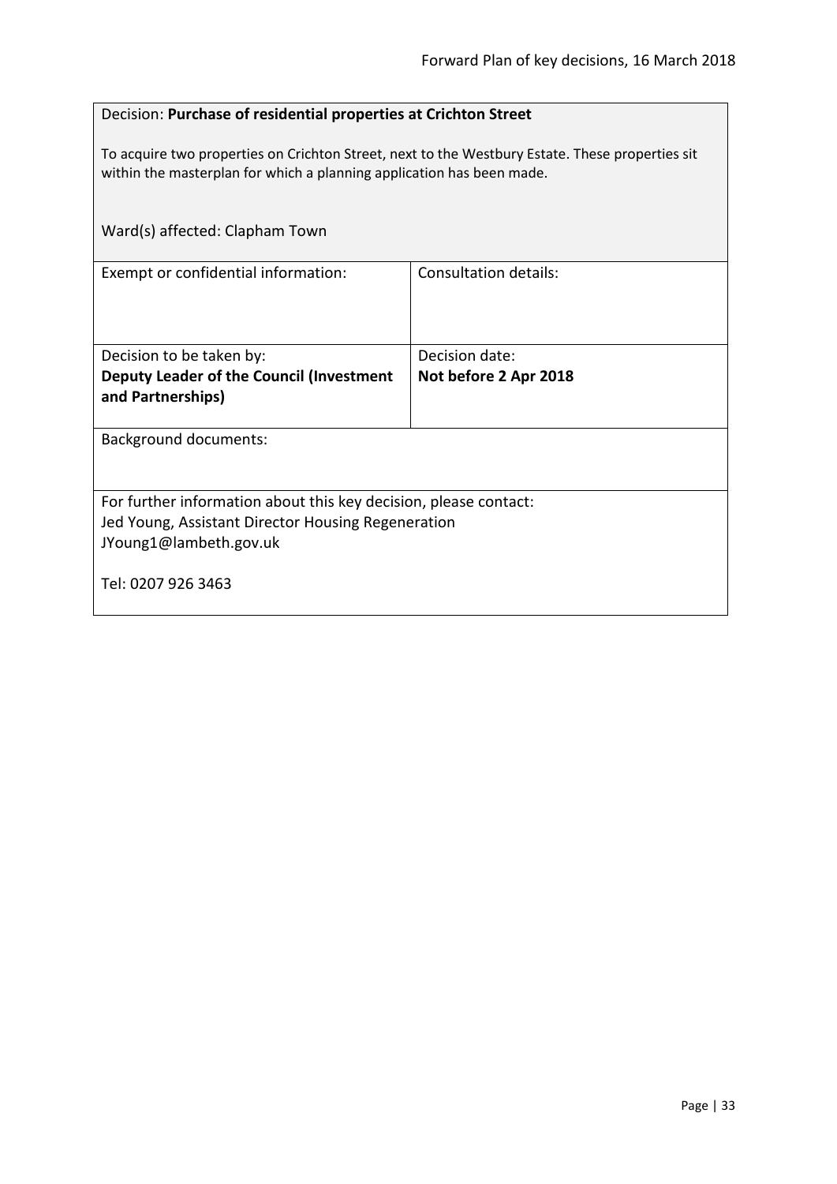Decision: **Purchase of residential properties at Crichton Street**

To acquire two properties on Crichton Street, next to the Westbury Estate. These properties sit within the masterplan for which a planning application has been made.

Ward(s) affected: Clapham Town

| Exempt or confidential information: | Consultation details: |
|---|---|
| Decision to be taken by:<br>**Deputy Leader of the Council (Investment and Partnerships)** | Decision date:<br>**Not before 2 Apr 2018** |

Background documents:

For further information about this key decision, please contact:
Jed Young, Assistant Director Housing Regeneration
JYoung1@lambeth.gov.uk

Tel: 0207 926 3463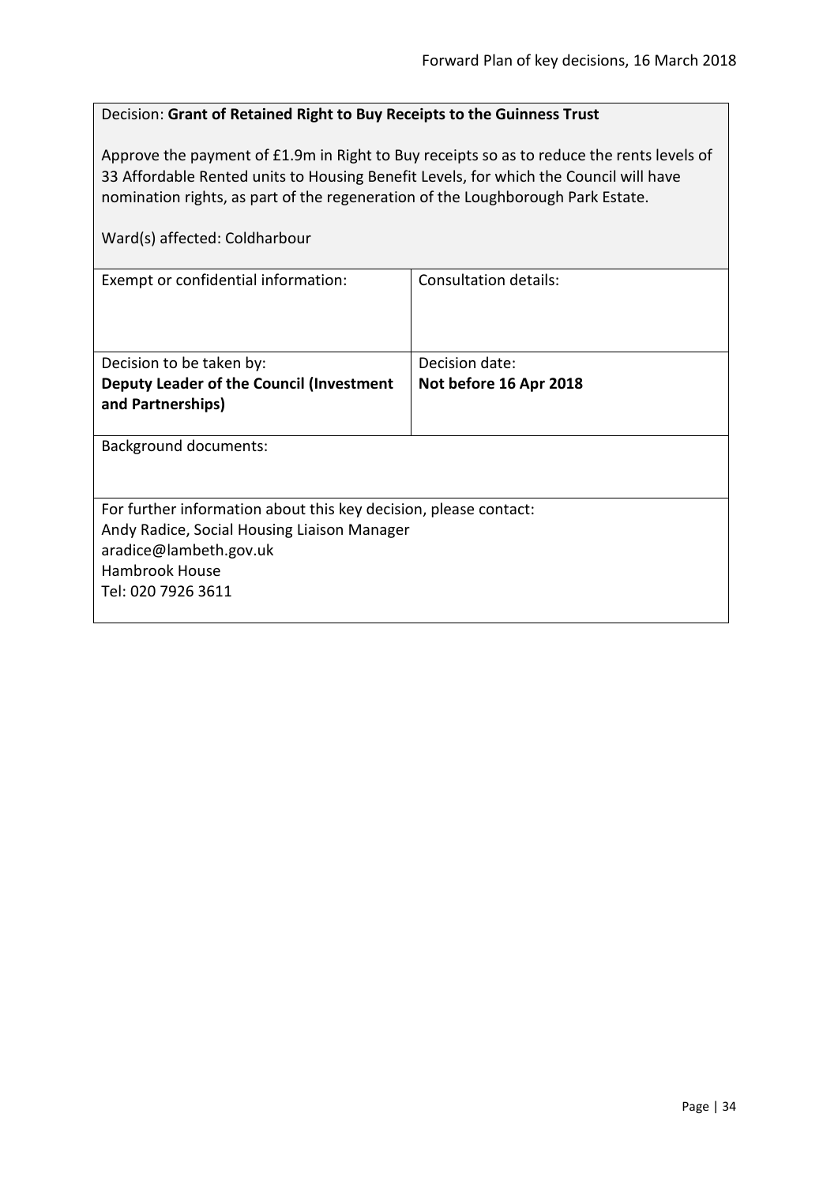Decision: **Grant of Retained Right to Buy Receipts to the Guinness Trust**

Approve the payment of £1.9m in Right to Buy receipts so as to reduce the rents levels of 33 Affordable Rented units to Housing Benefit Levels, for which the Council will have nomination rights, as part of the regeneration of the Loughborough Park Estate.

Ward(s) affected: Coldharbour

| Exempt or confidential information: | Consultation details: |
|---|---|
| Decision to be taken by:<br>**Deputy Leader of the Council (Investment and Partnerships)** | Decision date:<br>**Not before 16 Apr 2018** |

Background documents:

For further information about this key decision, please contact:
Andy Radice, Social Housing Liaison Manager
aradice@lambeth.gov.uk
Hambrook House
Tel: 020 7926 3611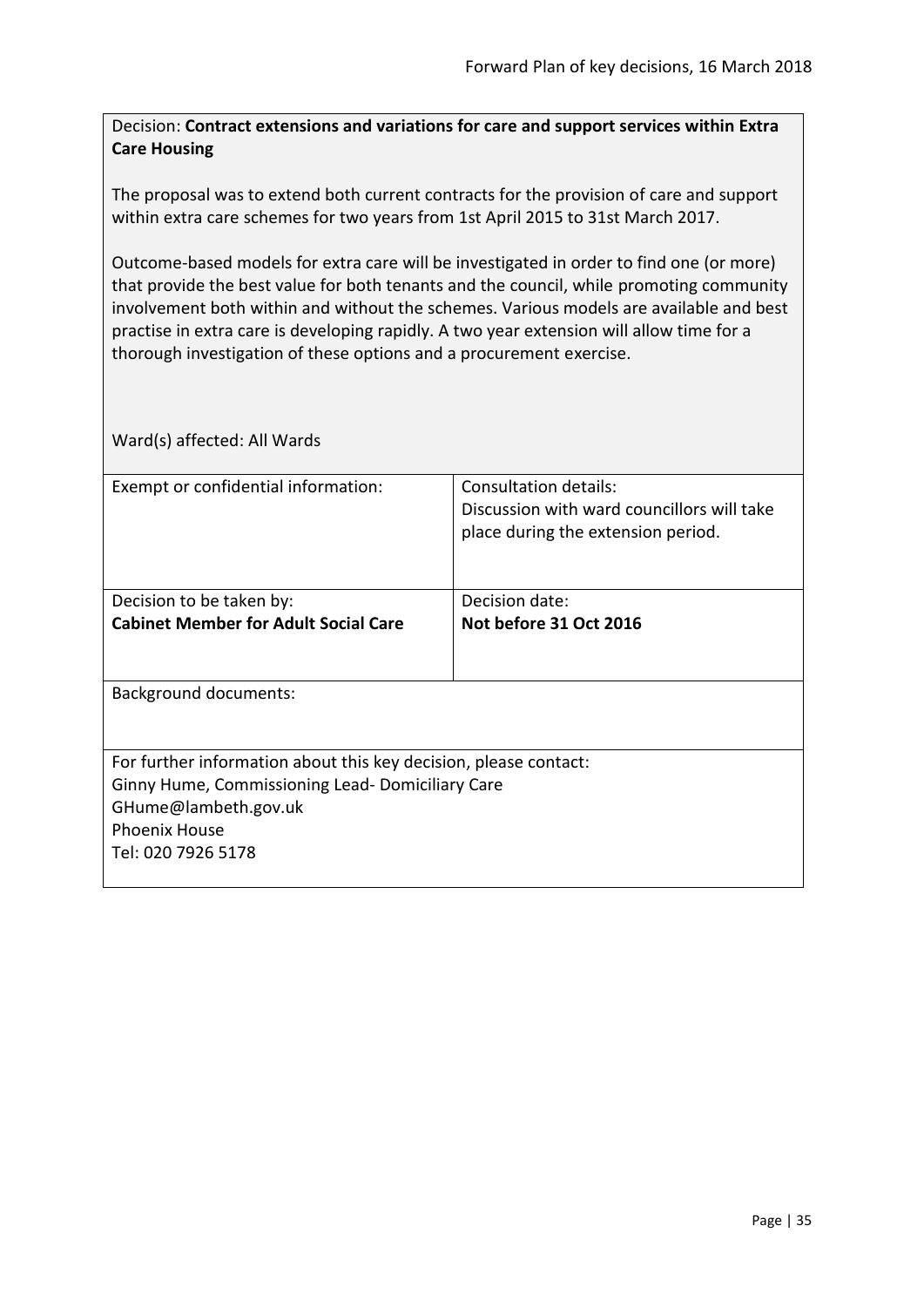Decision: **Contract extensions and variations for care and support services within Extra Care Housing**

The proposal was to extend both current contracts for the provision of care and support within extra care schemes for two years from 1st April 2015 to 31st March 2017.

Outcome-based models for extra care will be investigated in order to find one (or more) that provide the best value for both tenants and the council, while promoting community involvement both within and without the schemes. Various models are available and best practise in extra care is developing rapidly. A two year extension will allow time for a thorough investigation of these options and a procurement exercise.

Ward(s) affected: All Wards

| Exempt or confidential information: | Consultation details: Discussion with ward councillors will take place during the extension period. |
| --- | --- |
| Decision to be taken by: **Cabinet Member for Adult Social Care** | Decision date: **Not before 31 Oct 2016** |

Background documents:

For further information about this key decision, please contact:
Ginny Hume, Commissioning Lead- Domiciliary Care
GHume@lambeth.gov.uk
Phoenix House
Tel: 020 7926 5178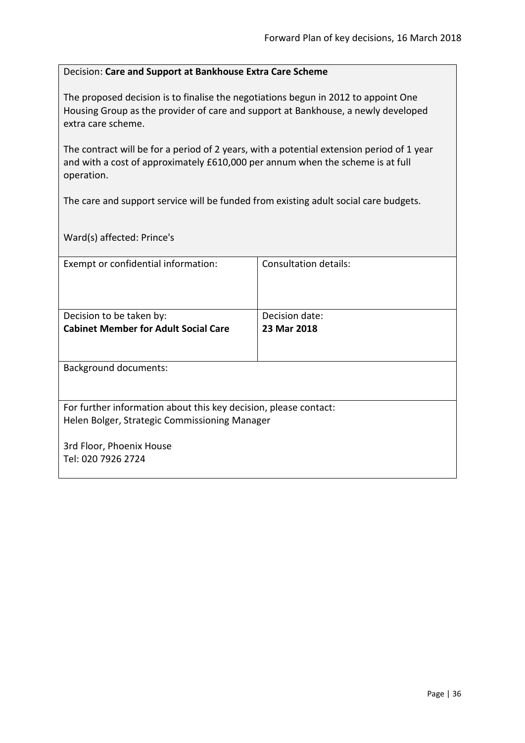Decision: **Care and Support at Bankhouse Extra Care Scheme**

The proposed decision is to finalise the negotiations begun in 2012 to appoint One Housing Group as the provider of care and support at Bankhouse, a newly developed extra care scheme.

The contract will be for a period of 2 years, with a potential extension period of 1 year and with a cost of approximately £610,000 per annum when the scheme is at full operation.

The care and support service will be funded from existing adult social care budgets.

Ward(s) affected: Prince's

| Exempt or confidential information: | Consultation details: |
|---|---|
| Decision to be taken by:<br>**Cabinet Member for Adult Social Care** | Decision date:<br>**23 Mar 2018** |

Background documents:

For further information about this key decision, please contact:
Helen Bolger, Strategic Commissioning Manager

3rd Floor, Phoenix House
Tel: 020 7926 2724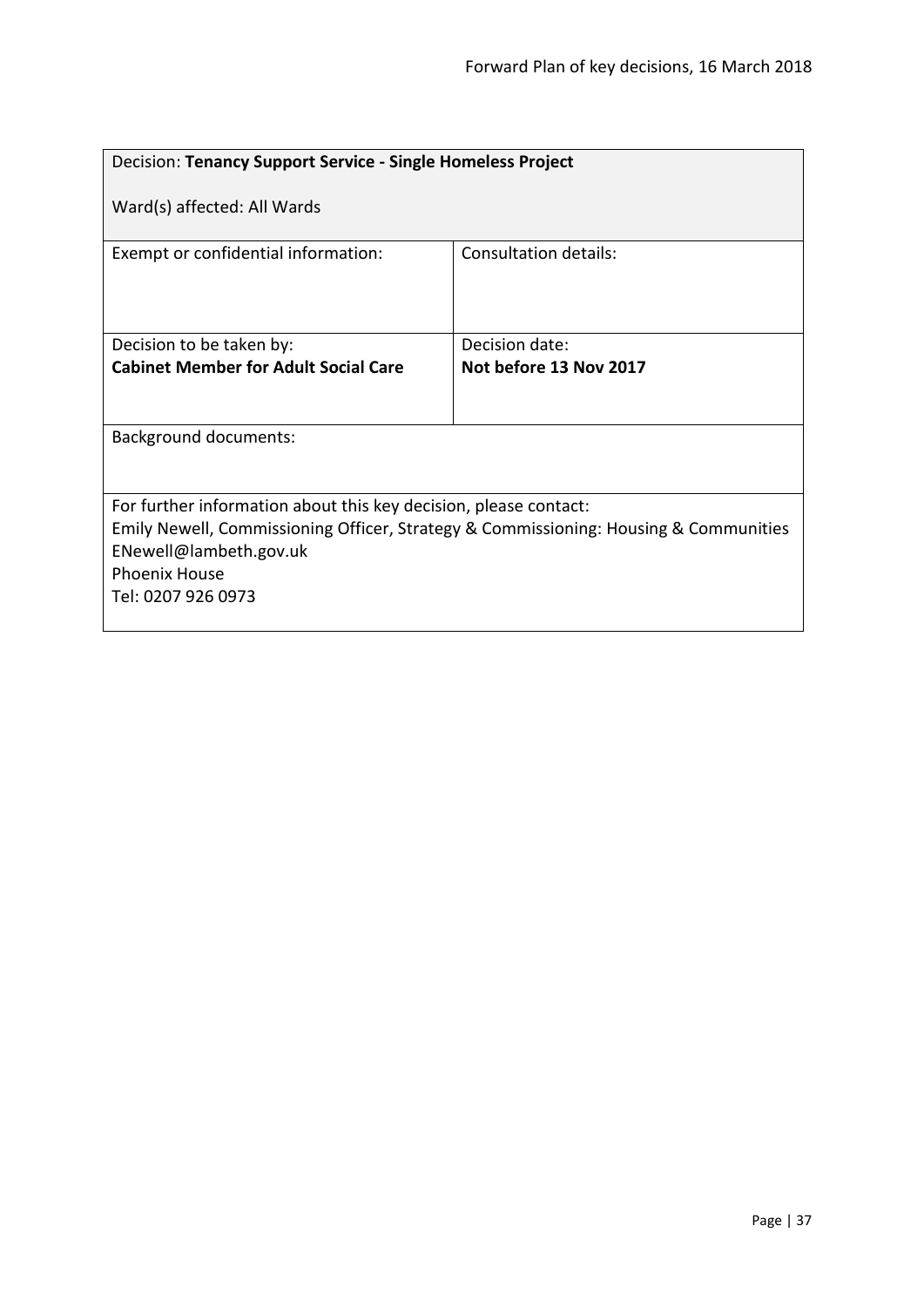| Decision: **Tenancy Support Service - Single Homeless Project**<br><br>Ward(s) affected: All Wards | |
|---|---|
| Exempt or confidential information: | Consultation details: |
| Decision to be taken by:<br>**Cabinet Member for Adult Social Care** | Decision date:<br>**Not before 13 Nov 2017** |
| Background documents: | |
| For further information about this key decision, please contact:<br>Emily Newell, Commissioning Officer, Strategy & Commissioning: Housing & Communities<br>ENewell@lambeth.gov.uk<br>Phoenix House<br>Tel: 0207 926 0973 | |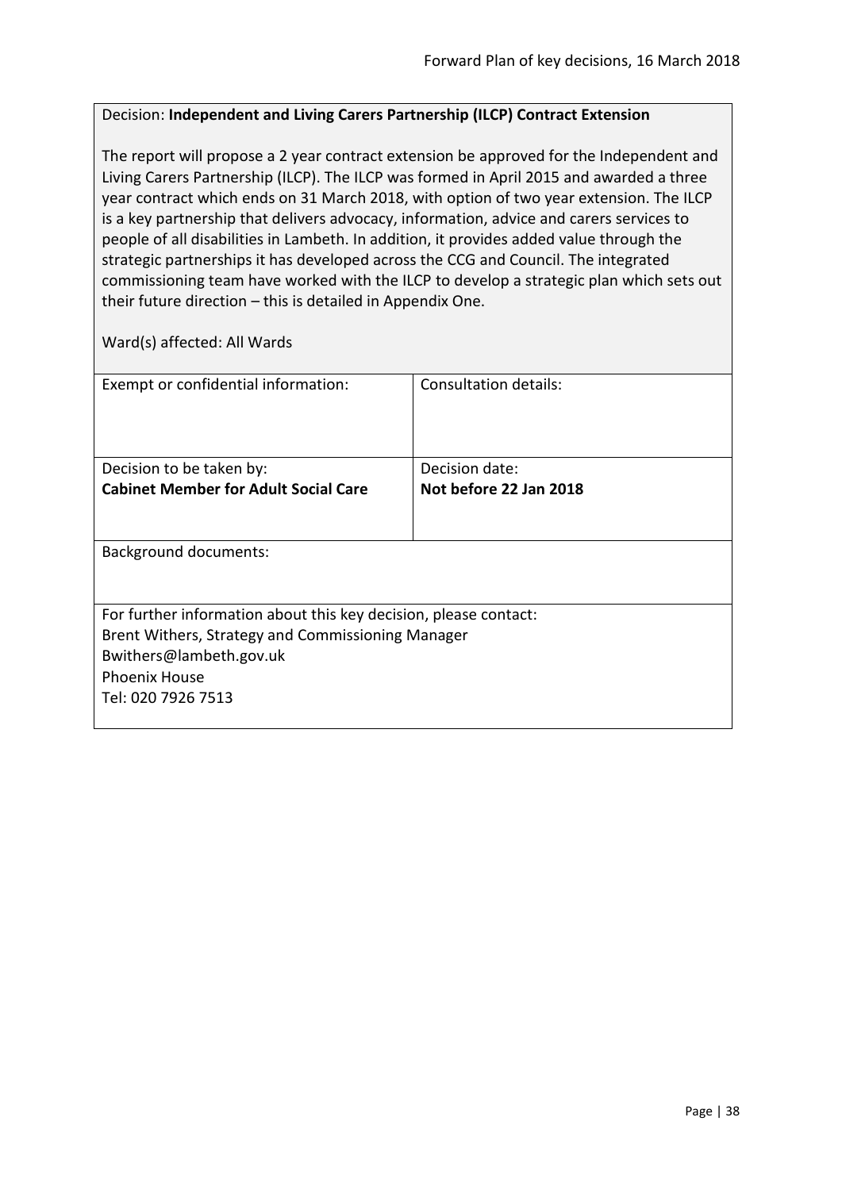Decision: **Independent and Living Carers Partnership (ILCP) Contract Extension**

The report will propose a 2 year contract extension be approved for the Independent and Living Carers Partnership (ILCP). The ILCP was formed in April 2015 and awarded a three year contract which ends on 31 March 2018, with option of two year extension. The ILCP is a key partnership that delivers advocacy, information, advice and carers services to people of all disabilities in Lambeth. In addition, it provides added value through the strategic partnerships it has developed across the CCG and Council. The integrated commissioning team have worked with the ILCP to develop a strategic plan which sets out their future direction – this is detailed in Appendix One.

Ward(s) affected: All Wards

| Exempt or confidential information: | Consultation details: |
|---|---|
| Decision to be taken by:<br>**Cabinet Member for Adult Social Care** | Decision date:<br>**Not before 22 Jan 2018** |

Background documents:

For further information about this key decision, please contact:
Brent Withers, Strategy and Commissioning Manager
Bwithers@lambeth.gov.uk
Phoenix House
Tel: 020 7926 7513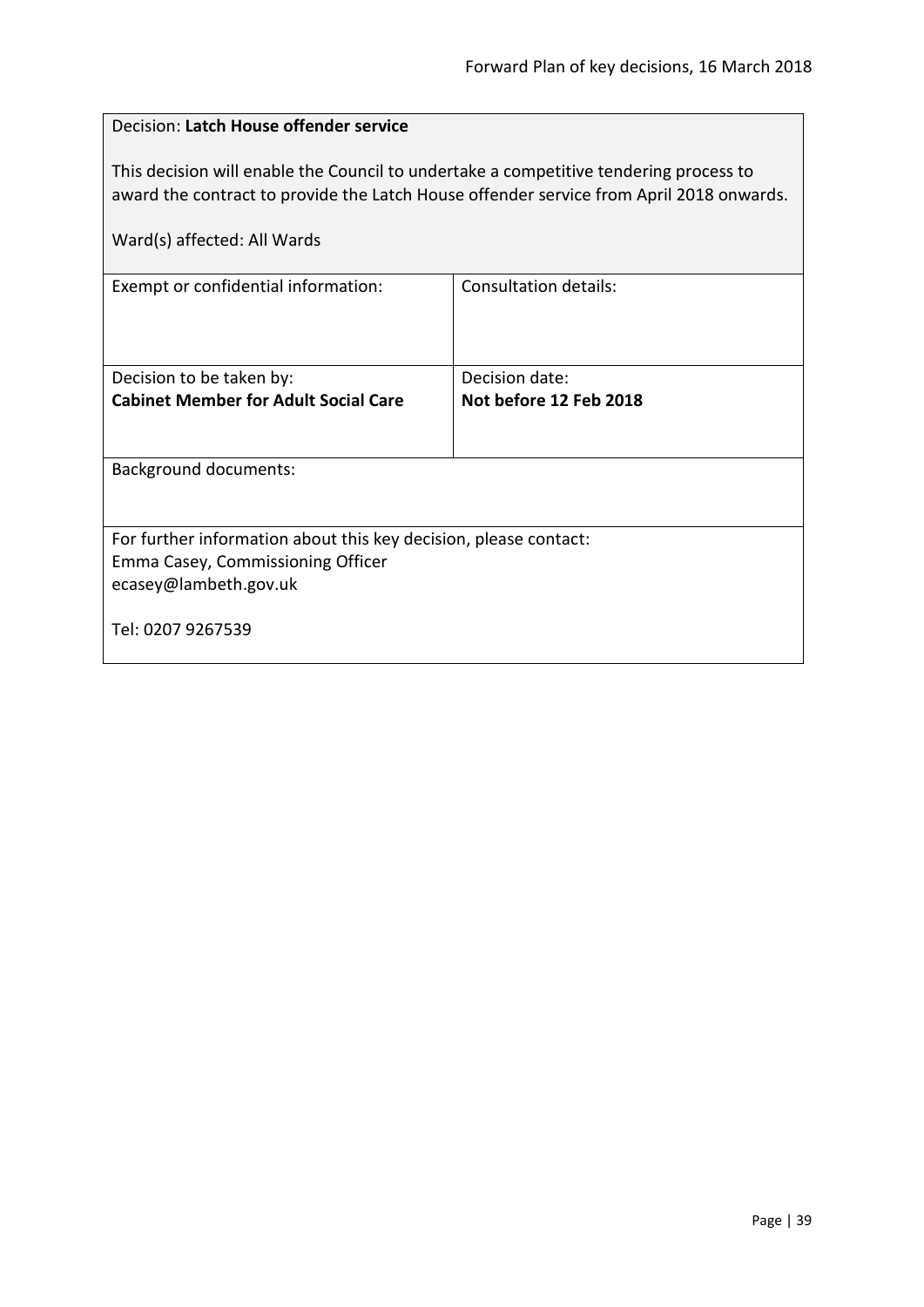Decision: **Latch House offender service**

This decision will enable the Council to undertake a competitive tendering process to award the contract to provide the Latch House offender service from April 2018 onwards.

Ward(s) affected: All Wards

| Exempt or confidential information: | Consultation details: |
|---|---|
| Decision to be taken by:<br>**Cabinet Member for Adult Social Care** | Decision date:<br>**Not before 12 Feb 2018** |

Background documents:

For further information about this key decision, please contact:
Emma Casey, Commissioning Officer
ecasey@lambeth.gov.uk

Tel: 0207 9267539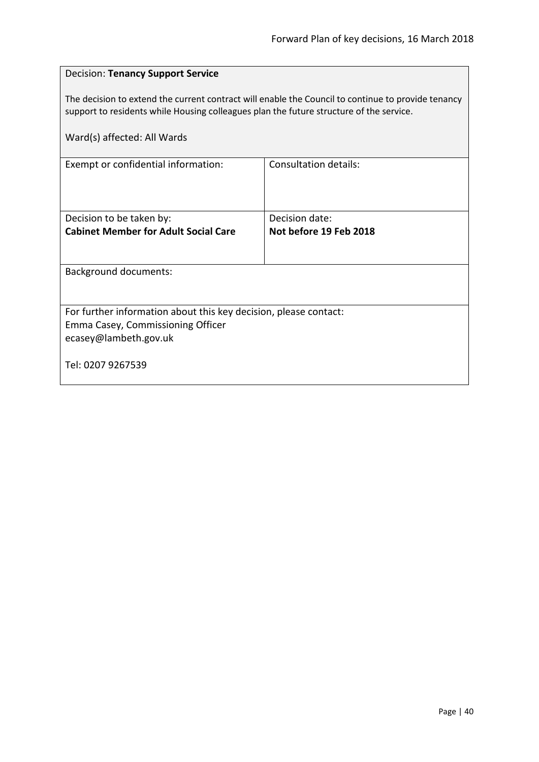Decision: **Tenancy Support Service**

The decision to extend the current contract will enable the Council to continue to provide tenancy support to residents while Housing colleagues plan the future structure of the service.

Ward(s) affected: All Wards

| Exempt or confidential information: | Consultation details: |
|---|---|
| Decision to be taken by:<br>**Cabinet Member for Adult Social Care** | Decision date:<br>**Not before 19 Feb 2018** |

Background documents:

For further information about this key decision, please contact:
Emma Casey, Commissioning Officer
ecasey@lambeth.gov.uk

Tel: 0207 9267539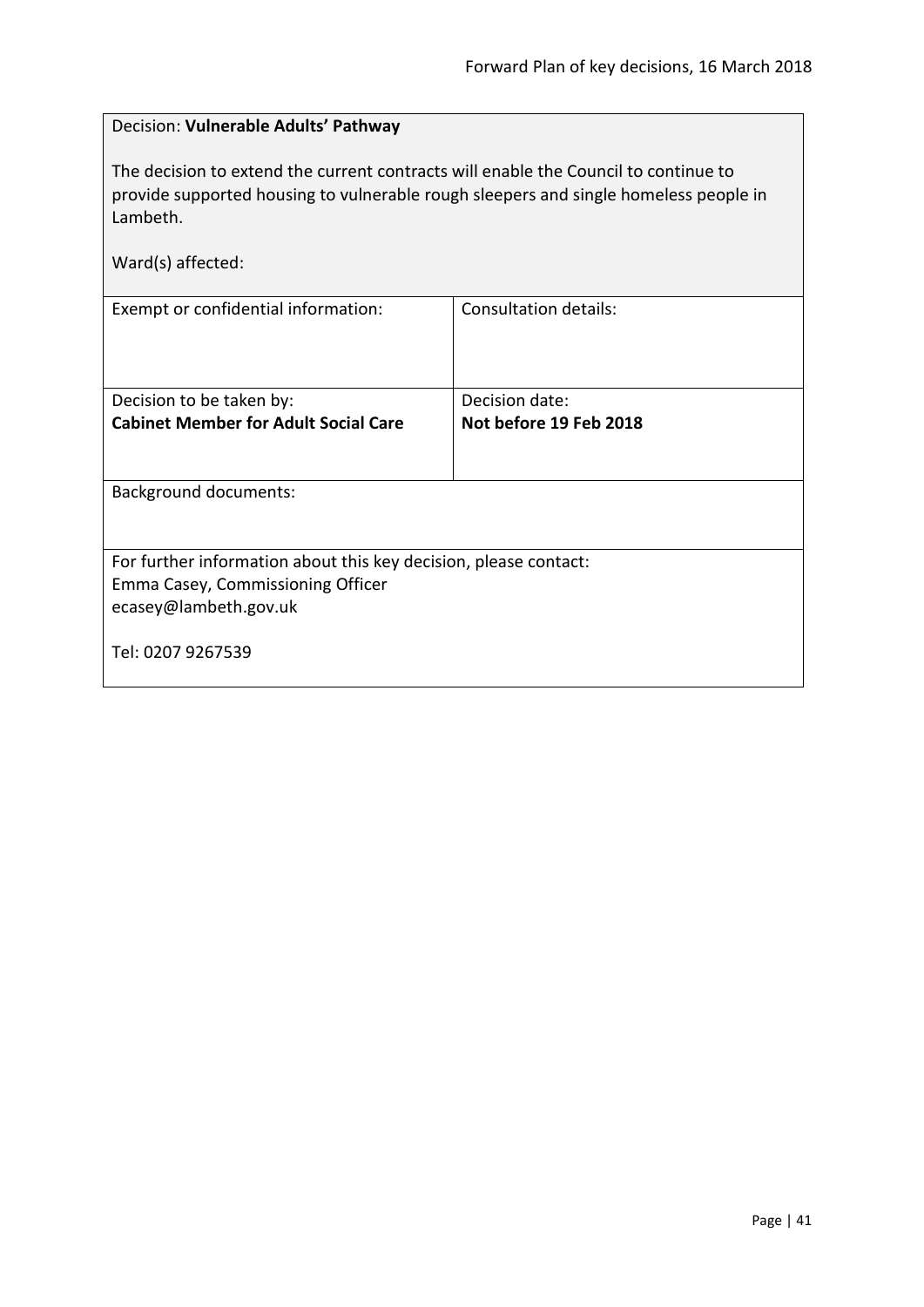Decision: **Vulnerable Adults' Pathway**

The decision to extend the current contracts will enable the Council to continue to provide supported housing to vulnerable rough sleepers and single homeless people in Lambeth.

Ward(s) affected:

| Exempt or confidential information: | Consultation details: |
|---|---|
| Decision to be taken by:<br>**Cabinet Member for Adult Social Care** | Decision date:<br>**Not before 19 Feb 2018** |

Background documents:

For further information about this key decision, please contact:
Emma Casey, Commissioning Officer
ecasey@lambeth.gov.uk

Tel: 0207 9267539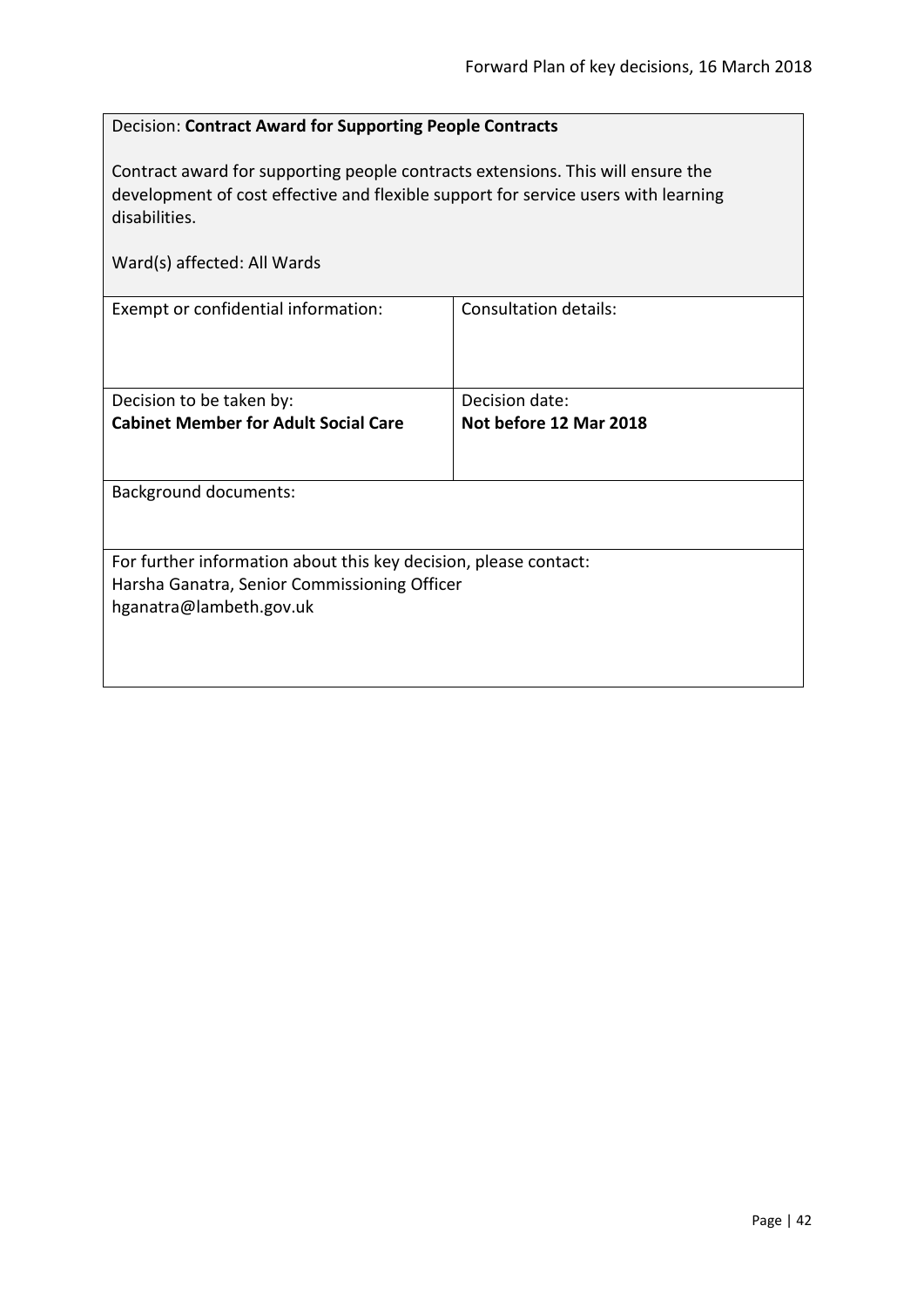Decision: **Contract Award for Supporting People Contracts**

Contract award for supporting people contracts extensions. This will ensure the development of cost effective and flexible support for service users with learning disabilities.

Ward(s) affected: All Wards

| Exempt or confidential information: | Consultation details: |
|---|---|
| Decision to be taken by:<br>**Cabinet Member for Adult Social Care** | Decision date:<br>**Not before 12 Mar 2018** |

Background documents:

For further information about this key decision, please contact:
Harsha Ganatra, Senior Commissioning Officer
hganatra@lambeth.gov.uk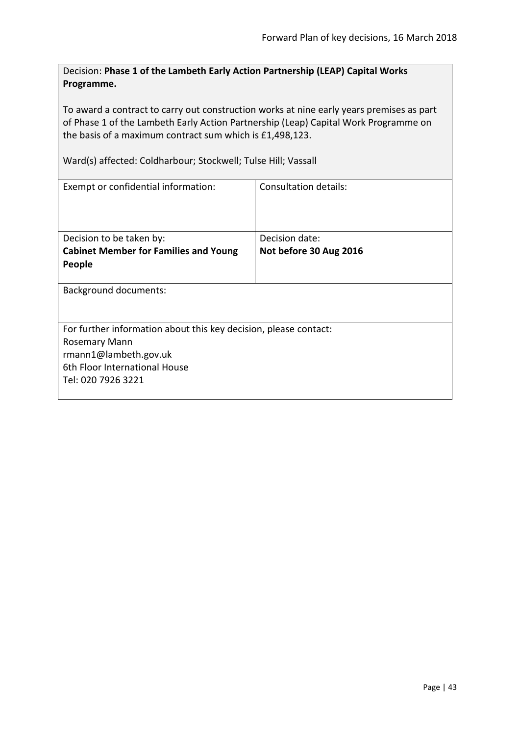Decision: **Phase 1 of the Lambeth Early Action Partnership (LEAP) Capital Works Programme.**

To award a contract to carry out construction works at nine early years premises as part of Phase 1 of the Lambeth Early Action Partnership (Leap) Capital Work Programme on the basis of a maximum contract sum which is £1,498,123.

Ward(s) affected: Coldharbour; Stockwell; Tulse Hill; Vassall

| Exempt or confidential information: | Consultation details: |
|---|---|
| Decision to be taken by:<br>**Cabinet Member for Families and Young People** | Decision date:<br>**Not before 30 Aug 2016** |

Background documents:

For further information about this key decision, please contact:
Rosemary Mann
rmann1@lambeth.gov.uk
6th Floor International House
Tel: 020 7926 3221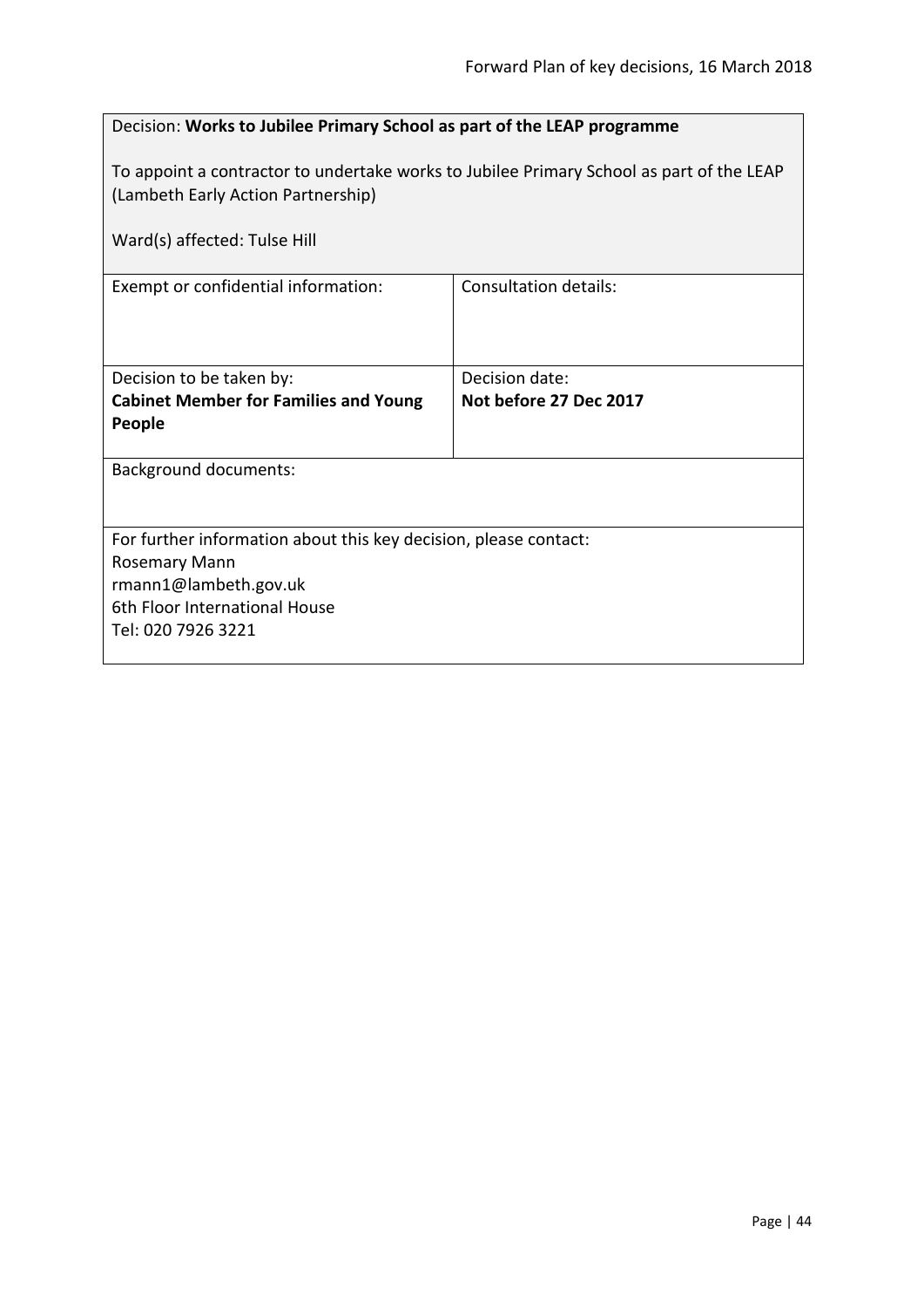Decision: **Works to Jubilee Primary School as part of the LEAP programme**

To appoint a contractor to undertake works to Jubilee Primary School as part of the LEAP (Lambeth Early Action Partnership)

Ward(s) affected: Tulse Hill

| Exempt or confidential information: | Consultation details: |
|---|---|
| Decision to be taken by:<br>**Cabinet Member for Families and Young People** | Decision date:<br>**Not before 27 Dec 2017** |

Background documents:

For further information about this key decision, please contact:
Rosemary Mann
rmann1@lambeth.gov.uk
6th Floor International House
Tel: 020 7926 3221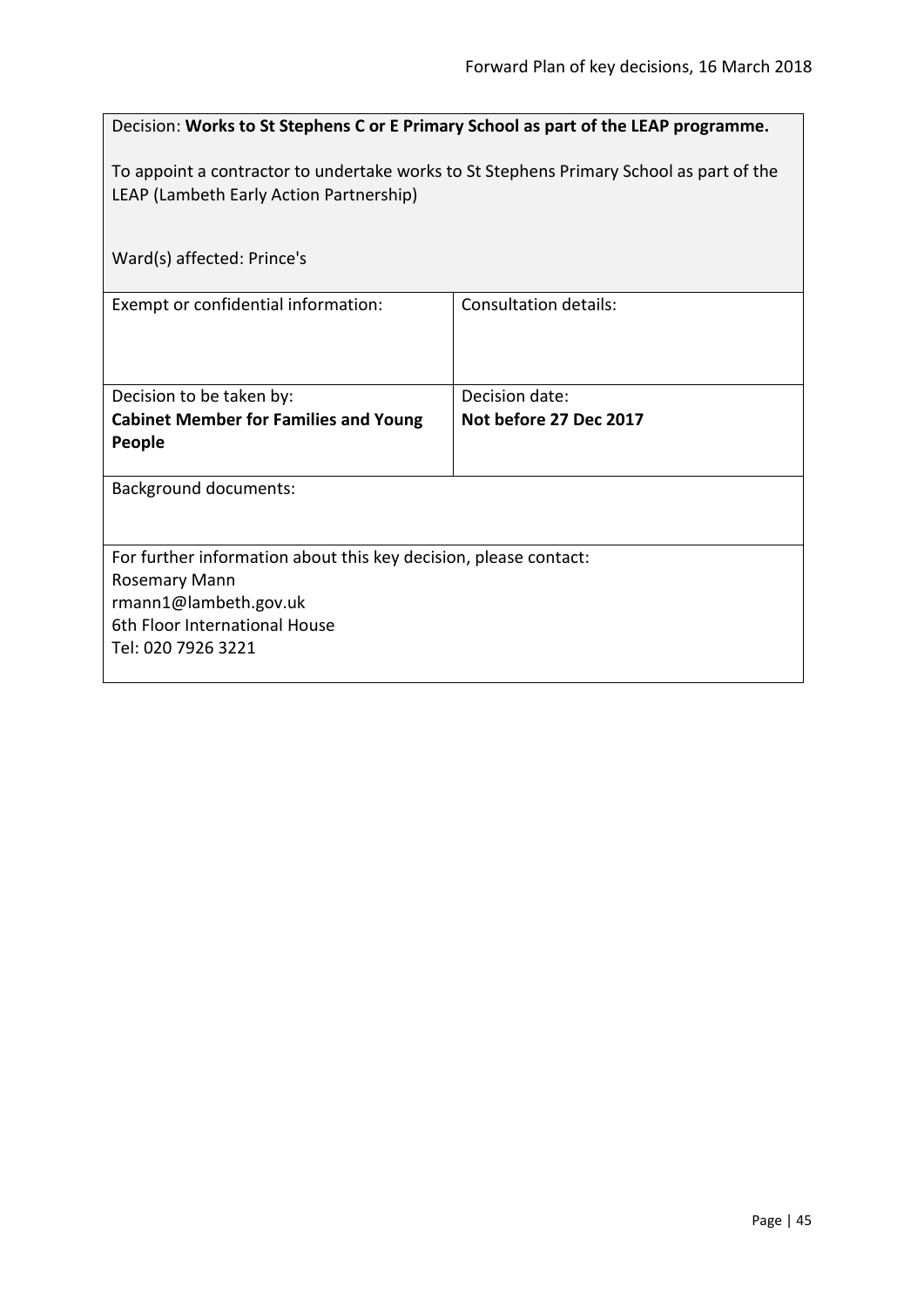Decision: **Works to St Stephens C or E Primary School as part of the LEAP programme.**

To appoint a contractor to undertake works to St Stephens Primary School as part of the LEAP (Lambeth Early Action Partnership)

Ward(s) affected: Prince's

| Exempt or confidential information: | Consultation details: |
|---|---|
| Decision to be taken by: **Cabinet Member for Families and Young People** | Decision date: **Not before 27 Dec 2017** |

Background documents:

For further information about this key decision, please contact:
Rosemary Mann
rmann1@lambeth.gov.uk
6th Floor International House
Tel: 020 7926 3221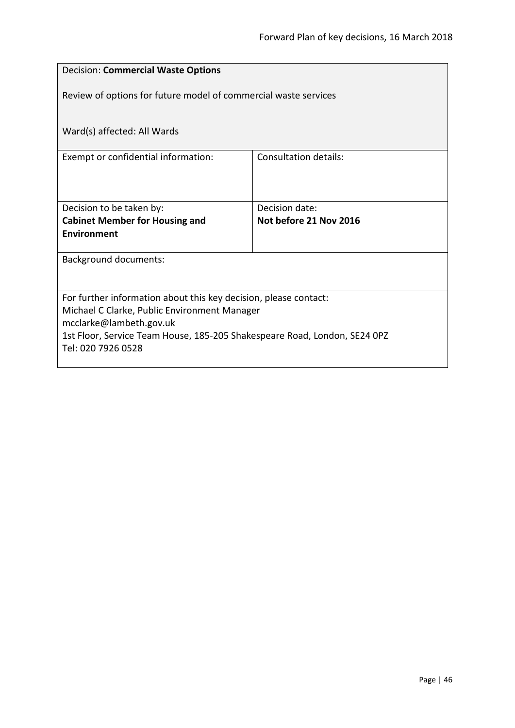Decision: **Commercial Waste Options**

Review of options for future model of commercial waste services

Ward(s) affected: All Wards

| Exempt or confidential information: | Consultation details: |
|---|---|
| Decision to be taken by:<br>**Cabinet Member for Housing and Environment** | Decision date:<br>**Not before 21 Nov 2016** |

Background documents:

For further information about this key decision, please contact:
Michael C Clarke, Public Environment Manager
mcclarke@lambeth.gov.uk
1st Floor, Service Team House, 185-205 Shakespeare Road, London, SE24 0PZ
Tel: 020 7926 0528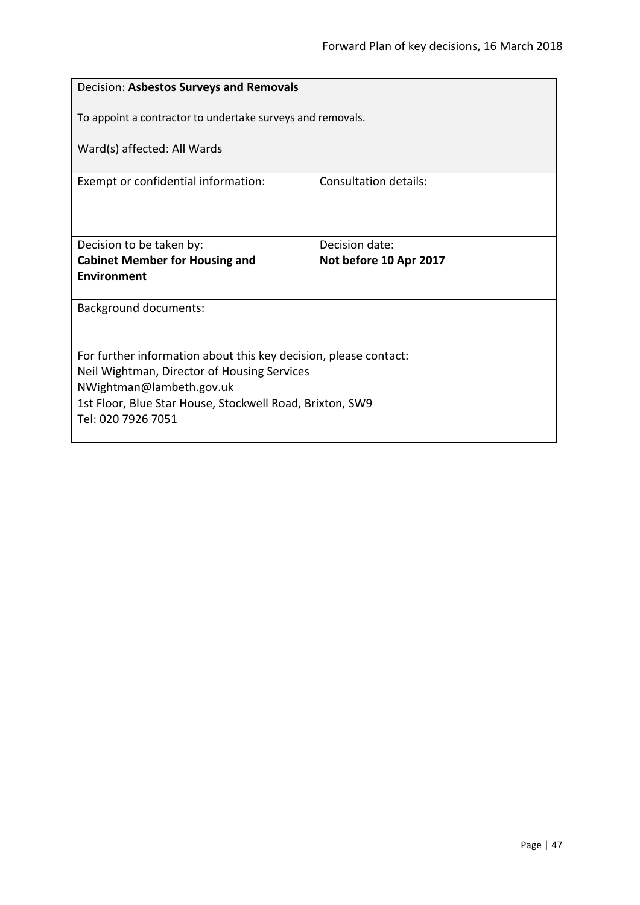Decision: **Asbestos Surveys and Removals**

To appoint a contractor to undertake surveys and removals.

Ward(s) affected: All Wards

| Exempt or confidential information: | Consultation details: |
|---|---|
| Decision to be taken by:<br>**Cabinet Member for Housing and Environment** | Decision date:<br>**Not before 10 Apr 2017** |

Background documents:

For further information about this key decision, please contact:
Neil Wightman, Director of Housing Services
NWightman@lambeth.gov.uk
1st Floor, Blue Star House, Stockwell Road, Brixton, SW9
Tel: 020 7926 7051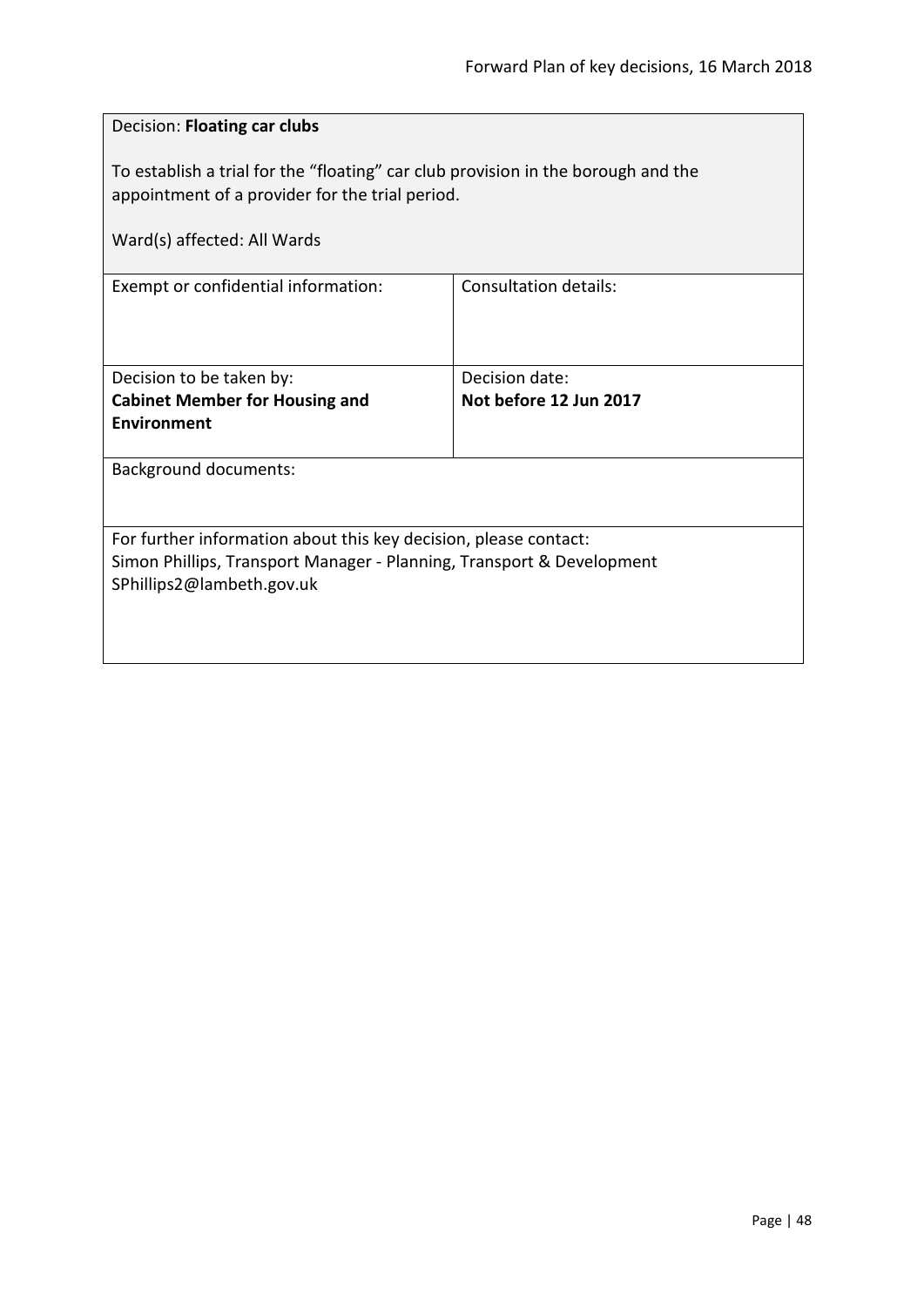Decision: **Floating car clubs**

To establish a trial for the "floating" car club provision in the borough and the appointment of a provider for the trial period.

Ward(s) affected: All Wards

| Exempt or confidential information: | Consultation details: |
| --- | --- |
| Decision to be taken by: **Cabinet Member for Housing and Environment** | Decision date: **Not before 12 Jun 2017** |

Background documents:

For further information about this key decision, please contact:
Simon Phillips, Transport Manager - Planning, Transport & Development
SPhillips2@lambeth.gov.uk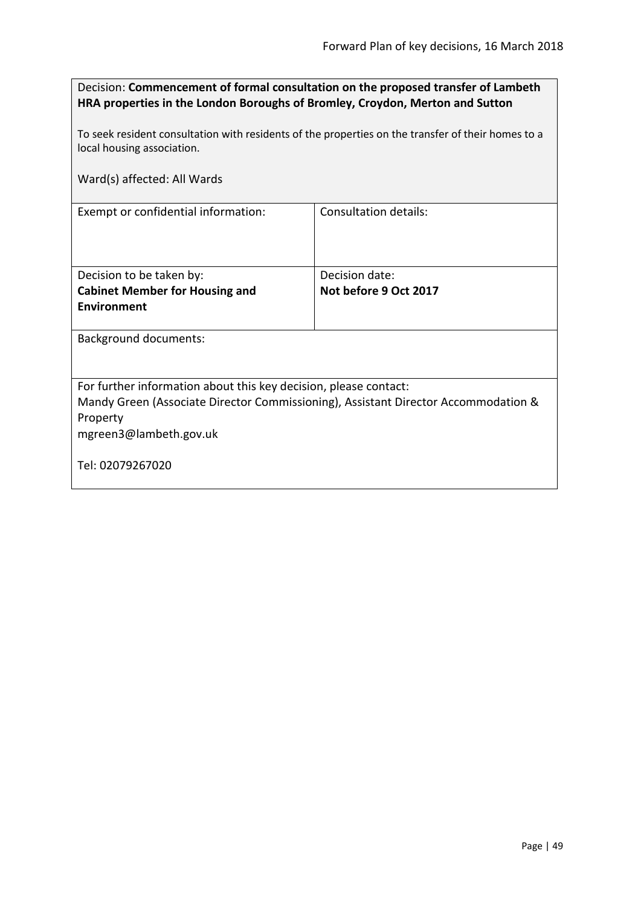Decision: **Commencement of formal consultation on the proposed transfer of Lambeth HRA properties in the London Boroughs of Bromley, Croydon, Merton and Sutton**

To seek resident consultation with residents of the properties on the transfer of their homes to a local housing association.

Ward(s) affected: All Wards

| Exempt or confidential information: | Consultation details: |
| --- | --- |
| Decision to be taken by: **Cabinet Member for Housing and Environment** | Decision date: **Not before 9 Oct 2017** |

Background documents:

For further information about this key decision, please contact:
Mandy Green (Associate Director Commissioning), Assistant Director Accommodation & Property
mgreen3@lambeth.gov.uk

Tel: 02079267020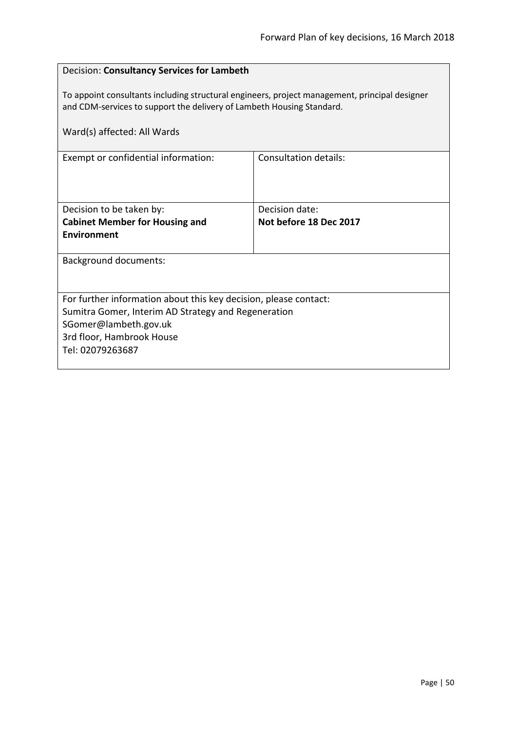Decision: **Consultancy Services for Lambeth**

To appoint consultants including structural engineers, project management, principal designer and CDM-services to support the delivery of Lambeth Housing Standard.

Ward(s) affected: All Wards

| Exempt or confidential information: | Consultation details: |
|---|---|
| Decision to be taken by: **Cabinet Member for Housing and Environment** | Decision date: **Not before 18 Dec 2017** |

Background documents:

For further information about this key decision, please contact:
Sumitra Gomer, Interim AD Strategy and Regeneration
SGomer@lambeth.gov.uk
3rd floor, Hambrook House
Tel: 02079263687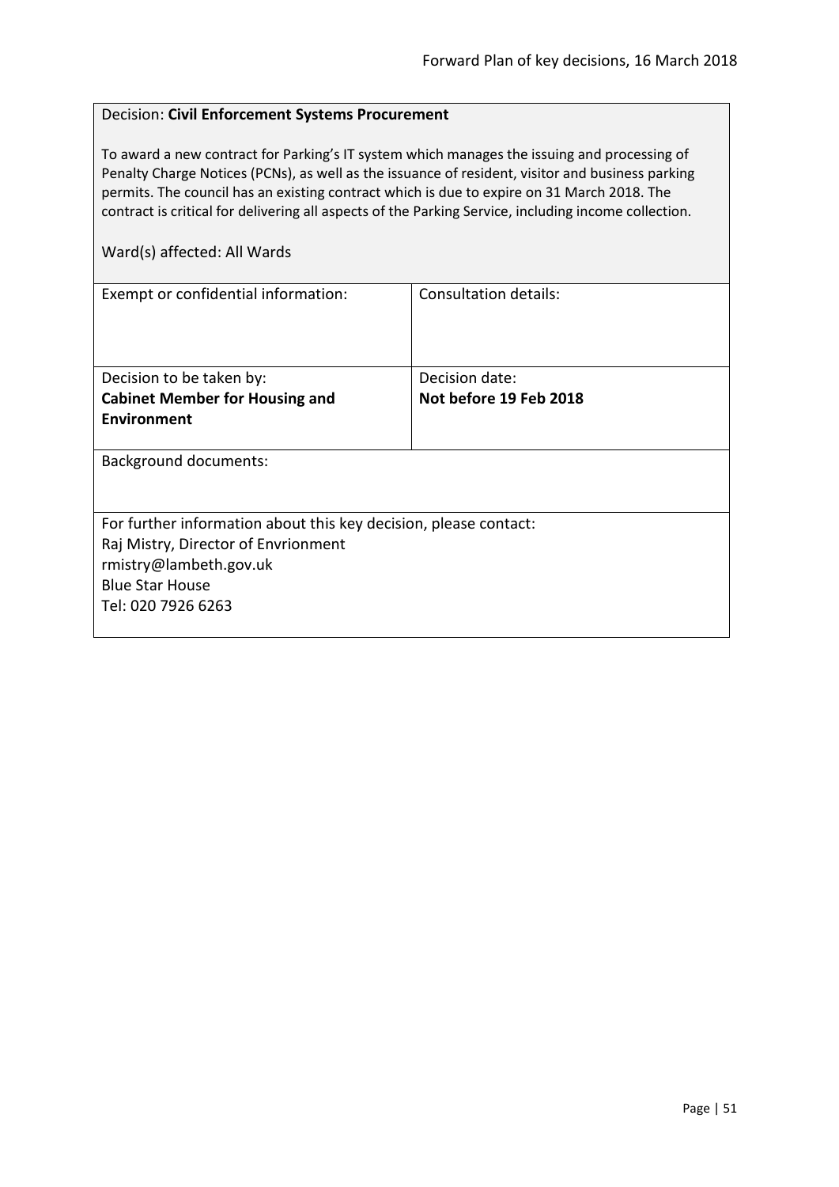Decision: **Civil Enforcement Systems Procurement**

To award a new contract for Parking's IT system which manages the issuing and processing of Penalty Charge Notices (PCNs), as well as the issuance of resident, visitor and business parking permits. The council has an existing contract which is due to expire on 31 March 2018. The contract is critical for delivering all aspects of the Parking Service, including income collection.

Ward(s) affected: All Wards

| Exempt or confidential information: | Consultation details: |
|---|---|
| Decision to be taken by: **Cabinet Member for Housing and Environment** | Decision date: **Not before 19 Feb 2018** |

Background documents:

For further information about this key decision, please contact:
Raj Mistry, Director of Envrionment
rmistry@lambeth.gov.uk
Blue Star House
Tel: 020 7926 6263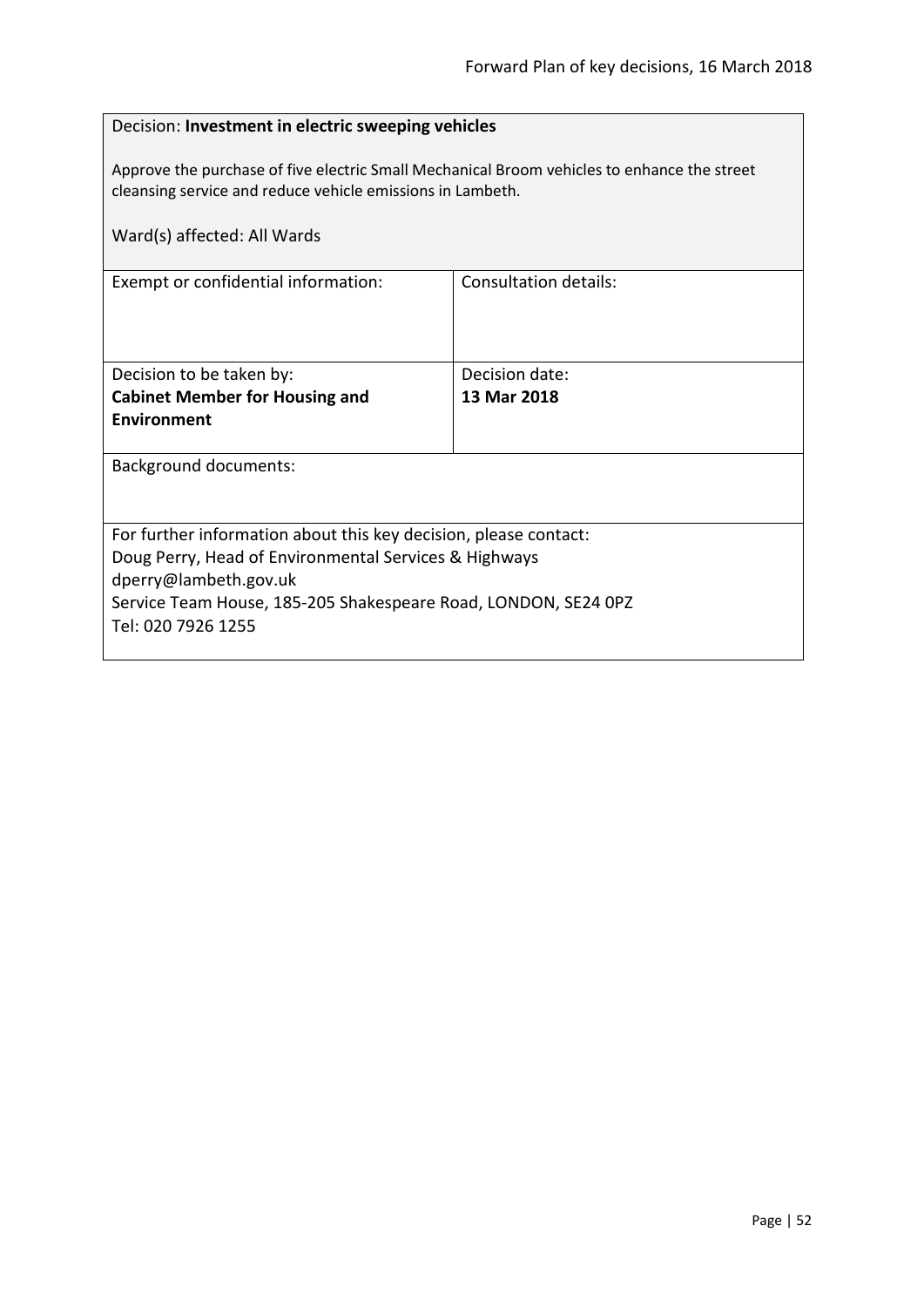Decision: **Investment in electric sweeping vehicles**

Approve the purchase of five electric Small Mechanical Broom vehicles to enhance the street cleansing service and reduce vehicle emissions in Lambeth.

Ward(s) affected: All Wards

| Exempt or confidential information: | Consultation details: |
|---|---|
| Decision to be taken by:<br>**Cabinet Member for Housing and Environment** | Decision date:<br>**13 Mar 2018** |

Background documents:

For further information about this key decision, please contact:
Doug Perry, Head of Environmental Services & Highways
dperry@lambeth.gov.uk
Service Team House, 185-205 Shakespeare Road, LONDON, SE24 0PZ
Tel: 020 7926 1255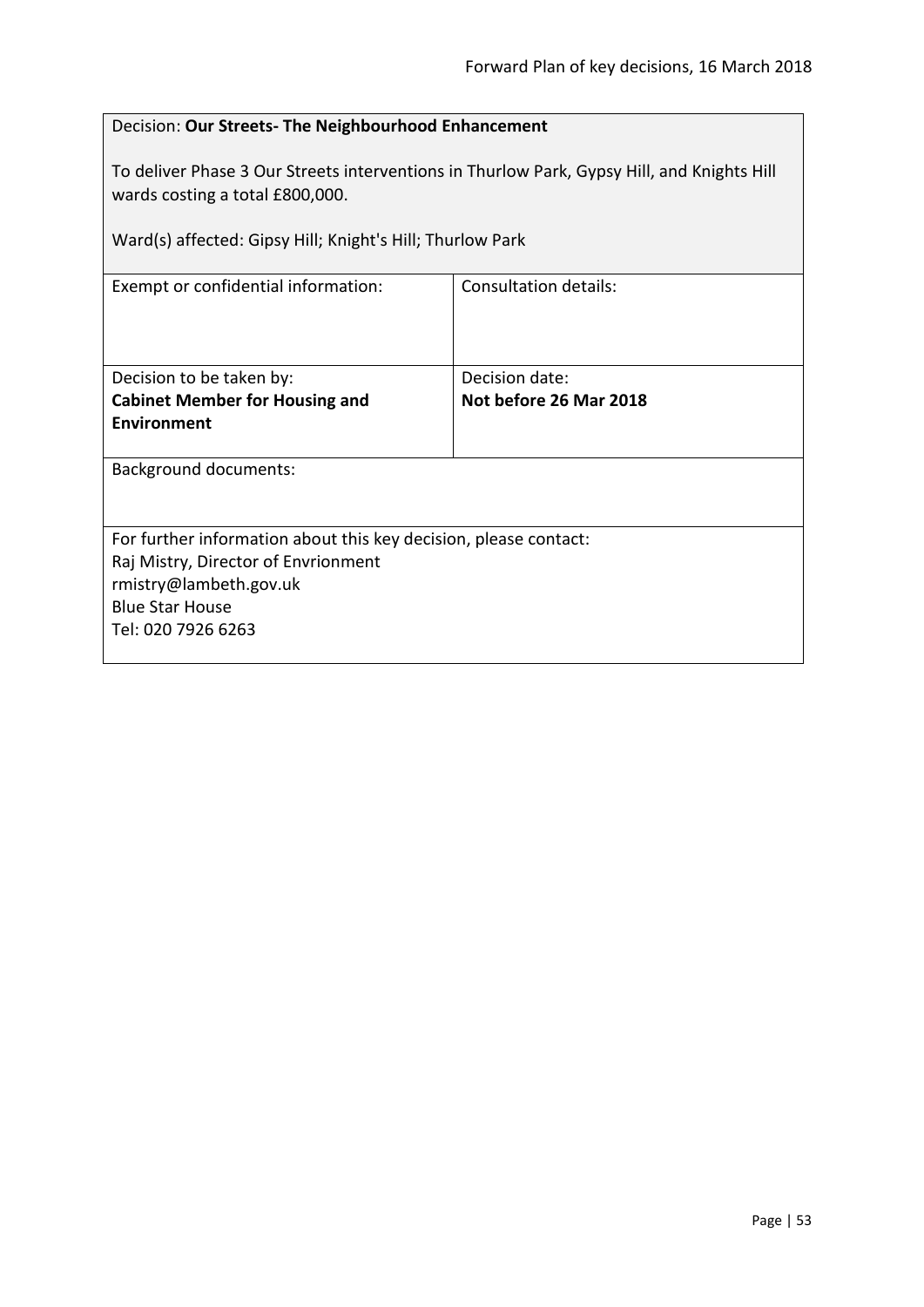Decision: **Our Streets- The Neighbourhood Enhancement**

To deliver Phase 3 Our Streets interventions in Thurlow Park, Gypsy Hill, and Knights Hill wards costing a total £800,000.

Ward(s) affected: Gipsy Hill; Knight's Hill; Thurlow Park

| Exempt or confidential information: | Consultation details: |
|---|---|
| Decision to be taken by:<br>**Cabinet Member for Housing and Environment** | Decision date:<br>**Not before 26 Mar 2018** |

Background documents:

For further information about this key decision, please contact:
Raj Mistry, Director of Envrionment
rmistry@lambeth.gov.uk
Blue Star House
Tel: 020 7926 6263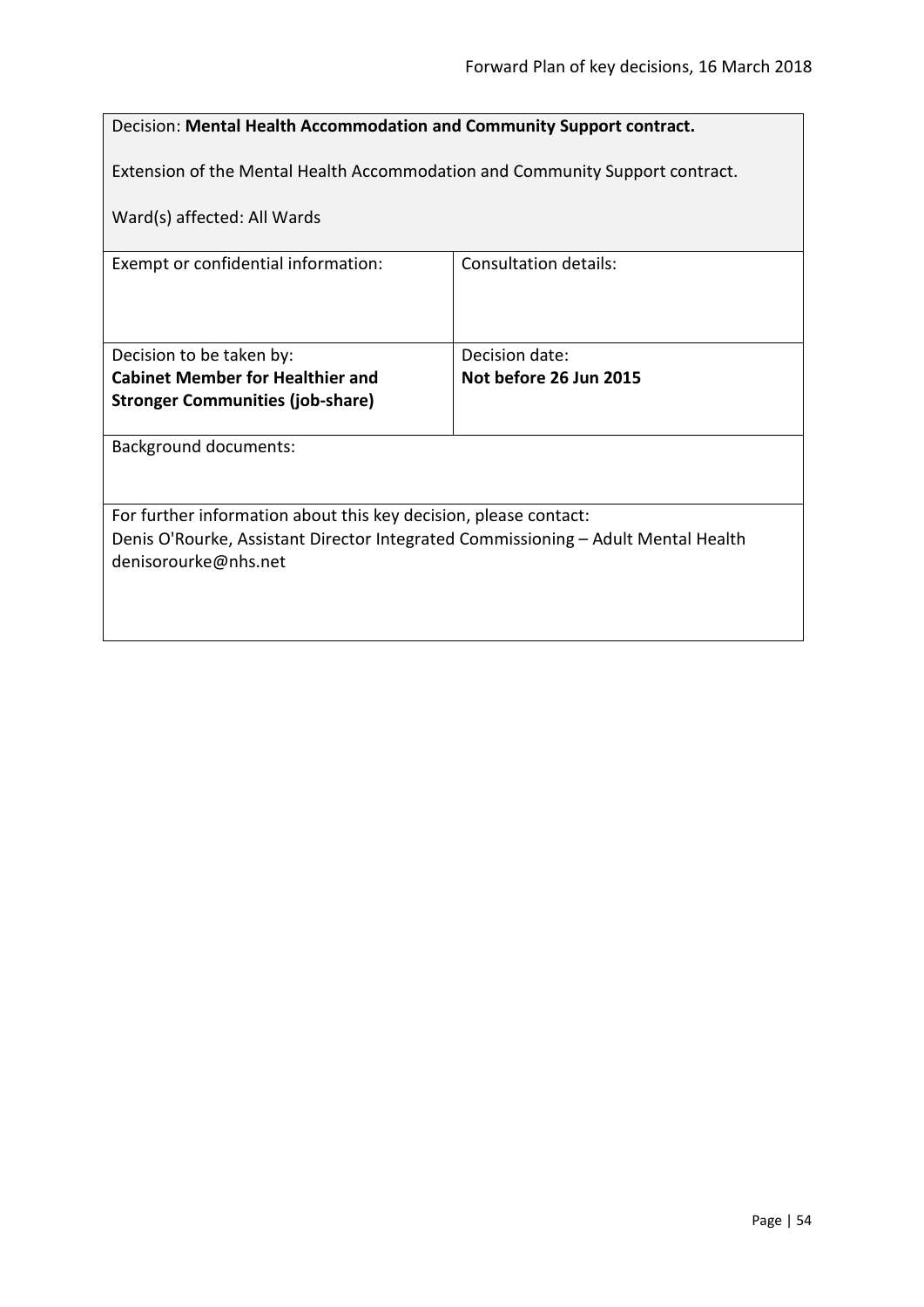| Decision: **Mental Health Accommodation and Community Support contract.**<br><br>Extension of the Mental Health Accommodation and Community Support contract.<br><br>Ward(s) affected: All Wards | |
|---|---|
| Exempt or confidential information: | Consultation details: |
| Decision to be taken by:<br>**Cabinet Member for Healthier and Stronger Communities (job-share)** | Decision date:<br>**Not before 26 Jun 2015** |
| Background documents: | |
| For further information about this key decision, please contact:<br>Denis O'Rourke, Assistant Director Integrated Commissioning – Adult Mental Health<br>denisorourke@nhs.net | |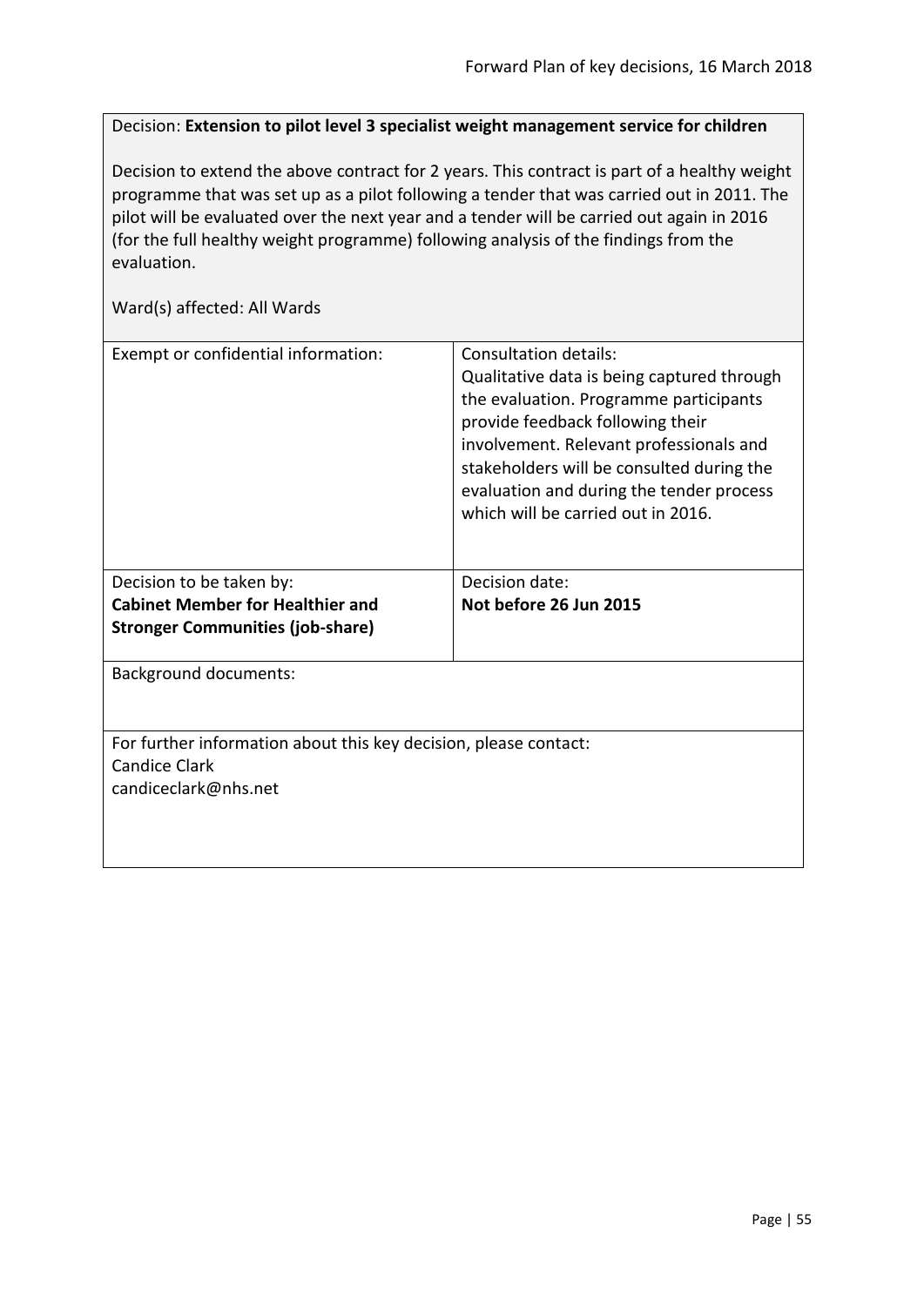Decision: **Extension to pilot level 3 specialist weight management service for children**

Decision to extend the above contract for 2 years. This contract is part of a healthy weight programme that was set up as a pilot following a tender that was carried out in 2011. The pilot will be evaluated over the next year and a tender will be carried out again in 2016 (for the full healthy weight programme) following analysis of the findings from the evaluation.

Ward(s) affected: All Wards

| Exempt or confidential information: | Consultation details: Qualitative data is being captured through the evaluation. Programme participants provide feedback following their involvement. Relevant professionals and stakeholders will be consulted during the evaluation and during the tender process which will be carried out in 2016. |
|---|---|
| Decision to be taken by: **Cabinet Member for Healthier and Stronger Communities (job-share)** | Decision date: **Not before 26 Jun 2015** |

Background documents:

For further information about this key decision, please contact:
Candice Clark
candiceclark@nhs.net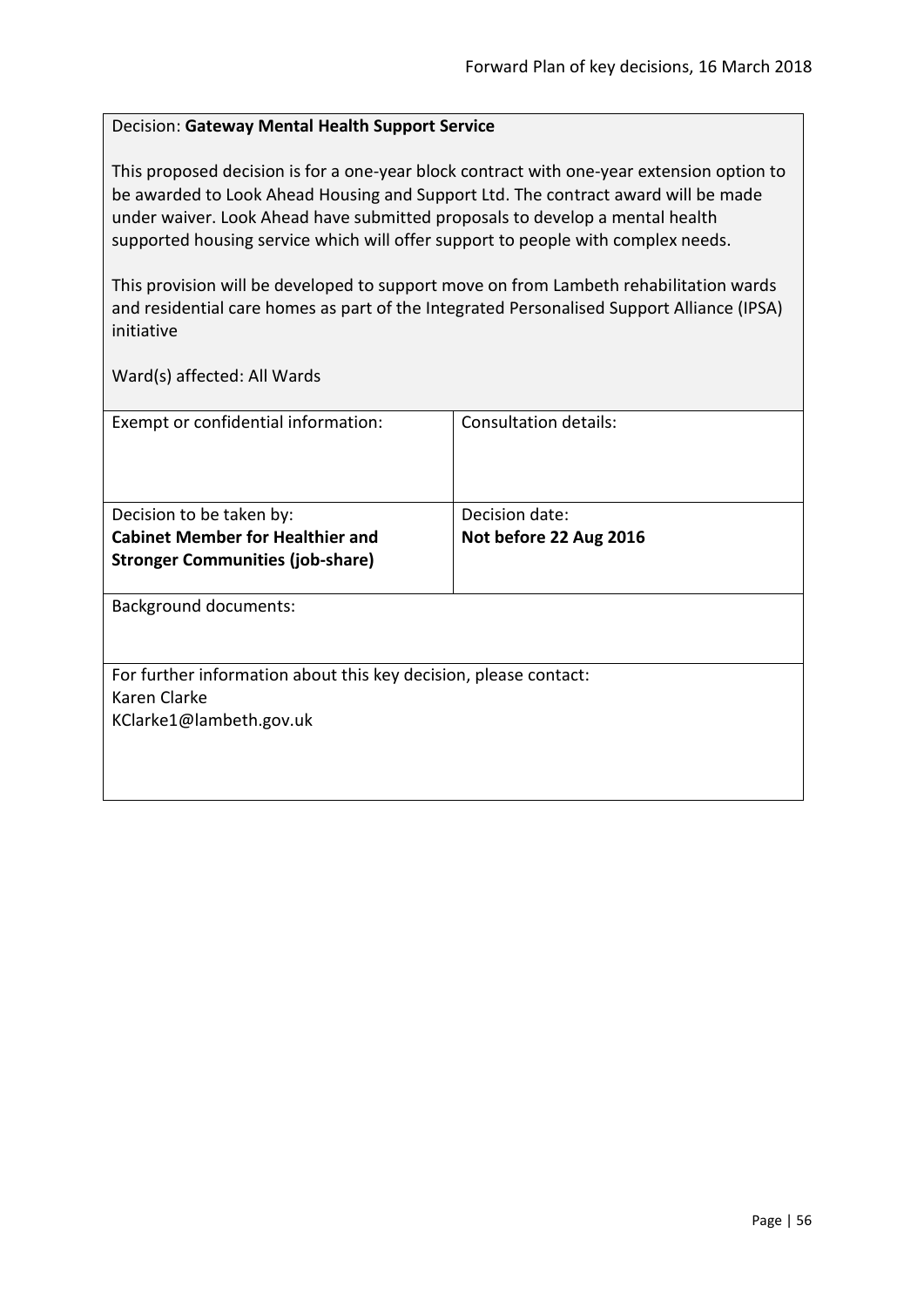Decision: **Gateway Mental Health Support Service**

This proposed decision is for a one-year block contract with one-year extension option to be awarded to Look Ahead Housing and Support Ltd. The contract award will be made under waiver. Look Ahead have submitted proposals to develop a mental health supported housing service which will offer support to people with complex needs.

This provision will be developed to support move on from Lambeth rehabilitation wards and residential care homes as part of the Integrated Personalised Support Alliance (IPSA) initiative

Ward(s) affected: All Wards

| Exempt or confidential information: | Consultation details: |
|---|---|
| Decision to be taken by:<br>**Cabinet Member for Healthier and Stronger Communities (job-share)** | Decision date:<br>**Not before 22 Aug 2016** |

Background documents:

For further information about this key decision, please contact:
Karen Clarke
KClarke1@lambeth.gov.uk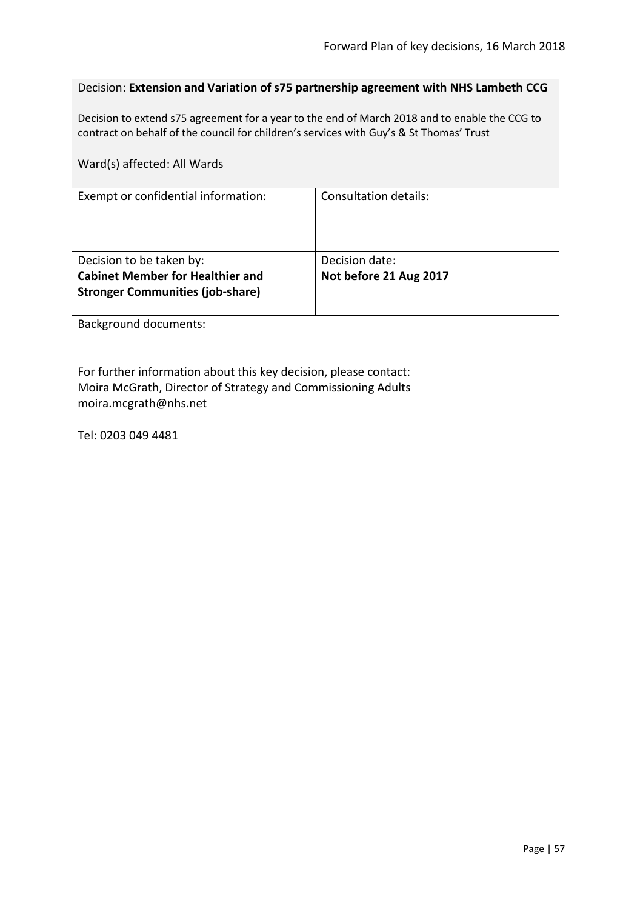Decision: **Extension and Variation of s75 partnership agreement with NHS Lambeth CCG**

Decision to extend s75 agreement for a year to the end of March 2018 and to enable the CCG to contract on behalf of the council for children's services with Guy's & St Thomas' Trust

Ward(s) affected: All Wards

| Exempt or confidential information: | Consultation details: |
|---|---|
| Decision to be taken by:<br>**Cabinet Member for Healthier and Stronger Communities (job-share)** | Decision date:<br>**Not before 21 Aug 2017** |

Background documents:

For further information about this key decision, please contact:
Moira McGrath, Director of Strategy and Commissioning Adults
moira.mcgrath@nhs.net

Tel: 0203 049 4481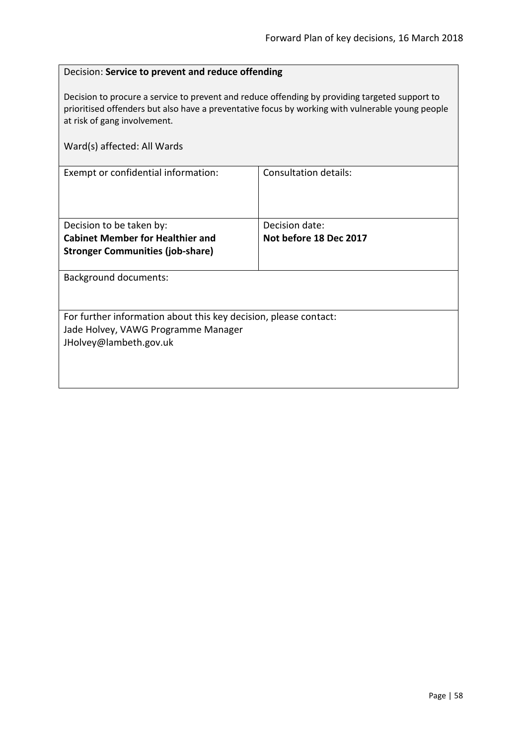Decision: **Service to prevent and reduce offending**

Decision to procure a service to prevent and reduce offending by providing targeted support to prioritised offenders but also have a preventative focus by working with vulnerable young people at risk of gang involvement.

Ward(s) affected: All Wards

| Exempt or confidential information: | Consultation details: |
|---|---|
| Decision to be taken by:<br>**Cabinet Member for Healthier and Stronger Communities (job-share)** | Decision date:<br>**Not before 18 Dec 2017** |

Background documents:

For further information about this key decision, please contact:
Jade Holvey, VAWG Programme Manager
JHolvey@lambeth.gov.uk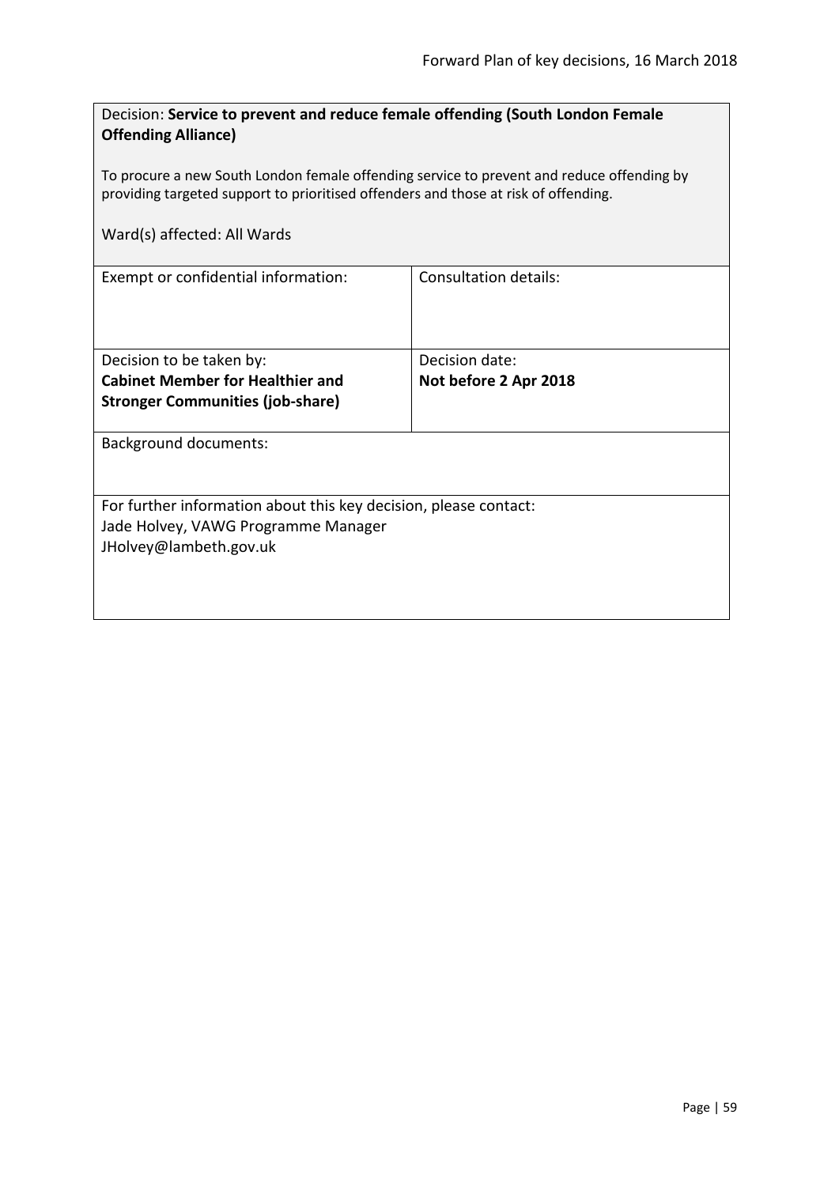Decision: **Service to prevent and reduce female offending (South London Female Offending Alliance)**

To procure a new South London female offending service to prevent and reduce offending by providing targeted support to prioritised offenders and those at risk of offending.

Ward(s) affected: All Wards

| Exempt or confidential information: | Consultation details: |
|---|---|
| Decision to be taken by:<br>**Cabinet Member for Healthier and Stronger Communities (job-share)** | Decision date:<br>**Not before 2 Apr 2018** |

Background documents:

For further information about this key decision, please contact:
Jade Holvey, VAWG Programme Manager
JHolvey@lambeth.gov.uk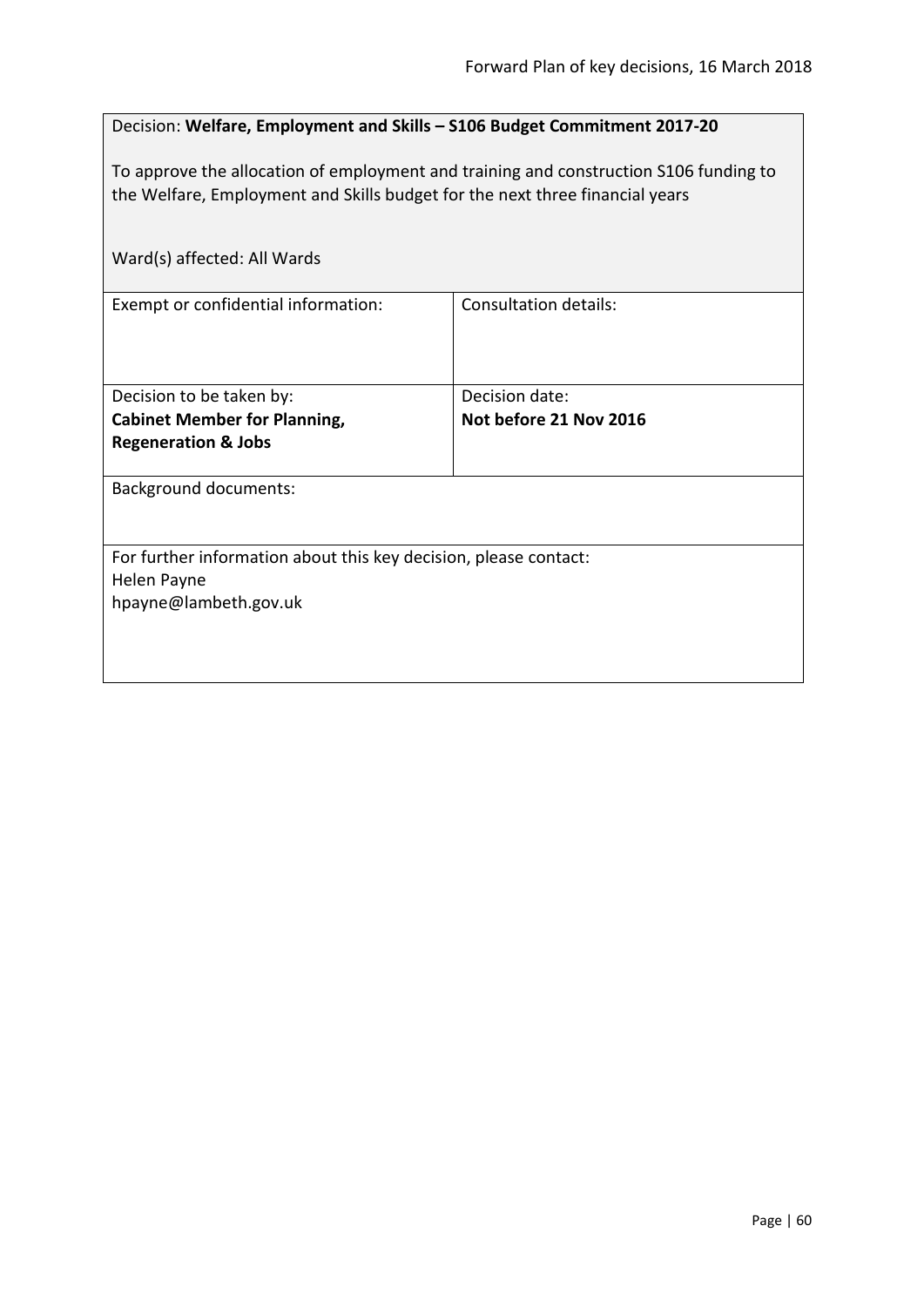Decision: **Welfare, Employment and Skills – S106 Budget Commitment 2017-20**

To approve the allocation of employment and training and construction S106 funding to the Welfare, Employment and Skills budget for the next three financial years

Ward(s) affected: All Wards

| Exempt or confidential information: | Consultation details: |
| --- | --- |
| Decision to be taken by:<br>**Cabinet Member for Planning, Regeneration & Jobs** | Decision date:<br>**Not before 21 Nov 2016** |

Background documents:

For further information about this key decision, please contact:
Helen Payne
hpayne@lambeth.gov.uk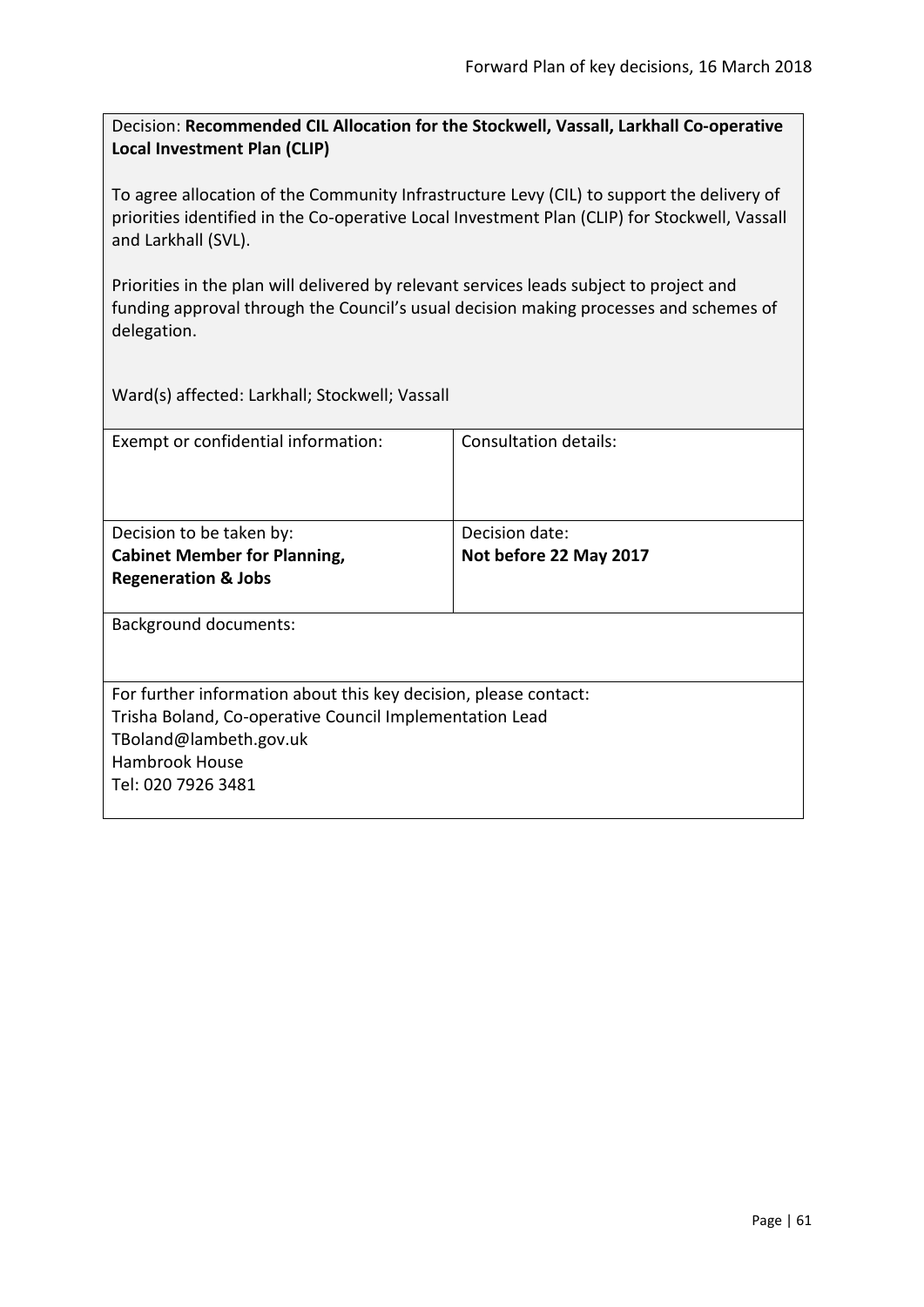Decision: **Recommended CIL Allocation for the Stockwell, Vassall, Larkhall Co-operative Local Investment Plan (CLIP)**

To agree allocation of the Community Infrastructure Levy (CIL) to support the delivery of priorities identified in the Co-operative Local Investment Plan (CLIP) for Stockwell, Vassall and Larkhall (SVL).

Priorities in the plan will delivered by relevant services leads subject to project and funding approval through the Council's usual decision making processes and schemes of delegation.

Ward(s) affected: Larkhall; Stockwell; Vassall

| Exempt or confidential information: | Consultation details: |
|---|---|
| Decision to be taken by:<br>**Cabinet Member for Planning, Regeneration & Jobs** | Decision date:<br>**Not before 22 May 2017** |

Background documents:

For further information about this key decision, please contact:
Trisha Boland, Co-operative Council Implementation Lead
TBoland@lambeth.gov.uk
Hambrook House
Tel: 020 7926 3481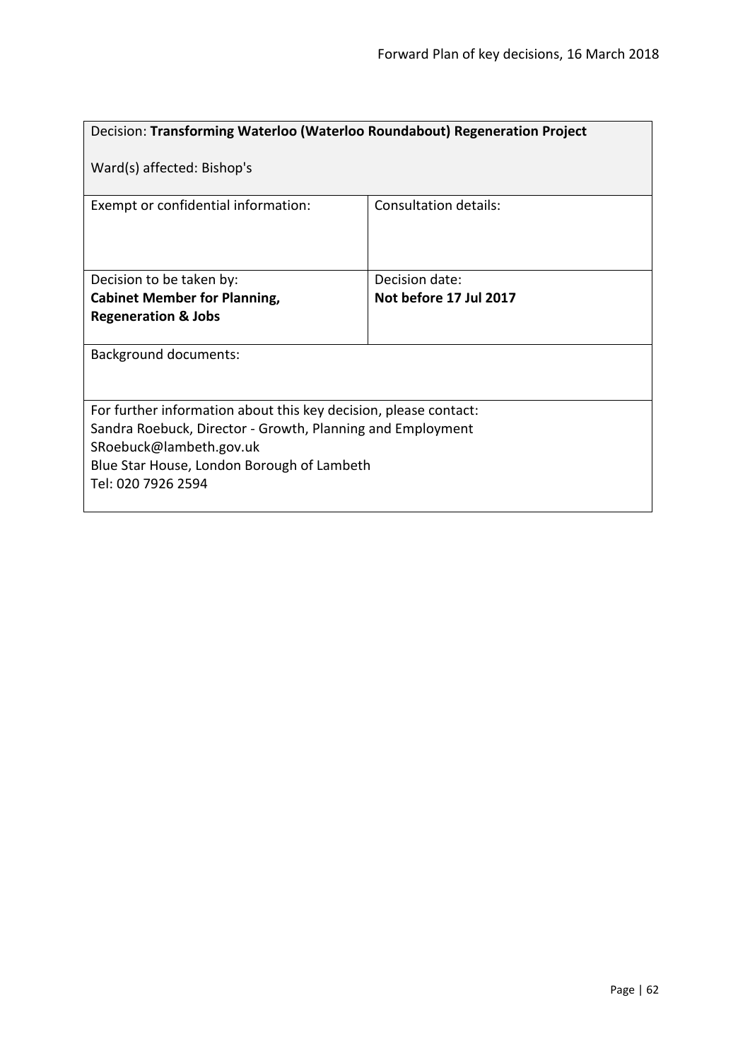Decision: **Transforming Waterloo (Waterloo Roundabout) Regeneration Project**

Ward(s) affected: Bishop's

| Exempt or confidential information: | Consultation details: |
| --- | --- |
| Decision to be taken by:<br>**Cabinet Member for Planning, Regeneration & Jobs** | Decision date:<br>**Not before 17 Jul 2017** |

Background documents:

For further information about this key decision, please contact:
Sandra Roebuck, Director - Growth, Planning and Employment
SRoebuck@lambeth.gov.uk
Blue Star House, London Borough of Lambeth
Tel: 020 7926 2594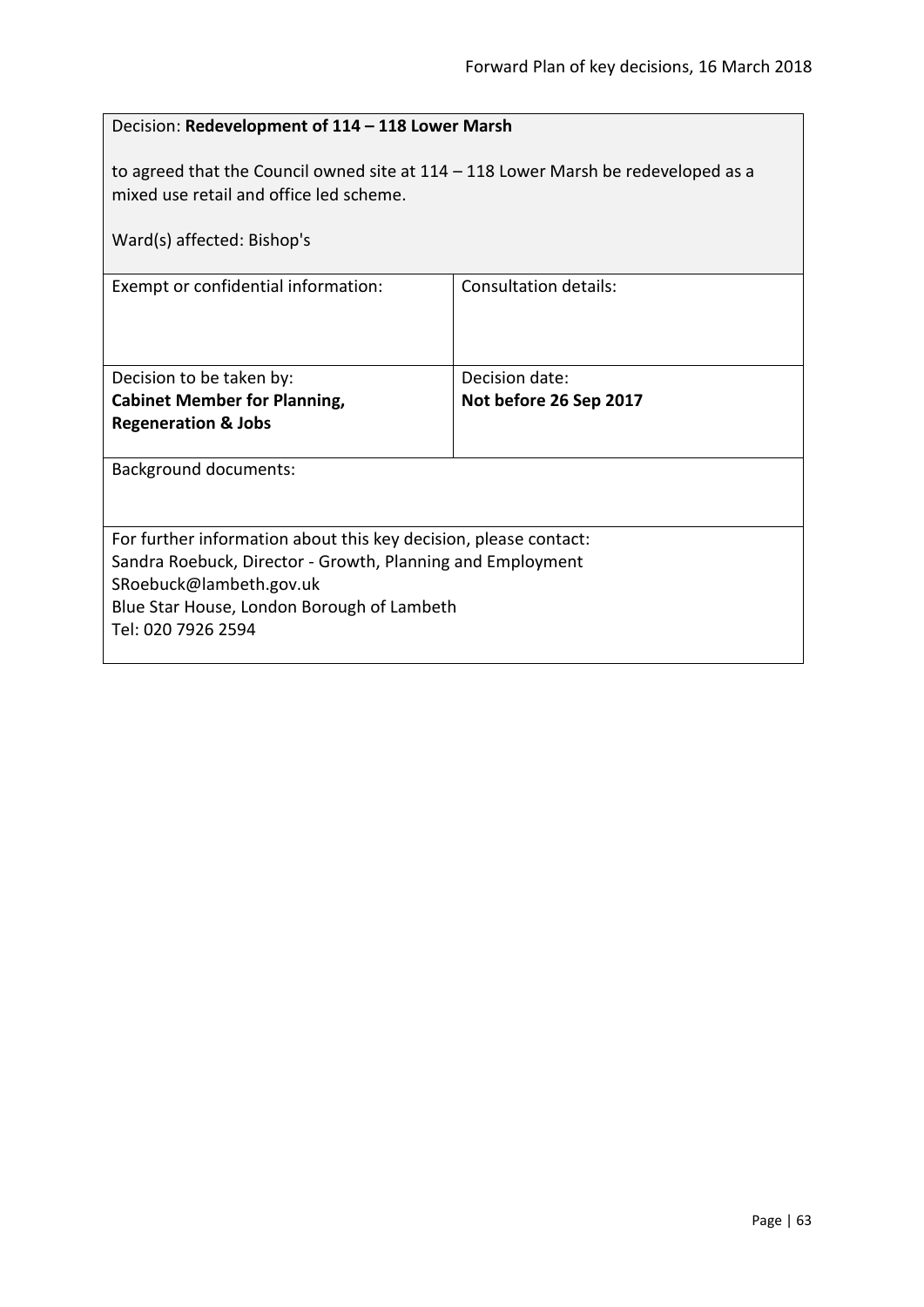Decision: **Redevelopment of 114 – 118 Lower Marsh**

to agreed that the Council owned site at 114 – 118 Lower Marsh be redeveloped as a mixed use retail and office led scheme.

Ward(s) affected: Bishop's

| Exempt or confidential information: | Consultation details: |
| --- | --- |
| Decision to be taken by: **Cabinet Member for Planning, Regeneration & Jobs** | Decision date: **Not before 26 Sep 2017** |

Background documents:

For further information about this key decision, please contact:
Sandra Roebuck, Director - Growth, Planning and Employment
SRoebuck@lambeth.gov.uk
Blue Star House, London Borough of Lambeth
Tel: 020 7926 2594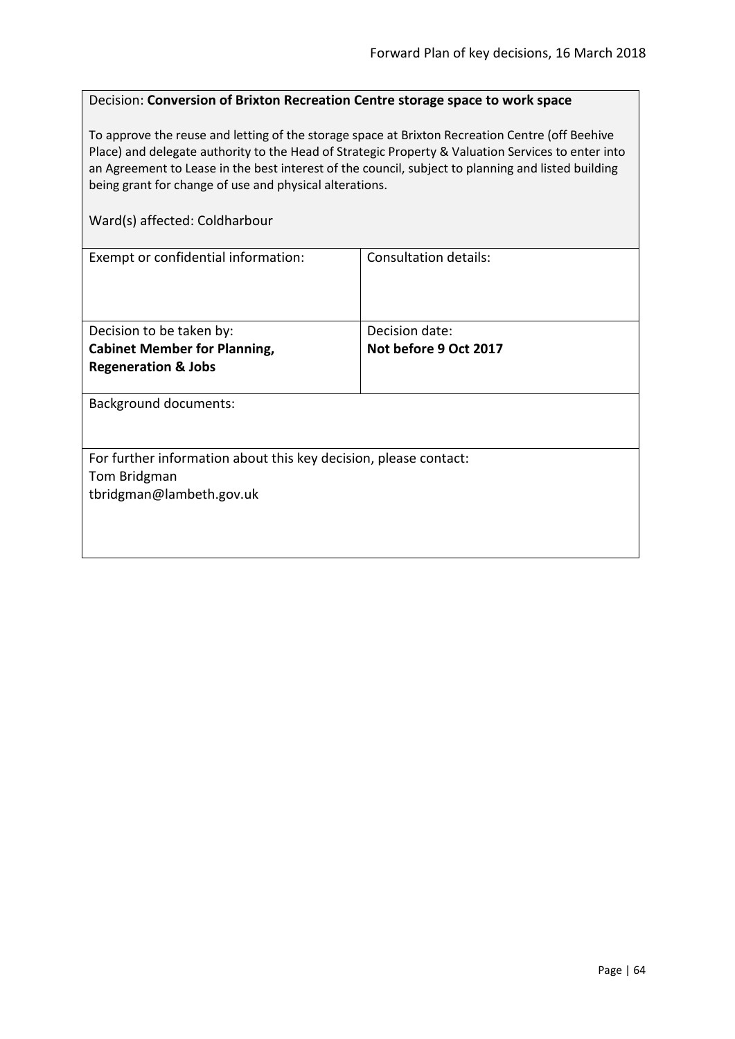Decision: **Conversion of Brixton Recreation Centre storage space to work space**

To approve the reuse and letting of the storage space at Brixton Recreation Centre (off Beehive Place) and delegate authority to the Head of Strategic Property & Valuation Services to enter into an Agreement to Lease in the best interest of the council, subject to planning and listed building being grant for change of use and physical alterations.

Ward(s) affected: Coldharbour

| Exempt or confidential information: | Consultation details: |
|---|---|
| Decision to be taken by:<br>**Cabinet Member for Planning, Regeneration & Jobs** | Decision date:<br>**Not before 9 Oct 2017** |

Background documents:

For further information about this key decision, please contact:
Tom Bridgman
tbridgman@lambeth.gov.uk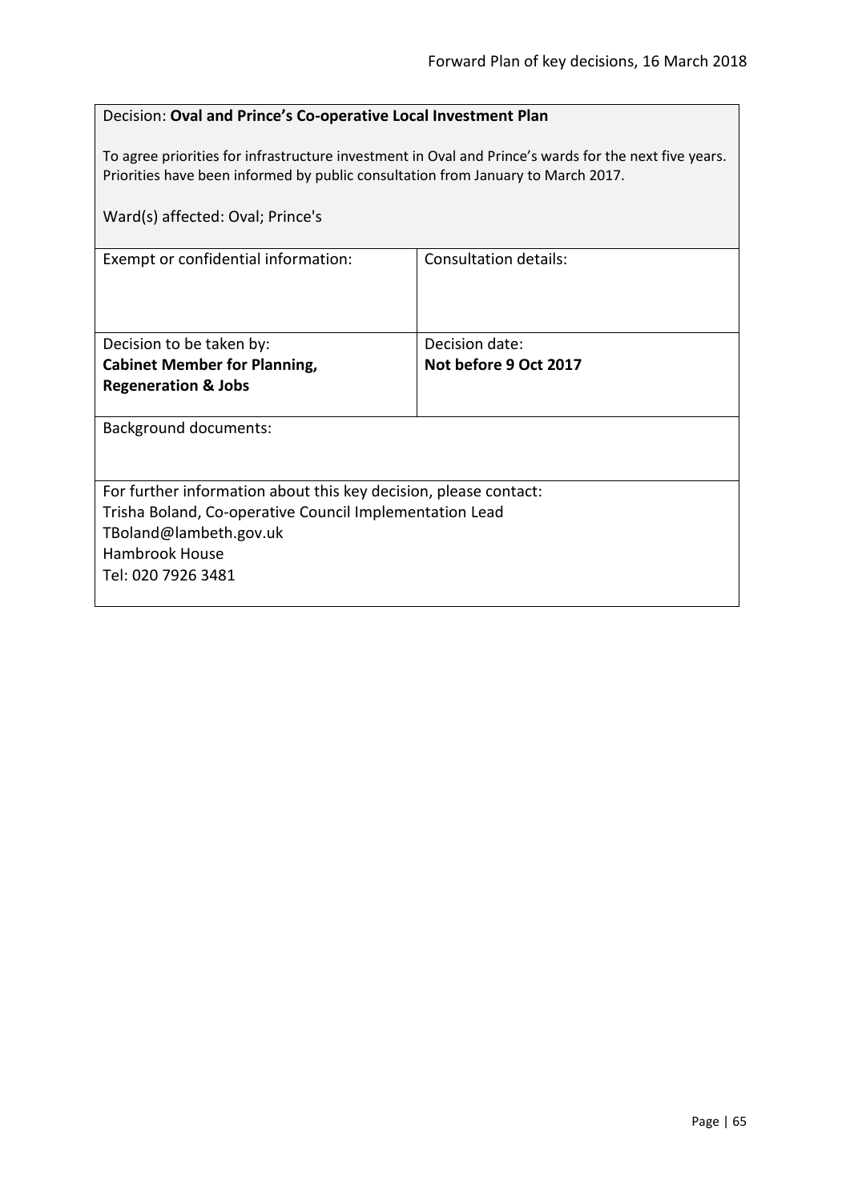Decision: **Oval and Prince's Co-operative Local Investment Plan**

To agree priorities for infrastructure investment in Oval and Prince's wards for the next five years. Priorities have been informed by public consultation from January to March 2017.

Ward(s) affected: Oval; Prince's

| Exempt or confidential information: | Consultation details: |
|---|---|
| Decision to be taken by:<br>**Cabinet Member for Planning, Regeneration & Jobs** | Decision date:<br>**Not before 9 Oct 2017** |

Background documents:

For further information about this key decision, please contact:
Trisha Boland, Co-operative Council Implementation Lead
TBoland@lambeth.gov.uk
Hambrook House
Tel: 020 7926 3481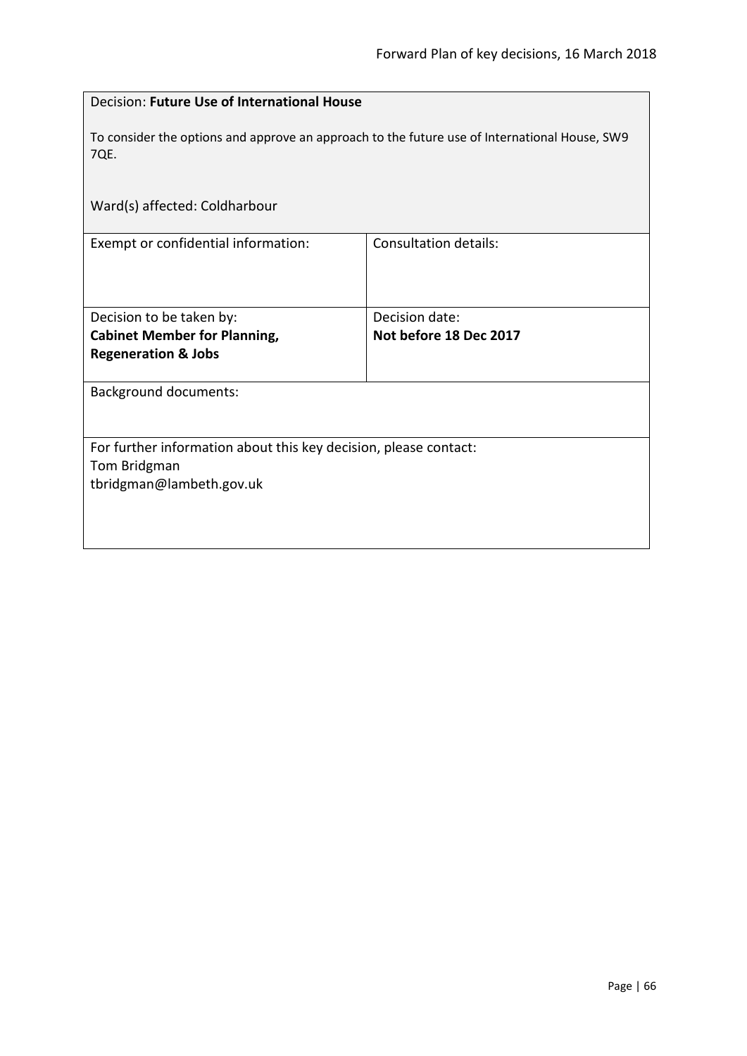Decision: **Future Use of International House**

To consider the options and approve an approach to the future use of International House, SW9 7QE.

Ward(s) affected: Coldharbour

| Exempt or confidential information: | Consultation details: |
| --- | --- |
| Decision to be taken by:<br>**Cabinet Member for Planning, Regeneration & Jobs** | Decision date:<br>**Not before 18 Dec 2017** |

Background documents:

For further information about this key decision, please contact:
Tom Bridgman
tbridgman@lambeth.gov.uk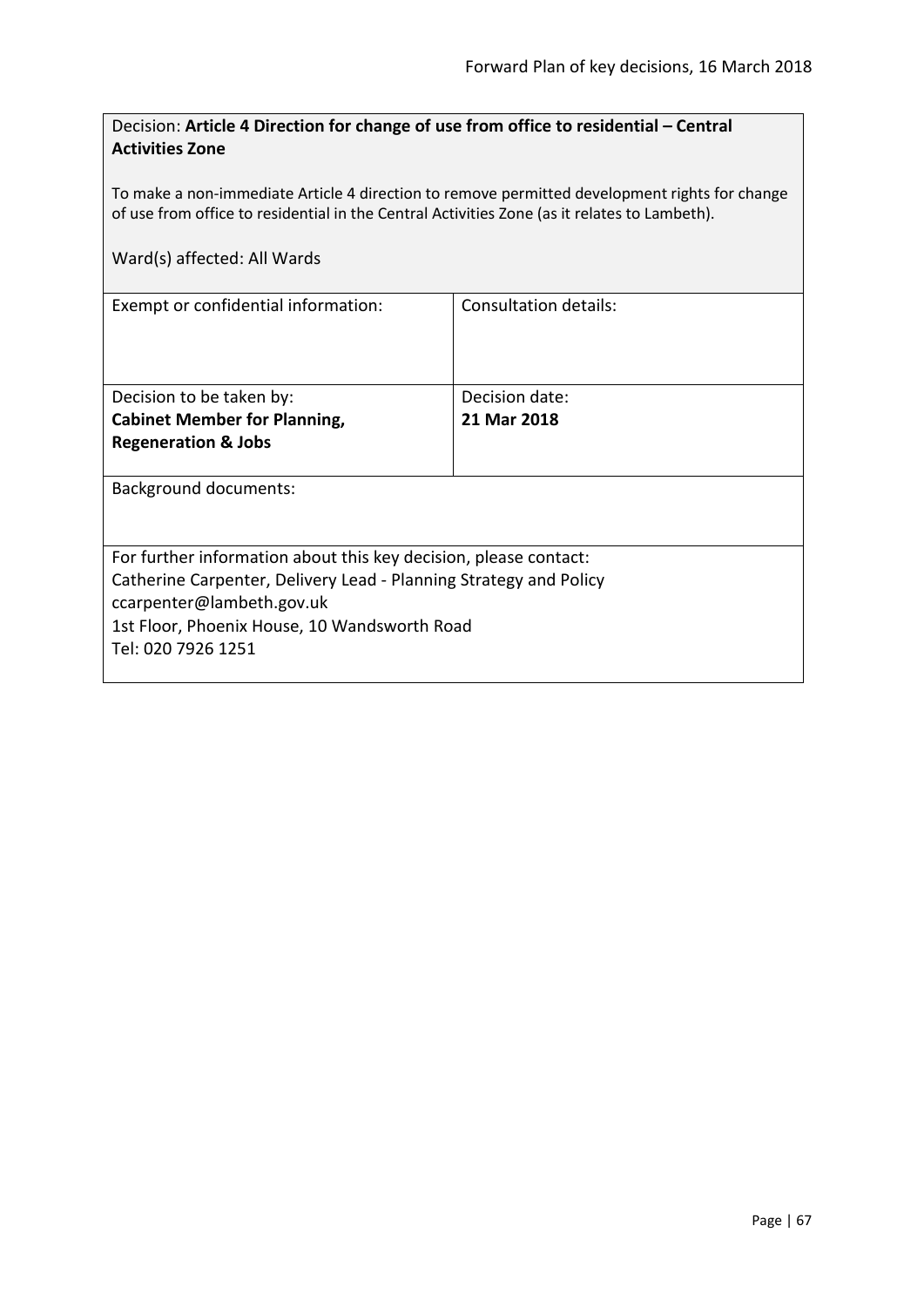Decision: **Article 4 Direction for change of use from office to residential – Central Activities Zone**

To make a non-immediate Article 4 direction to remove permitted development rights for change of use from office to residential in the Central Activities Zone (as it relates to Lambeth).

Ward(s) affected: All Wards

| Exempt or confidential information: | Consultation details: |
|---|---|
| Decision to be taken by:<br>**Cabinet Member for Planning, Regeneration & Jobs** | Decision date:<br>**21 Mar 2018** |

Background documents:

For further information about this key decision, please contact:
Catherine Carpenter, Delivery Lead - Planning Strategy and Policy
ccarpenter@lambeth.gov.uk
1st Floor, Phoenix House, 10 Wandsworth Road
Tel: 020 7926 1251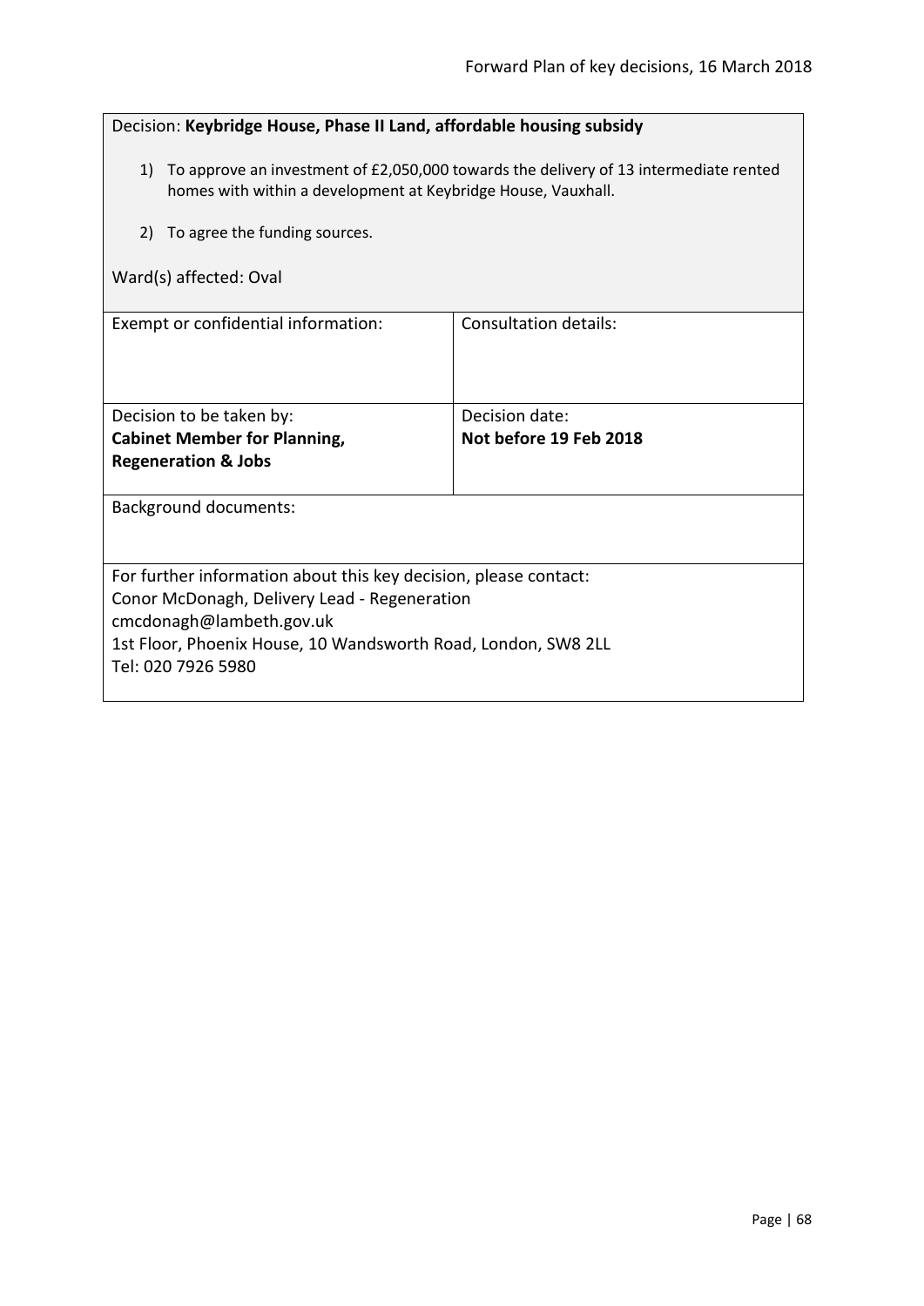Decision: **Keybridge House, Phase II Land, affordable housing subsidy**

1) To approve an investment of £2,050,000 towards the delivery of 13 intermediate rented homes with within a development at Keybridge House, Vauxhall.

2) To agree the funding sources.

Ward(s) affected: Oval

| Exempt or confidential information: | Consultation details: |
|---|---|
| Decision to be taken by:<br>**Cabinet Member for Planning, Regeneration & Jobs** | Decision date:<br>**Not before 19 Feb 2018** |

Background documents:

For further information about this key decision, please contact:
Conor McDonagh, Delivery Lead - Regeneration
cmcdonagh@lambeth.gov.uk
1st Floor, Phoenix House, 10 Wandsworth Road, London, SW8 2LL
Tel: 020 7926 5980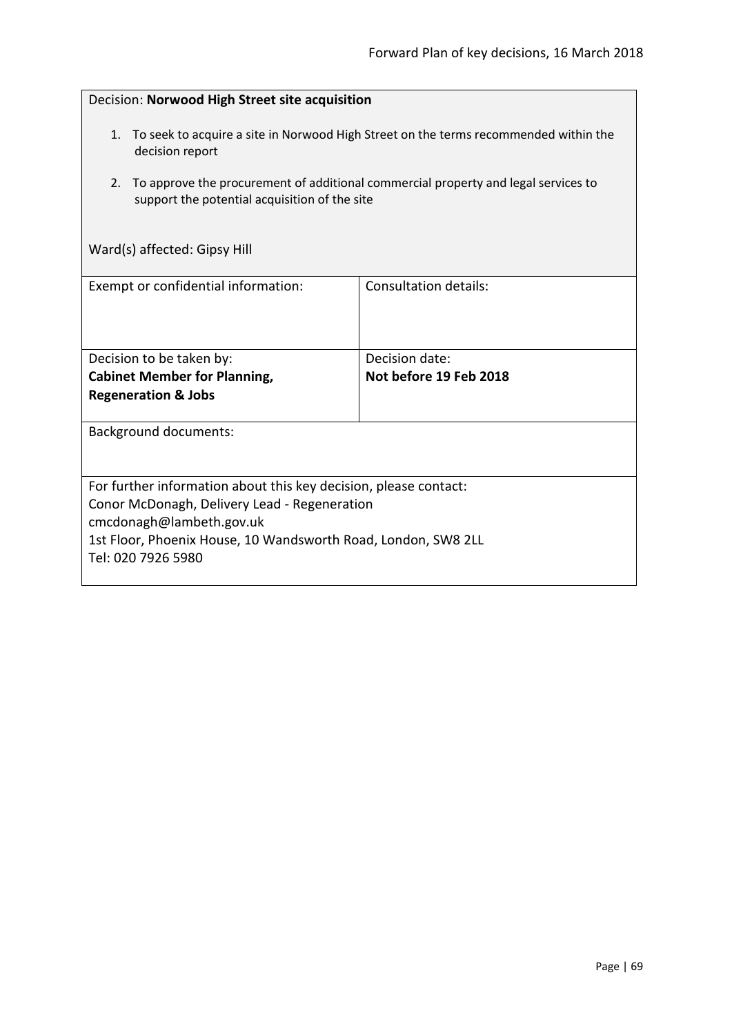Decision: **Norwood High Street site acquisition**

1. To seek to acquire a site in Norwood High Street on the terms recommended within the decision report
2. To approve the procurement of additional commercial property and legal services to support the potential acquisition of the site

Ward(s) affected: Gipsy Hill

| Exempt or confidential information: | Consultation details: |
|---|---|
| Decision to be taken by:<br>**Cabinet Member for Planning, Regeneration & Jobs** | Decision date:<br>**Not before 19 Feb 2018** |

Background documents:

For further information about this key decision, please contact:
Conor McDonagh, Delivery Lead - Regeneration
cmcdonagh@lambeth.gov.uk
1st Floor, Phoenix House, 10 Wandsworth Road, London, SW8 2LL
Tel: 020 7926 5980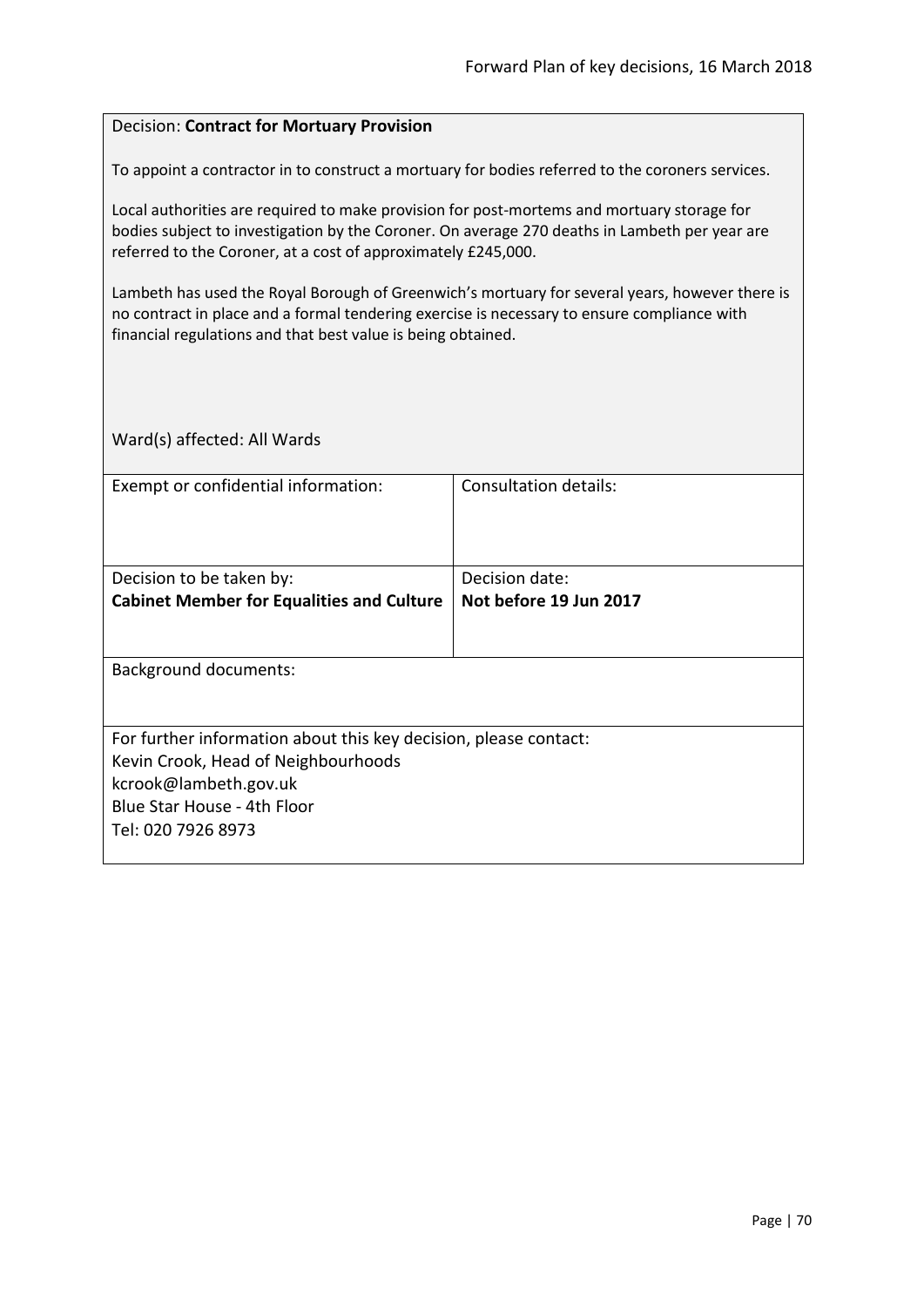Decision: **Contract for Mortuary Provision**

To appoint a contractor in to construct a mortuary for bodies referred to the coroners services.

Local authorities are required to make provision for post-mortems and mortuary storage for bodies subject to investigation by the Coroner. On average 270 deaths in Lambeth per year are referred to the Coroner, at a cost of approximately £245,000.

Lambeth has used the Royal Borough of Greenwich's mortuary for several years, however there is no contract in place and a formal tendering exercise is necessary to ensure compliance with financial regulations and that best value is being obtained.

Ward(s) affected: All Wards

| Exempt or confidential information: | Consultation details: |
|---|---|
| Decision to be taken by:<br>**Cabinet Member for Equalities and Culture** | Decision date:<br>**Not before 19 Jun 2017** |

Background documents:

For further information about this key decision, please contact:
Kevin Crook, Head of Neighbourhoods
kcrook@lambeth.gov.uk
Blue Star House - 4th Floor
Tel: 020 7926 8973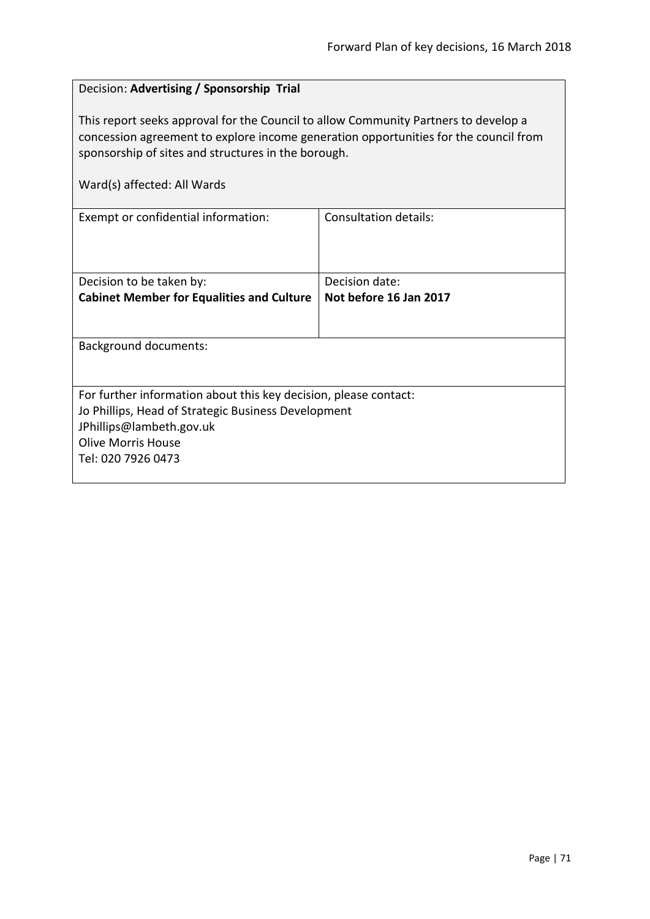Decision: **Advertising / Sponsorship Trial**

This report seeks approval for the Council to allow Community Partners to develop a concession agreement to explore income generation opportunities for the council from sponsorship of sites and structures in the borough.

Ward(s) affected: All Wards

| Exempt or confidential information: | Consultation details: |
|---|---|
| Decision to be taken by:<br>**Cabinet Member for Equalities and Culture** | Decision date:<br>**Not before 16 Jan 2017** |

Background documents:

For further information about this key decision, please contact:
Jo Phillips, Head of Strategic Business Development
JPhillips@lambeth.gov.uk
Olive Morris House
Tel: 020 7926 0473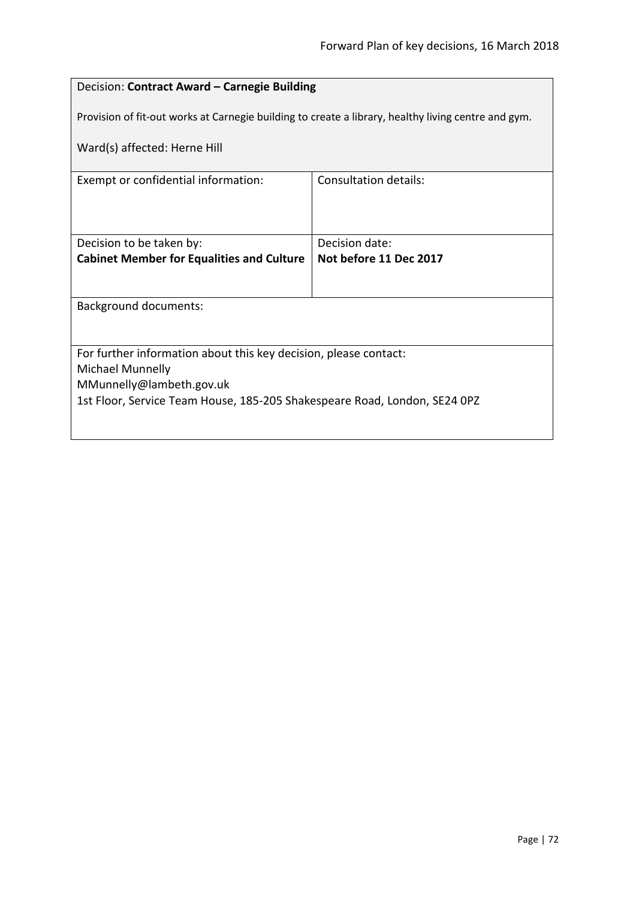Decision: **Contract Award – Carnegie Building**

Provision of fit-out works at Carnegie building to create a library, healthy living centre and gym.

Ward(s) affected: Herne Hill

| Exempt or confidential information: | Consultation details: |
| --- | --- |
| Decision to be taken by:<br>**Cabinet Member for Equalities and Culture** | Decision date:<br>**Not before 11 Dec 2017** |

Background documents:

For further information about this key decision, please contact:
Michael Munnelly
MMunnelly@lambeth.gov.uk
1st Floor, Service Team House, 185-205 Shakespeare Road, London, SE24 0PZ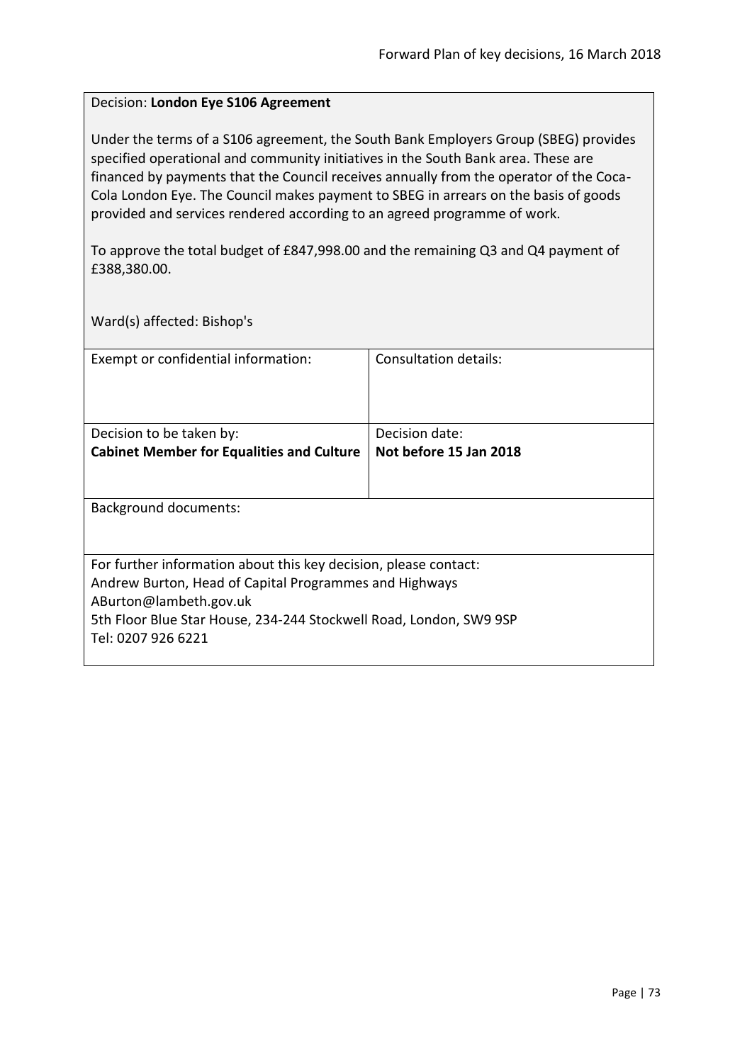Decision: **London Eye S106 Agreement**

Under the terms of a S106 agreement, the South Bank Employers Group (SBEG) provides specified operational and community initiatives in the South Bank area. These are financed by payments that the Council receives annually from the operator of the Coca-Cola London Eye. The Council makes payment to SBEG in arrears on the basis of goods provided and services rendered according to an agreed programme of work.

To approve the total budget of £847,998.00 and the remaining Q3 and Q4 payment of £388,380.00.

Ward(s) affected: Bishop's

| Exempt or confidential information: | Consultation details: |
|---|---|
| Decision to be taken by:<br>**Cabinet Member for Equalities and Culture** | Decision date:<br>**Not before 15 Jan 2018** |

Background documents:

For further information about this key decision, please contact:
Andrew Burton, Head of Capital Programmes and Highways
ABurton@lambeth.gov.uk
5th Floor Blue Star House, 234-244 Stockwell Road, London, SW9 9SP
Tel: 0207 926 6221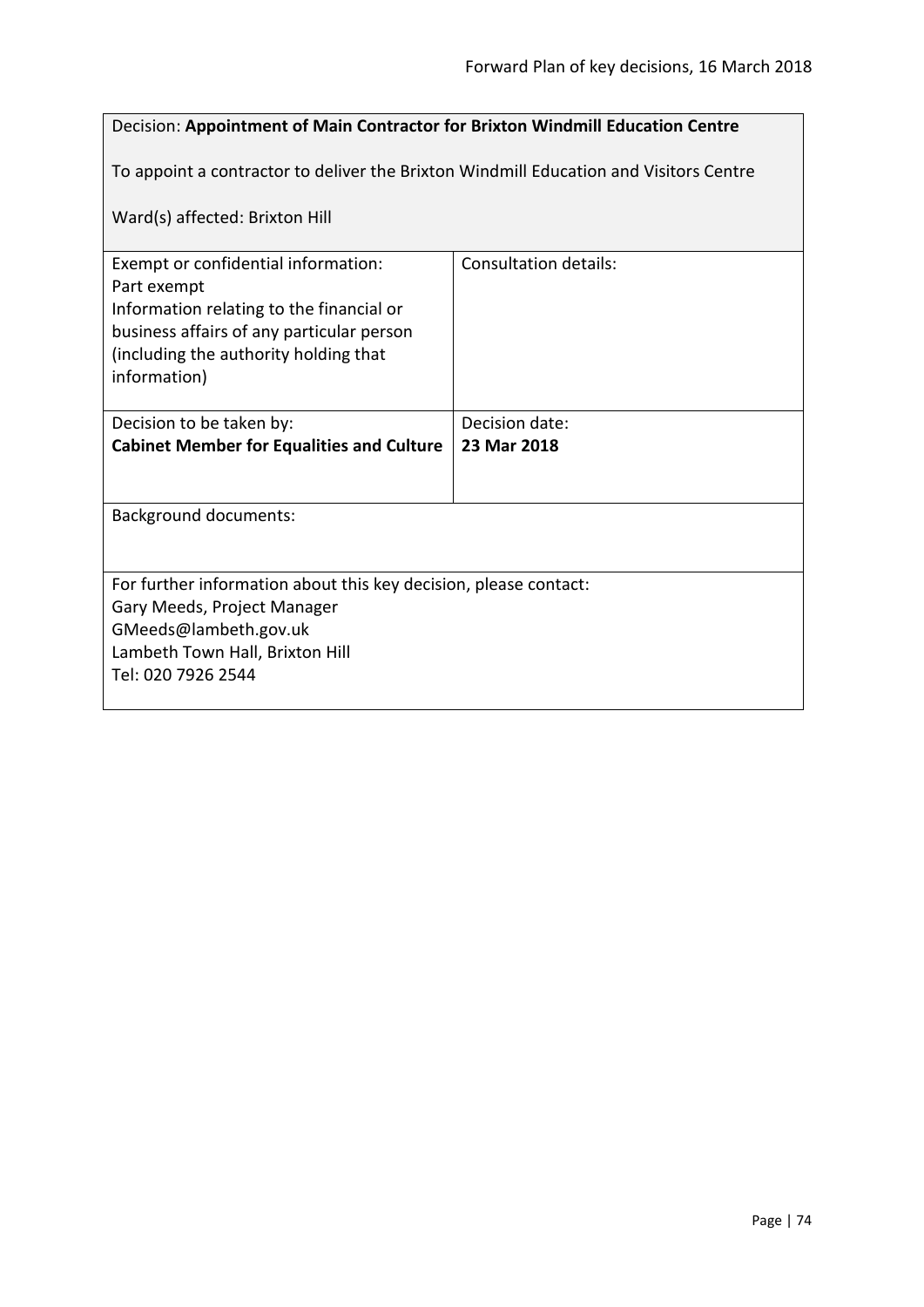| Decision: **Appointment of Main Contractor for Brixton Windmill Education Centre**<br><br>To appoint a contractor to deliver the Brixton Windmill Education and Visitors Centre<br><br>Ward(s) affected: Brixton Hill | |
|---|---|
| Exempt or confidential information:<br>Part exempt<br>Information relating to the financial or business affairs of any particular person (including the authority holding that information) | Consultation details: |
| Decision to be taken by:<br>**Cabinet Member for Equalities and Culture** | Decision date:<br>**23 Mar 2018** |
| Background documents: | |
| For further information about this key decision, please contact:<br>Gary Meeds, Project Manager<br>GMeeds@lambeth.gov.uk<br>Lambeth Town Hall, Brixton Hill<br>Tel: 020 7926 2544 | |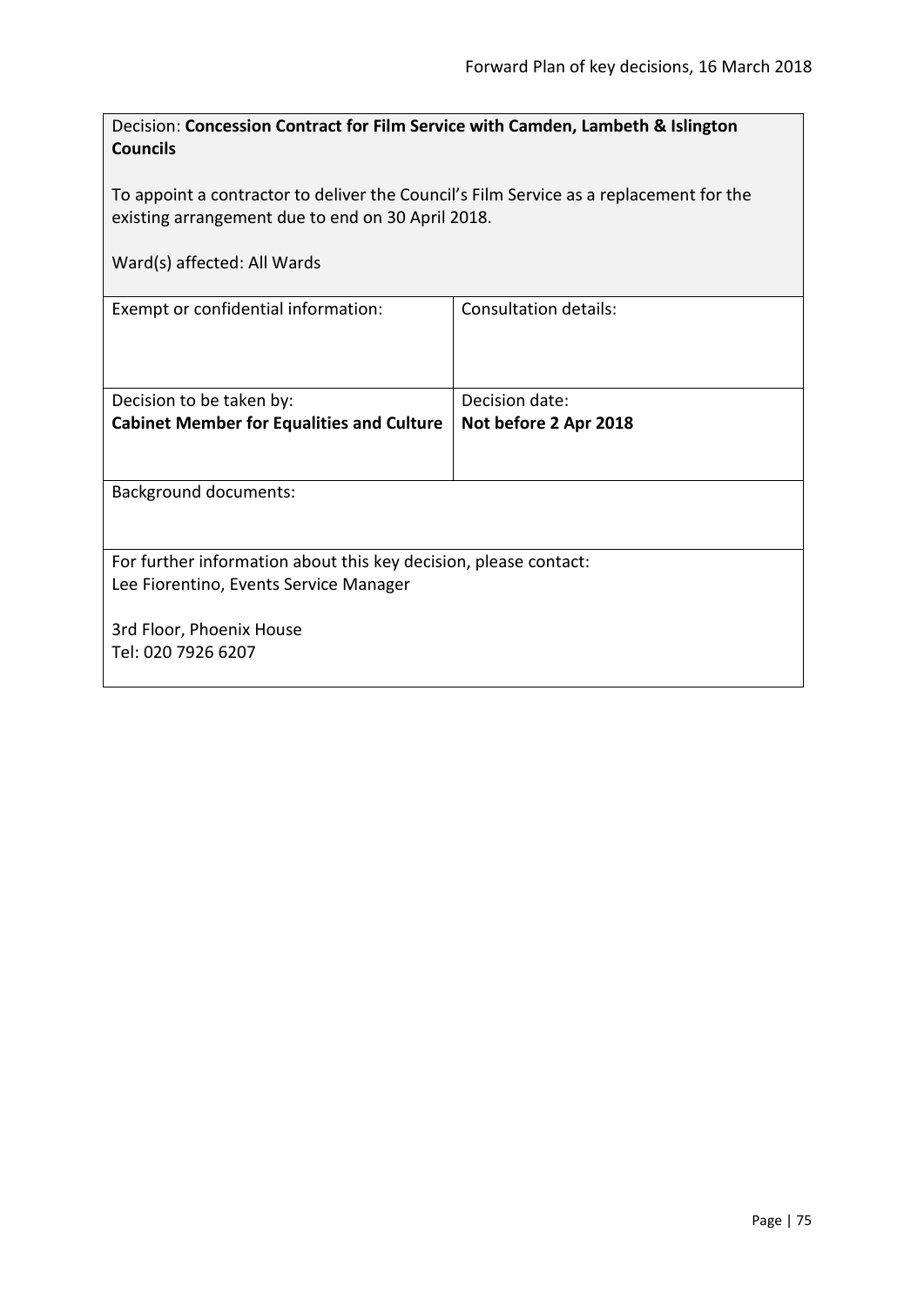Decision: **Concession Contract for Film Service with Camden, Lambeth & Islington Councils**

To appoint a contractor to deliver the Council's Film Service as a replacement for the existing arrangement due to end on 30 April 2018.

Ward(s) affected: All Wards

| Exempt or confidential information: | Consultation details: |
| --- | --- |
| Decision to be taken by:<br>**Cabinet Member for Equalities and Culture** | Decision date:<br>**Not before 2 Apr 2018** |

Background documents:

For further information about this key decision, please contact:
Lee Fiorentino, Events Service Manager

3rd Floor, Phoenix House
Tel: 020 7926 6207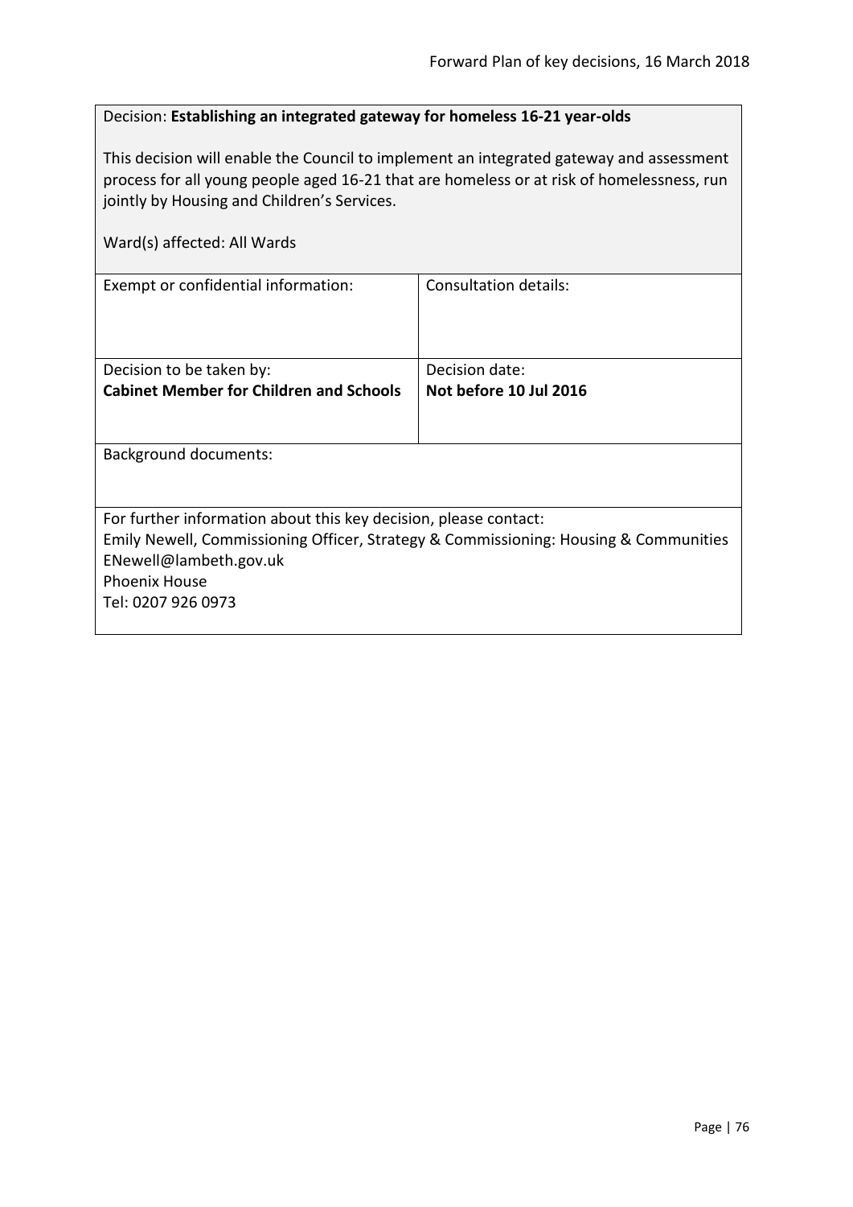Decision: **Establishing an integrated gateway for homeless 16-21 year-olds**

This decision will enable the Council to implement an integrated gateway and assessment process for all young people aged 16-21 that are homeless or at risk of homelessness, run jointly by Housing and Children's Services.

Ward(s) affected: All Wards

| Exempt or confidential information: | Consultation details: |
|---|---|
| Decision to be taken by:<br>**Cabinet Member for Children and Schools** | Decision date:<br>**Not before 10 Jul 2016** |

Background documents:

For further information about this key decision, please contact:
Emily Newell, Commissioning Officer, Strategy & Commissioning: Housing & Communities
ENewell@lambeth.gov.uk
Phoenix House
Tel: 0207 926 0973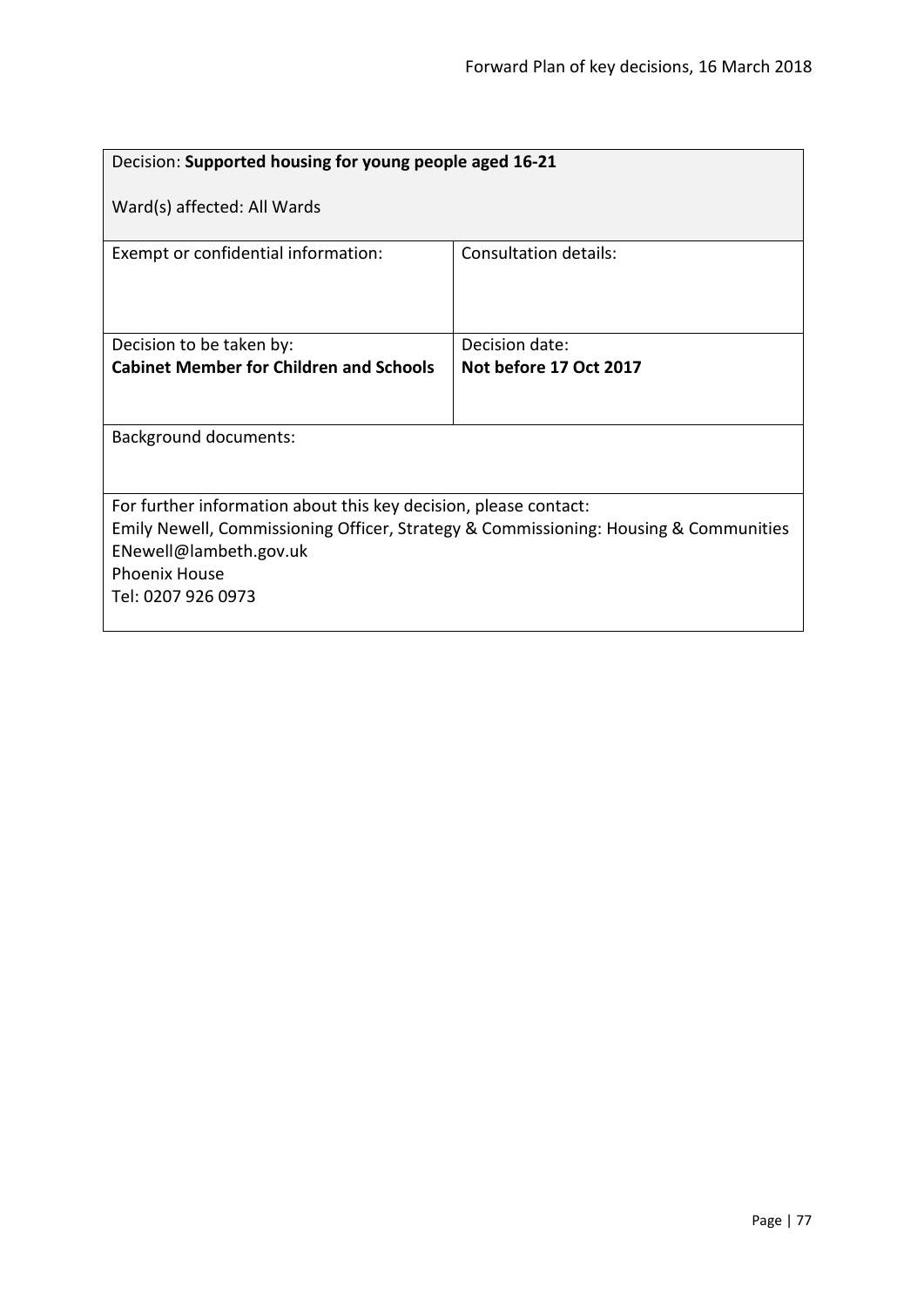| Decision: **Supported housing for young people aged 16-21**<br><br>Ward(s) affected: All Wards | |
|---|---|
| Exempt or confidential information: | Consultation details: |
| Decision to be taken by:<br>**Cabinet Member for Children and Schools** | Decision date:<br>**Not before 17 Oct 2017** |
| Background documents: | |
| For further information about this key decision, please contact:<br>Emily Newell, Commissioning Officer, Strategy & Commissioning: Housing & Communities<br>ENewell@lambeth.gov.uk<br>Phoenix House<br>Tel: 0207 926 0973 | |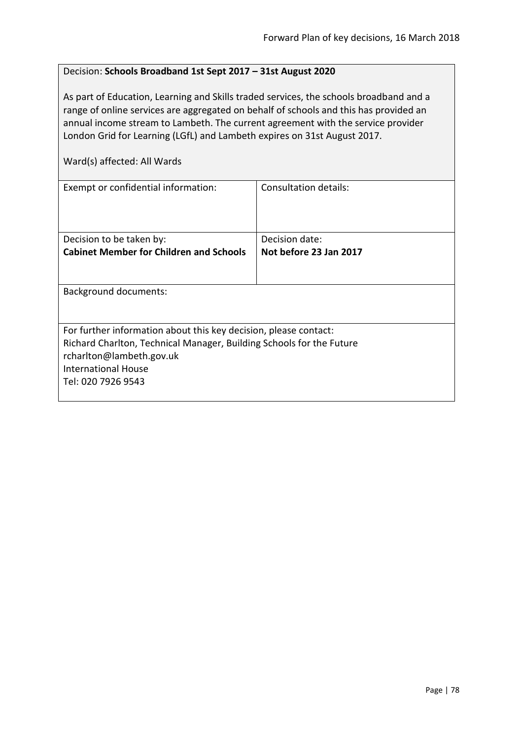Decision: **Schools Broadband 1st Sept 2017 – 31st August 2020**

As part of Education, Learning and Skills traded services, the schools broadband and a range of online services are aggregated on behalf of schools and this has provided an annual income stream to Lambeth. The current agreement with the service provider London Grid for Learning (LGfL) and Lambeth expires on 31st August 2017.

Ward(s) affected: All Wards

| Exempt or confidential information: | Consultation details: |
|---|---|
| Decision to be taken by:<br>**Cabinet Member for Children and Schools** | Decision date:<br>**Not before 23 Jan 2017** |

Background documents:

For further information about this key decision, please contact:
Richard Charlton, Technical Manager, Building Schools for the Future
rcharlton@lambeth.gov.uk
International House
Tel: 020 7926 9543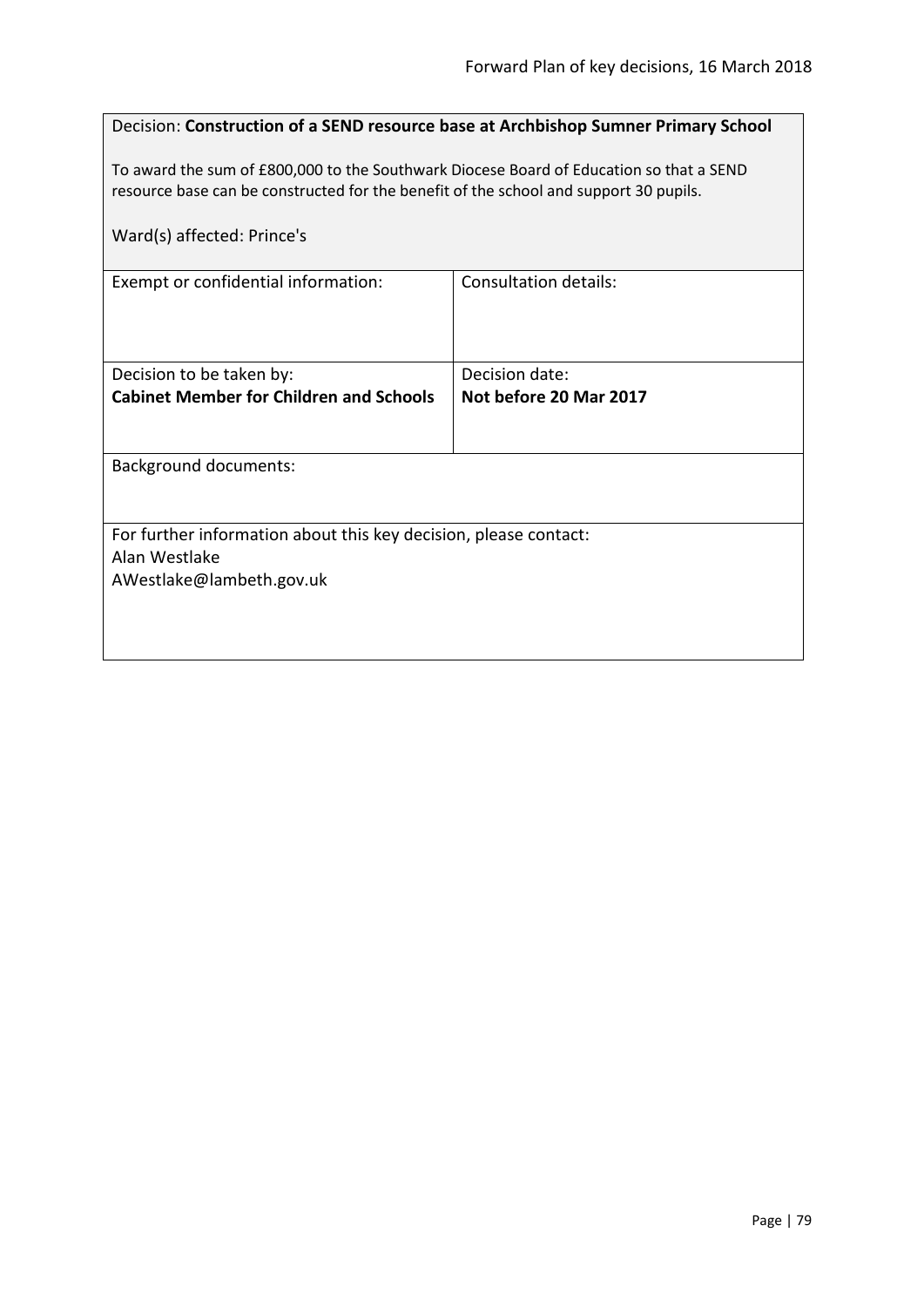Decision: **Construction of a SEND resource base at Archbishop Sumner Primary School**

To award the sum of £800,000 to the Southwark Diocese Board of Education so that a SEND resource base can be constructed for the benefit of the school and support 30 pupils.

Ward(s) affected: Prince's

| Exempt or confidential information: | Consultation details: |
| --- | --- |
| Decision to be taken by: **Cabinet Member for Children and Schools** | Decision date: **Not before 20 Mar 2017** |

Background documents:

For further information about this key decision, please contact:
Alan Westlake
AWestlake@lambeth.gov.uk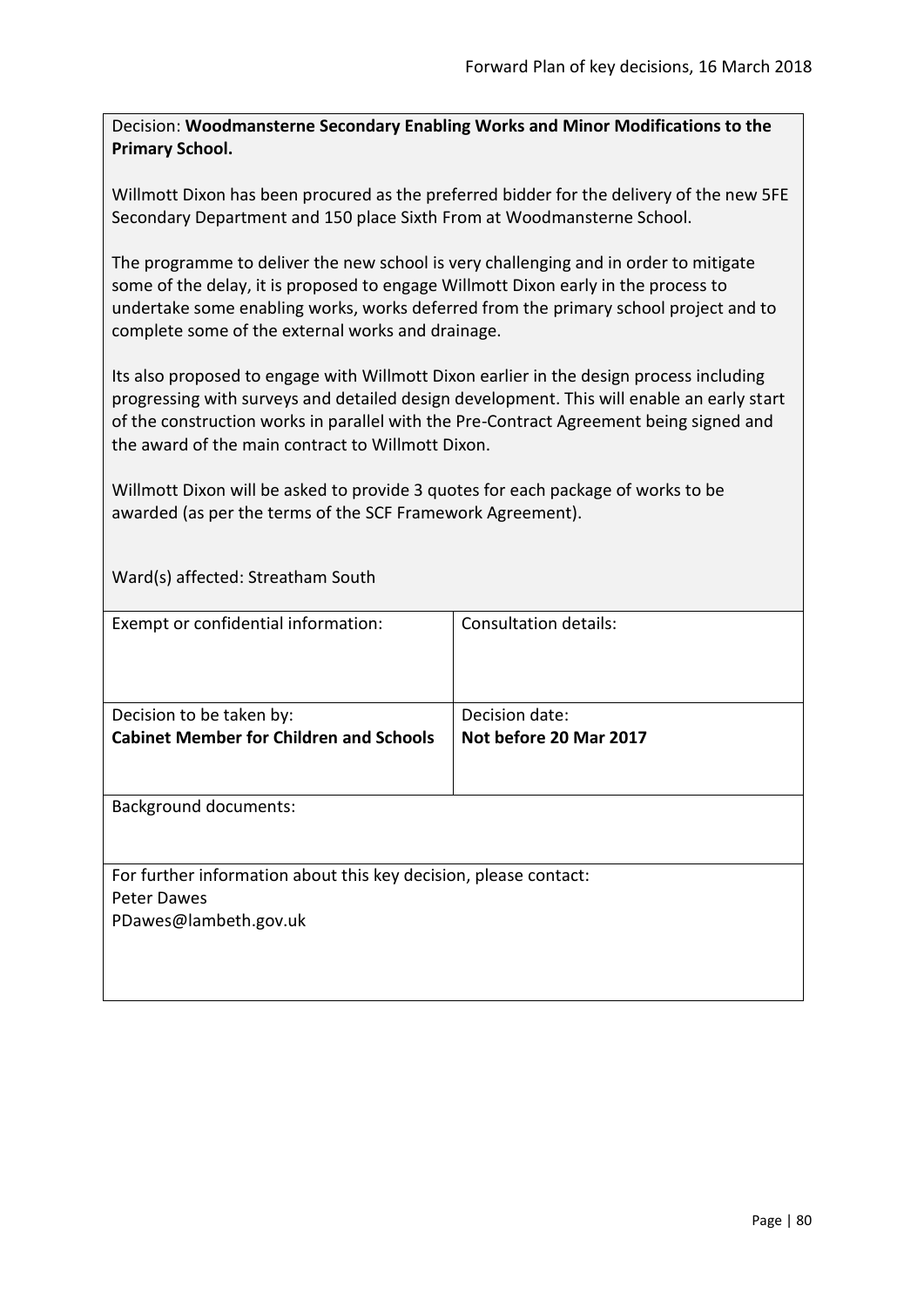Decision: **Woodmansterne Secondary Enabling Works and Minor Modifications to the Primary School.**

Willmott Dixon has been procured as the preferred bidder for the delivery of the new 5FE Secondary Department and 150 place Sixth From at Woodmansterne School.

The programme to deliver the new school is very challenging and in order to mitigate some of the delay, it is proposed to engage Willmott Dixon early in the process to undertake some enabling works, works deferred from the primary school project and to complete some of the external works and drainage.

Its also proposed to engage with Willmott Dixon earlier in the design process including progressing with surveys and detailed design development. This will enable an early start of the construction works in parallel with the Pre-Contract Agreement being signed and the award of the main contract to Willmott Dixon.

Willmott Dixon will be asked to provide 3 quotes for each package of works to be awarded (as per the terms of the SCF Framework Agreement).

Ward(s) affected: Streatham South

| Exempt or confidential information: | Consultation details: |
|---|---|
| Decision to be taken by:<br>**Cabinet Member for Children and Schools** | Decision date:<br>**Not before 20 Mar 2017** |

Background documents:

For further information about this key decision, please contact:
Peter Dawes
PDawes@lambeth.gov.uk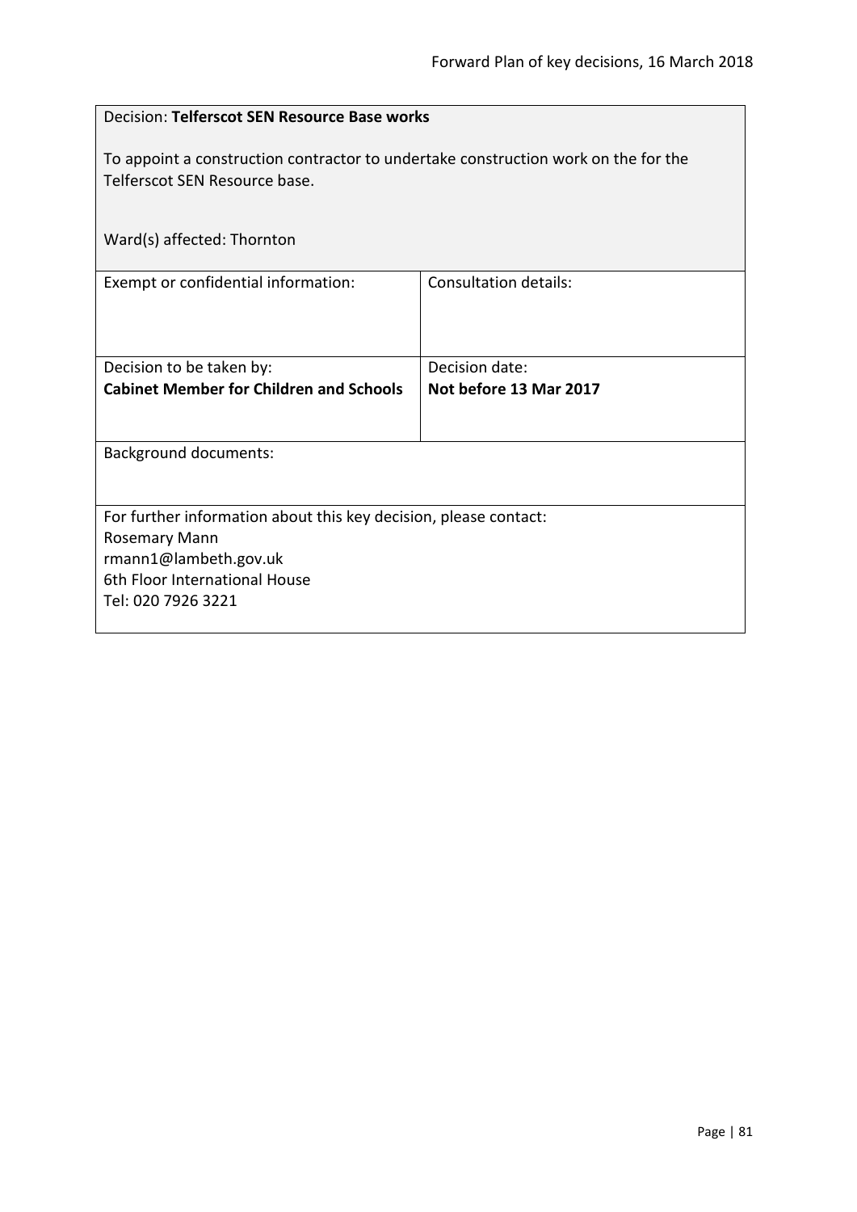Decision: **Telferscot SEN Resource Base works**

To appoint a construction contractor to undertake construction work on the for the Telferscot SEN Resource base.

Ward(s) affected: Thornton

| Exempt or confidential information: | Consultation details: |
|---|---|
| Decision to be taken by:<br>**Cabinet Member for Children and Schools** | Decision date:<br>**Not before 13 Mar 2017** |

Background documents:

For further information about this key decision, please contact:
Rosemary Mann
rmann1@lambeth.gov.uk
6th Floor International House
Tel: 020 7926 3221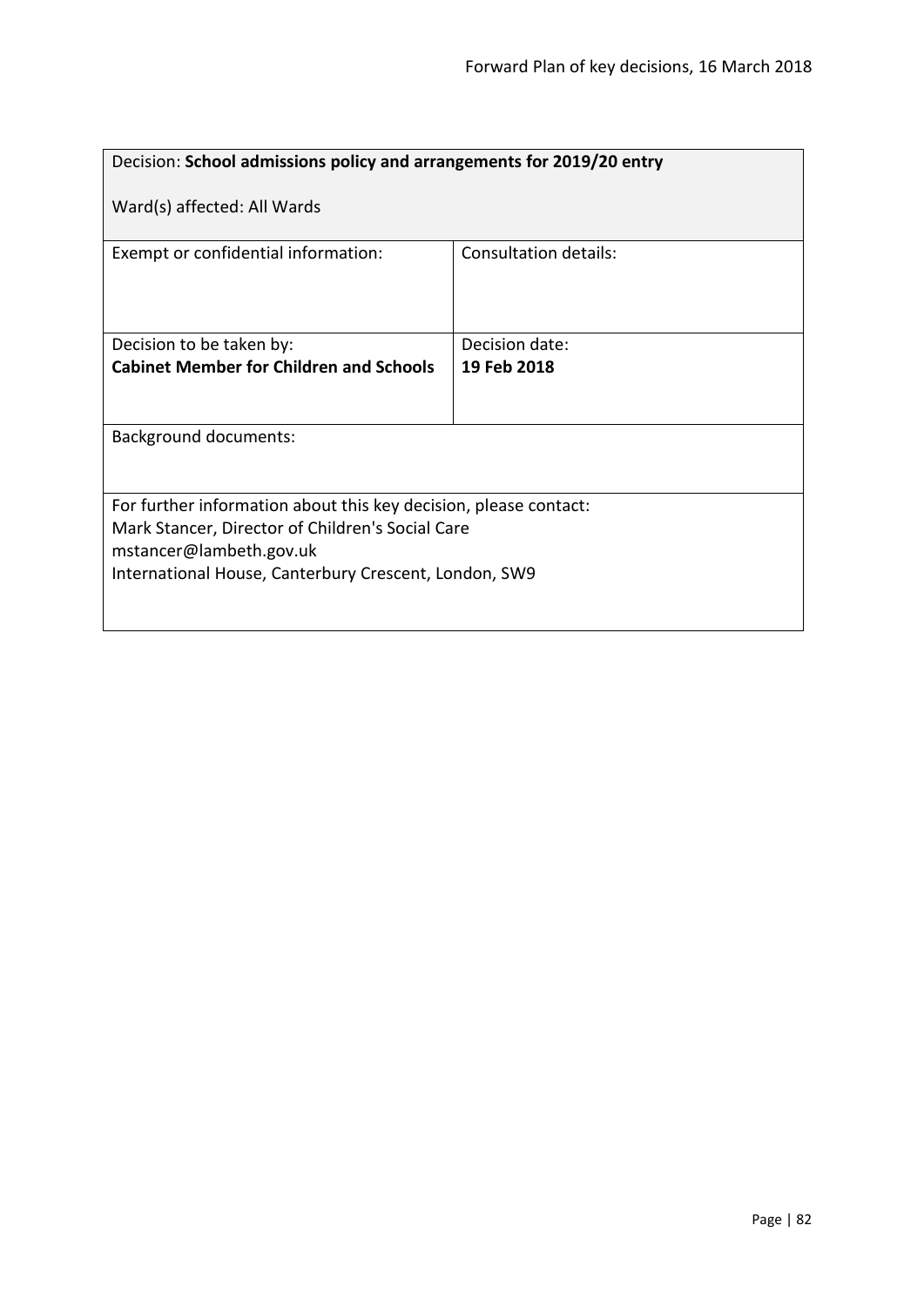| Decision: **School admissions policy and arrangements for 2019/20 entry**<br><br>Ward(s) affected: All Wards | |
|---|---|
| Exempt or confidential information: | Consultation details: |
| Decision to be taken by:<br>**Cabinet Member for Children and Schools** | Decision date:<br>**19 Feb 2018** |
| Background documents: | |
| For further information about this key decision, please contact:<br>Mark Stancer, Director of Children's Social Care<br>mstancer@lambeth.gov.uk<br>International House, Canterbury Crescent, London, SW9 | |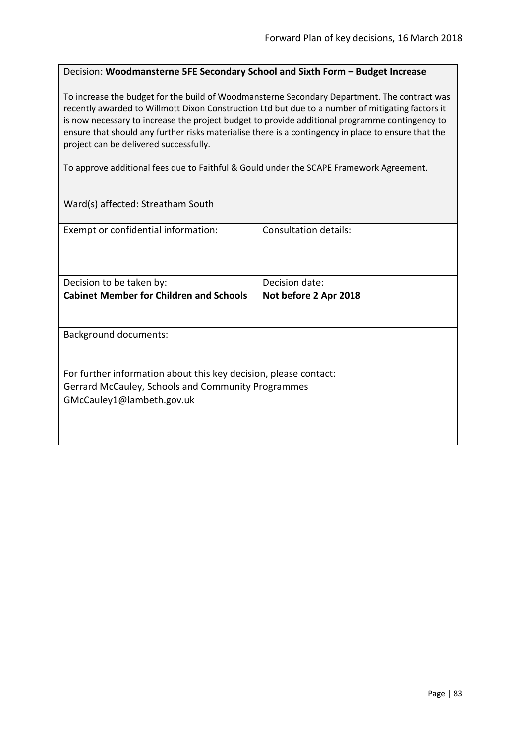Decision: **Woodmansterne 5FE Secondary School and Sixth Form – Budget Increase**

To increase the budget for the build of Woodmansterne Secondary Department. The contract was recently awarded to Willmott Dixon Construction Ltd but due to a number of mitigating factors it is now necessary to increase the project budget to provide additional programme contingency to ensure that should any further risks materialise there is a contingency in place to ensure that the project can be delivered successfully.

To approve additional fees due to Faithful & Gould under the SCAPE Framework Agreement.

Ward(s) affected: Streatham South

| | |
|---|---|
| Exempt or confidential information: | Consultation details: |
| Decision to be taken by:<br>**Cabinet Member for Children and Schools** | Decision date:<br>**Not before 2 Apr 2018** |

Background documents:

For further information about this key decision, please contact:
Gerrard McCauley, Schools and Community Programmes
GMcCauley1@lambeth.gov.uk